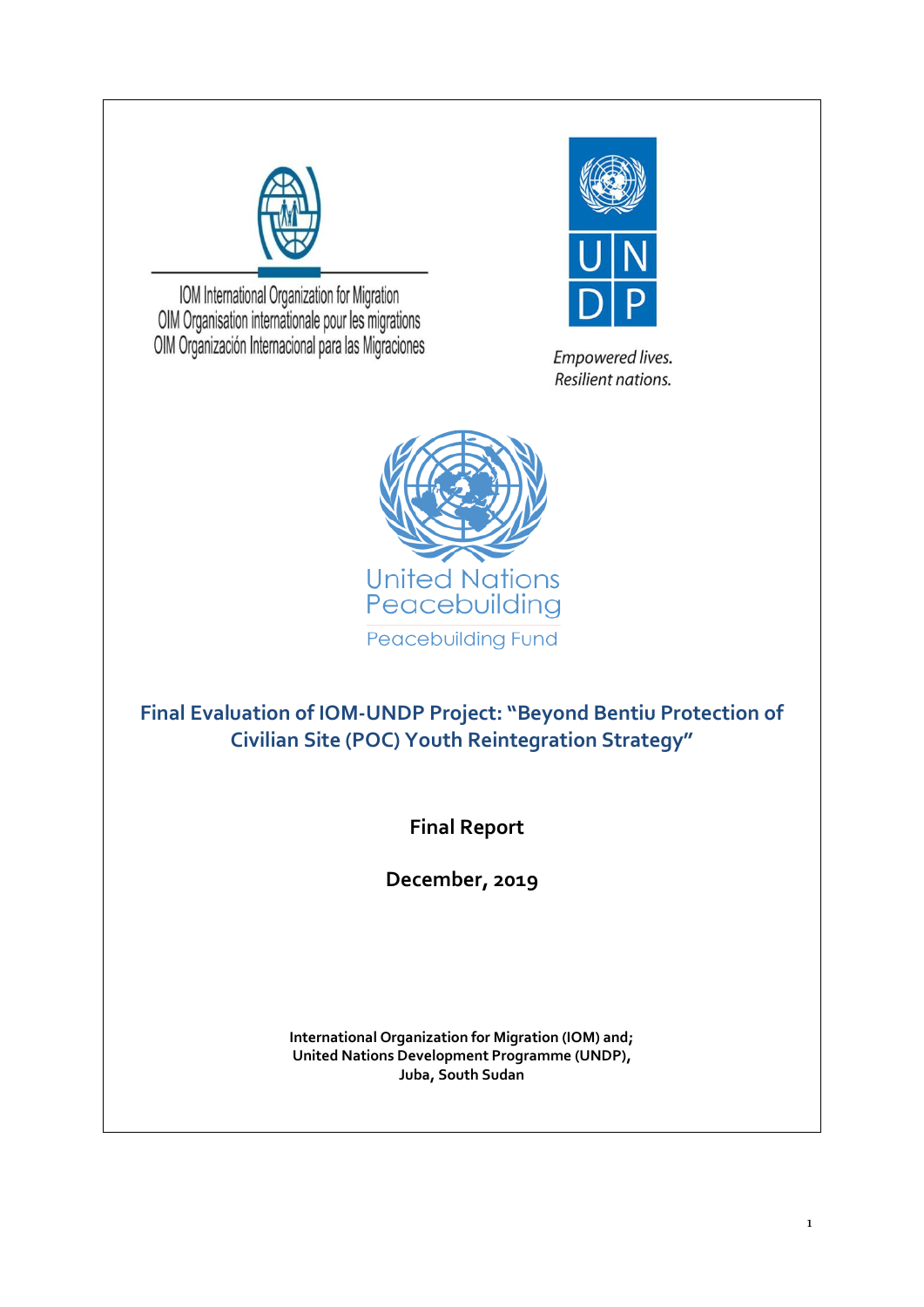IOM International Organization for Migration
OIM Organisation internationale pour les migrations
OIM Organización Internacional para las Migraciones

UNDP

*Empowered lives.*
*Resilient nations.*

United Nations Peacebuilding

Peacebuilding Fund

# Final Evaluation of IOM-UNDP Project: "Beyond Bentiu Protection of Civilian Site (POC) Youth Reintegration Strategy"

**Final Report**

**December, 2019**

**International Organization for Migration (IOM) and;**
**United Nations Development Programme (UNDP),**
**Juba, South Sudan**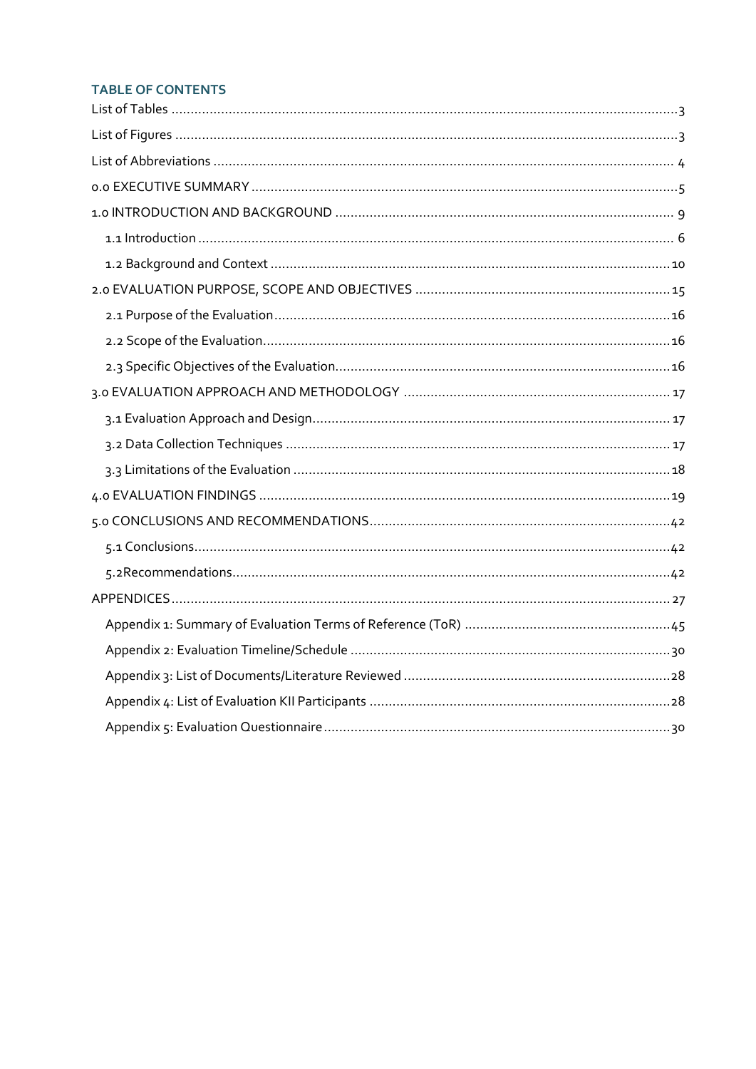## TABLE OF CONTENTS

List of Tables .....................................................................................................................................3

List of Figures ....................................................................................................................................3

List of Abbreviations ......................................................................................................................... 4

0.0 EXECUTIVE SUMMARY ..................................................................................................................5

1.0 INTRODUCTION AND BACKGROUND ........................................................................................... 9

- 1.1 Introduction ............................................................................................................................ 6
- 1.2 Background and Context ..........................................................................................................10

2.0 EVALUATION PURPOSE, SCOPE AND OBJECTIVES ...................................................................15

- 2.1 Purpose of the Evaluation.........................................................................................................16
- 2.2 Scope of the Evaluation............................................................................................................16
- 2.3 Specific Objectives of the Evaluation.........................................................................................16

3.0 EVALUATION APPROACH AND METHODOLOGY ...................................................................... 17

- 3.1 Evaluation Approach and Design.............................................................................................. 17
- 3.2 Data Collection Techniques ..................................................................................................... 17
- 3.3 Limitations of the Evaluation ...................................................................................................18

4.0 EVALUATION FINDINGS .............................................................................................................19

5.0 CONCLUSIONS AND RECOMMENDATIONS...............................................................................42

- 5.1 Conclusions.............................................................................................................................42
- 5.2Recommendations...................................................................................................................42

APPENDICES.................................................................................................................................. 27

- Appendix 1: Summary of Evaluation Terms of Reference (ToR) .......................................................45
- Appendix 2: Evaluation Timeline/Schedule ....................................................................................30
- Appendix 3: List of Documents/Literature Reviewed .......................................................................28
- Appendix 4: List of Evaluation KII Participants ...............................................................................28
- Appendix 5: Evaluation Questionnaire...........................................................................................30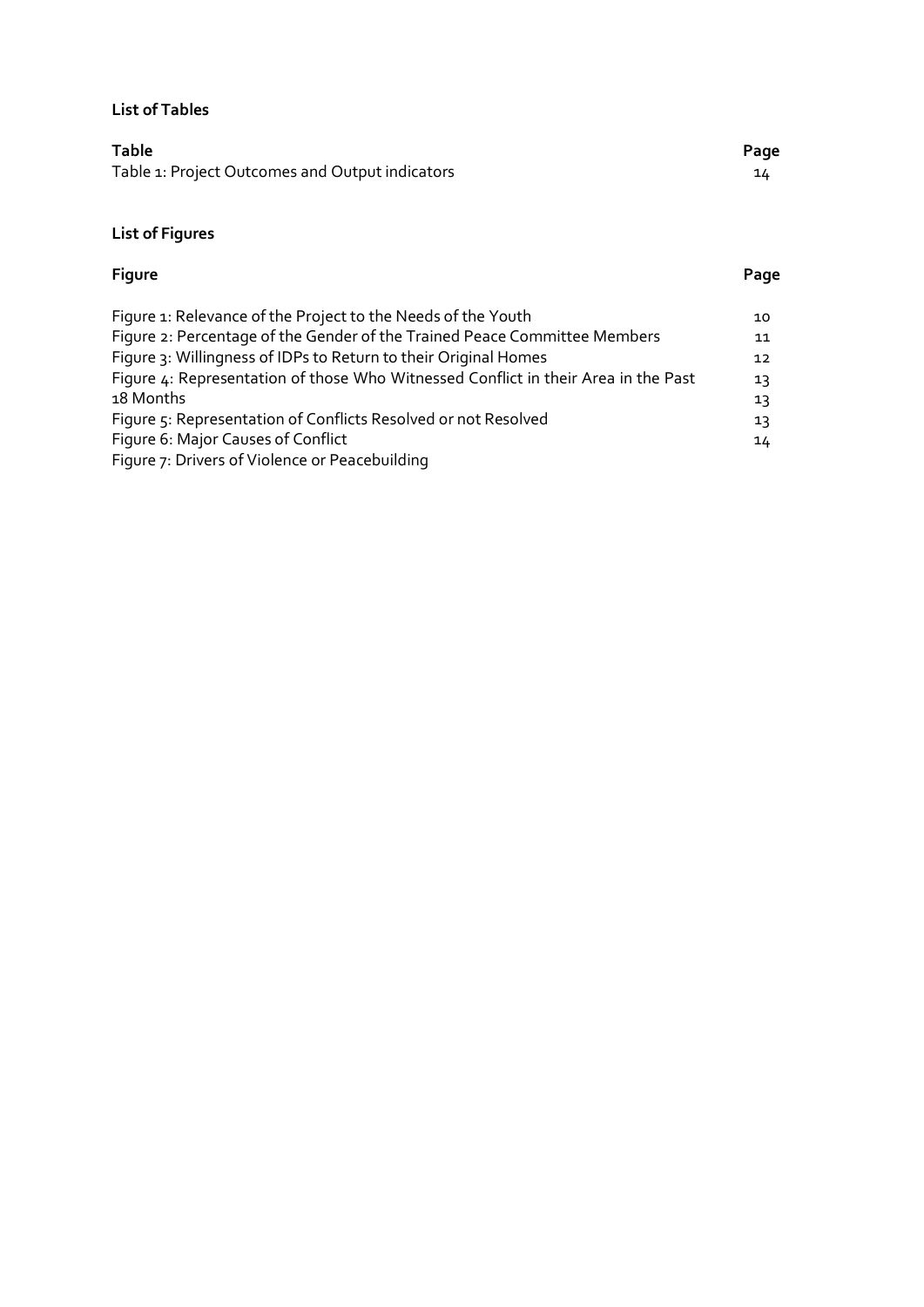**List of Tables**

| Table | Page |
|---|---|
| Table 1: Project Outcomes and Output indicators | 14 |

**List of Figures**

| Figure | Page |
|---|---|
| Figure 1: Relevance of the Project to the Needs of the Youth | 10 |
| Figure 2: Percentage of the Gender of the Trained Peace Committee Members | 11 |
| Figure 3: Willingness of IDPs to Return to their Original Homes | 12 |
| Figure 4: Representation of those Who Witnessed Conflict in their Area in the Past | 13 |
| 18 Months | 13 |
| Figure 5: Representation of Conflicts Resolved or not Resolved | 13 |
| Figure 6: Major Causes of Conflict | 14 |
| Figure 7: Drivers of Violence or Peacebuilding | |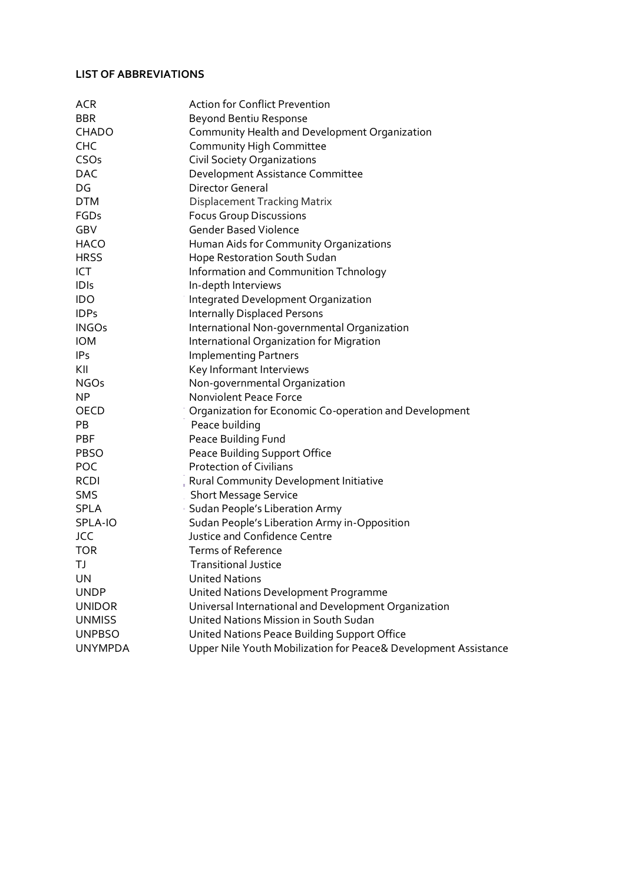**LIST OF ABBREVIATIONS**

| | |
|---|---|
| ACR | Action for Conflict Prevention |
| BBR | Beyond Bentiu Response |
| CHADO | Community Health and Development Organization |
| CHC | Community High Committee |
| CSOs | Civil Society Organizations |
| DAC | Development Assistance Committee |
| DG | Director General |
| DTM | Displacement Tracking Matrix |
| FGDs | Focus Group Discussions |
| GBV | Gender Based Violence |
| HACO | Human Aids for Community Organizations |
| HRSS | Hope Restoration South Sudan |
| ICT | Information and Communition Tchnology |
| IDIs | In-depth Interviews |
| IDO | Integrated Development Organization |
| IDPs | Internally Displaced Persons |
| INGOs | International Non-governmental Organization |
| IOM | International Organization for Migration |
| IPs | Implementing Partners |
| KII | Key Informant Interviews |
| NGOs | Non-governmental Organization |
| NP | Nonviolent Peace Force |
| OECD | Organization for Economic Co-operation and Development |
| PB | Peace building |
| PBF | Peace Building Fund |
| PBSO | Peace Building Support Office |
| POC | Protection of Civilians |
| RCDI | Rural Community Development Initiative |
| SMS | Short Message Service |
| SPLA | Sudan People's Liberation Army |
| SPLA-IO | Sudan People's Liberation Army in-Opposition |
| JCC | Justice and Confidence Centre |
| TOR | Terms of Reference |
| TJ | Transitional Justice |
| UN | United Nations |
| UNDP | United Nations Development Programme |
| UNIDOR | Universal International and Development Organization |
| UNMISS | United Nations Mission in South Sudan |
| UNPBSO | United Nations Peace Building Support Office |
| UNYMPDA | Upper Nile Youth Mobilization for Peace& Development Assistance |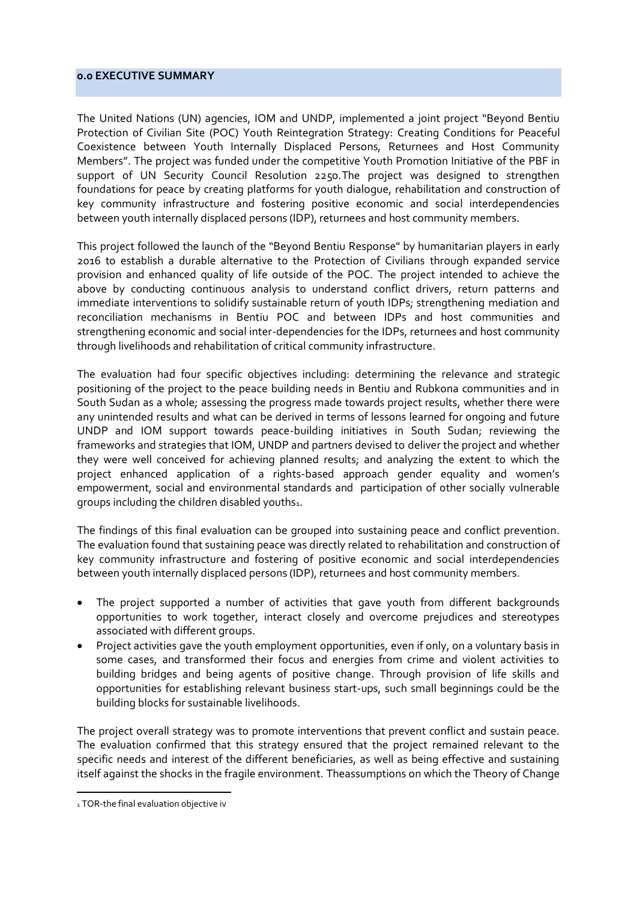## 0.0 EXECUTIVE SUMMARY

The United Nations (UN) agencies, IOM and UNDP, implemented a joint project "Beyond Bentiu Protection of Civilian Site (POC) Youth Reintegration Strategy: Creating Conditions for Peaceful Coexistence between Youth Internally Displaced Persons, Returnees and Host Community Members". The project was funded under the competitive Youth Promotion Initiative of the PBF in support of UN Security Council Resolution 2250.The project was designed to strengthen foundations for peace by creating platforms for youth dialogue, rehabilitation and construction of key community infrastructure and fostering positive economic and social interdependencies between youth internally displaced persons (IDP), returnees and host community members.

This project followed the launch of the "Beyond Bentiu Response" by humanitarian players in early 2016 to establish a durable alternative to the Protection of Civilians through expanded service provision and enhanced quality of life outside of the POC. The project intended to achieve the above by conducting continuous analysis to understand conflict drivers, return patterns and immediate interventions to solidify sustainable return of youth IDPs; strengthening mediation and reconciliation mechanisms in Bentiu POC and between IDPs and host communities and strengthening economic and social inter-dependencies for the IDPs, returnees and host community through livelihoods and rehabilitation of critical community infrastructure.

The evaluation had four specific objectives including: determining the relevance and strategic positioning of the project to the peace building needs in Bentiu and Rubkona communities and in South Sudan as a whole; assessing the progress made towards project results, whether there were any unintended results and what can be derived in terms of lessons learned for ongoing and future UNDP and IOM support towards peace-building initiatives in South Sudan; reviewing the frameworks and strategies that IOM, UNDP and partners devised to deliver the project and whether they were well conceived for achieving planned results; and analyzing the extent to which the project enhanced application of a rights-based approach gender equality and women's empowerment, social and environmental standards and participation of other socially vulnerable groups including the children disabled youths[1].

The findings of this final evaluation can be grouped into sustaining peace and conflict prevention. The evaluation found that sustaining peace was directly related to rehabilitation and construction of key community infrastructure and fostering of positive economic and social interdependencies between youth internally displaced persons (IDP), returnees and host community members.

- The project supported a number of activities that gave youth from different backgrounds opportunities to work together, interact closely and overcome prejudices and stereotypes associated with different groups.
- Project activities gave the youth employment opportunities, even if only, on a voluntary basis in some cases, and transformed their focus and energies from crime and violent activities to building bridges and being agents of positive change. Through provision of life skills and opportunities for establishing relevant business start-ups, such small beginnings could be the building blocks for sustainable livelihoods.

The project overall strategy was to promote interventions that prevent conflict and sustain peace. The evaluation confirmed that this strategy ensured that the project remained relevant to the specific needs and interest of the different beneficiaries, as well as being effective and sustaining itself against the shocks in the fragile environment. Theassumptions on which the Theory of Change

[1] TOR-the final evaluation objective iv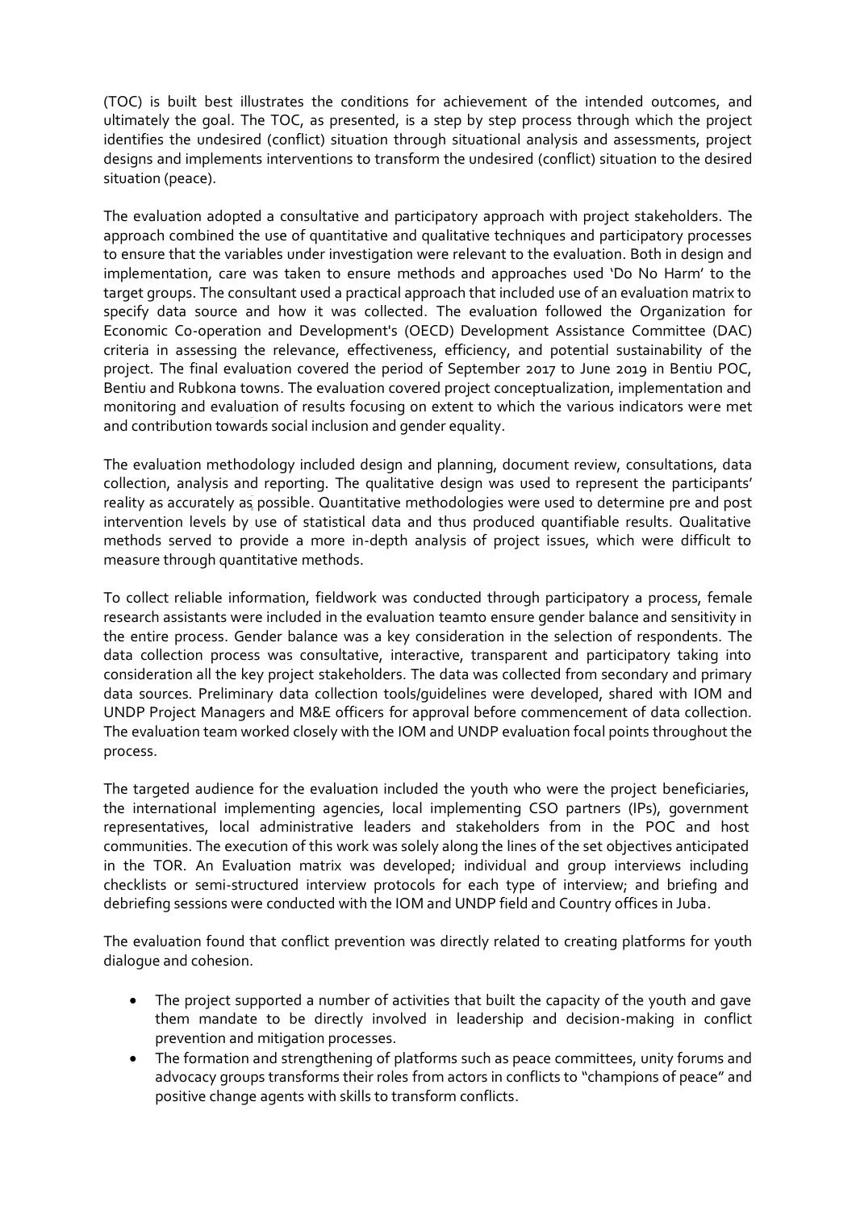(TOC) is built best illustrates the conditions for achievement of the intended outcomes, and ultimately the goal. The TOC, as presented, is a step by step process through which the project identifies the undesired (conflict) situation through situational analysis and assessments, project designs and implements interventions to transform the undesired (conflict) situation to the desired situation (peace).

The evaluation adopted a consultative and participatory approach with project stakeholders. The approach combined the use of quantitative and qualitative techniques and participatory processes to ensure that the variables under investigation were relevant to the evaluation. Both in design and implementation, care was taken to ensure methods and approaches used 'Do No Harm' to the target groups. The consultant used a practical approach that included use of an evaluation matrix to specify data source and how it was collected. The evaluation followed the Organization for Economic Co-operation and Development's (OECD) Development Assistance Committee (DAC) criteria in assessing the relevance, effectiveness, efficiency, and potential sustainability of the project. The final evaluation covered the period of September 2017 to June 2019 in Bentiu POC, Bentiu and Rubkona towns. The evaluation covered project conceptualization, implementation and monitoring and evaluation of results focusing on extent to which the various indicators were met and contribution towards social inclusion and gender equality.

The evaluation methodology included design and planning, document review, consultations, data collection, analysis and reporting. The qualitative design was used to represent the participants' reality as accurately as possible. Quantitative methodologies were used to determine pre and post intervention levels by use of statistical data and thus produced quantifiable results. Qualitative methods served to provide a more in-depth analysis of project issues, which were difficult to measure through quantitative methods.

To collect reliable information, fieldwork was conducted through participatory a process, female research assistants were included in the evaluation teamto ensure gender balance and sensitivity in the entire process. Gender balance was a key consideration in the selection of respondents. The data collection process was consultative, interactive, transparent and participatory taking into consideration all the key project stakeholders. The data was collected from secondary and primary data sources. Preliminary data collection tools/guidelines were developed, shared with IOM and UNDP Project Managers and M&E officers for approval before commencement of data collection. The evaluation team worked closely with the IOM and UNDP evaluation focal points throughout the process.

The targeted audience for the evaluation included the youth who were the project beneficiaries, the international implementing agencies, local implementing CSO partners (IPs), government representatives, local administrative leaders and stakeholders from in the POC and host communities. The execution of this work was solely along the lines of the set objectives anticipated in the TOR. An Evaluation matrix was developed; individual and group interviews including checklists or semi-structured interview protocols for each type of interview; and briefing and debriefing sessions were conducted with the IOM and UNDP field and Country offices in Juba.

The evaluation found that conflict prevention was directly related to creating platforms for youth dialogue and cohesion.

- The project supported a number of activities that built the capacity of the youth and gave them mandate to be directly involved in leadership and decision-making in conflict prevention and mitigation processes.
- The formation and strengthening of platforms such as peace committees, unity forums and advocacy groups transforms their roles from actors in conflicts to "champions of peace" and positive change agents with skills to transform conflicts.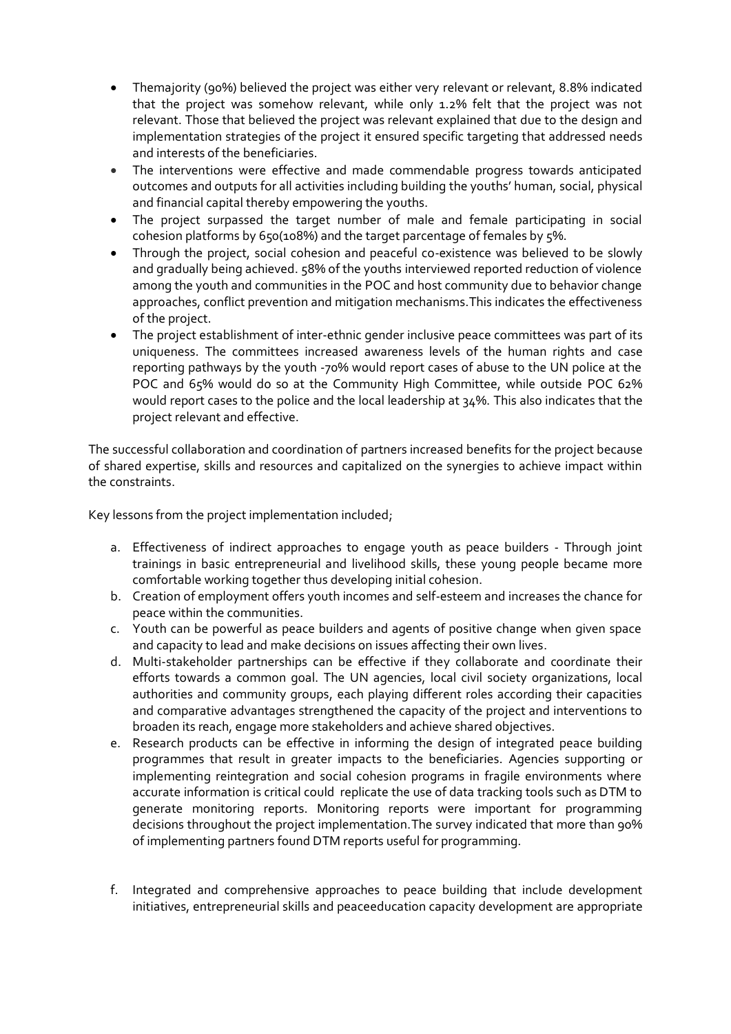- Themajority (90%) believed the project was either very relevant or relevant, 8.8% indicated that the project was somehow relevant, while only 1.2% felt that the project was not relevant. Those that believed the project was relevant explained that due to the design and implementation strategies of the project it ensured specific targeting that addressed needs and interests of the beneficiaries.
- The interventions were effective and made commendable progress towards anticipated outcomes and outputs for all activities including building the youths' human, social, physical and financial capital thereby empowering the youths.
- The project surpassed the target number of male and female participating in social cohesion platforms by 650(108%) and the target parcentage of females by 5%.
- Through the project, social cohesion and peaceful co-existence was believed to be slowly and gradually being achieved. 58% of the youths interviewed reported reduction of violence among the youth and communities in the POC and host community due to behavior change approaches, conflict prevention and mitigation mechanisms.This indicates the effectiveness of the project.
- The project establishment of inter-ethnic gender inclusive peace committees was part of its uniqueness. The committees increased awareness levels of the human rights and case reporting pathways by the youth -70% would report cases of abuse to the UN police at the POC and 65% would do so at the Community High Committee, while outside POC 62% would report cases to the police and the local leadership at 34%. This also indicates that the project relevant and effective.

The successful collaboration and coordination of partners increased benefits for the project because of shared expertise, skills and resources and capitalized on the synergies to achieve impact within the constraints.

Key lessons from the project implementation included;

a. Effectiveness of indirect approaches to engage youth as peace builders - Through joint trainings in basic entrepreneurial and livelihood skills, these young people became more comfortable working together thus developing initial cohesion.
b. Creation of employment offers youth incomes and self-esteem and increases the chance for peace within the communities.
c. Youth can be powerful as peace builders and agents of positive change when given space and capacity to lead and make decisions on issues affecting their own lives.
d. Multi-stakeholder partnerships can be effective if they collaborate and coordinate their efforts towards a common goal. The UN agencies, local civil society organizations, local authorities and community groups, each playing different roles according their capacities and comparative advantages strengthened the capacity of the project and interventions to broaden its reach, engage more stakeholders and achieve shared objectives.
e. Research products can be effective in informing the design of integrated peace building programmes that result in greater impacts to the beneficiaries. Agencies supporting or implementing reintegration and social cohesion programs in fragile environments where accurate information is critical could replicate the use of data tracking tools such as DTM to generate monitoring reports. Monitoring reports were important for programming decisions throughout the project implementation.The survey indicated that more than 90% of implementing partners found DTM reports useful for programming.
f. Integrated and comprehensive approaches to peace building that include development initiatives, entrepreneurial skills and peaceeducation capacity development are appropriate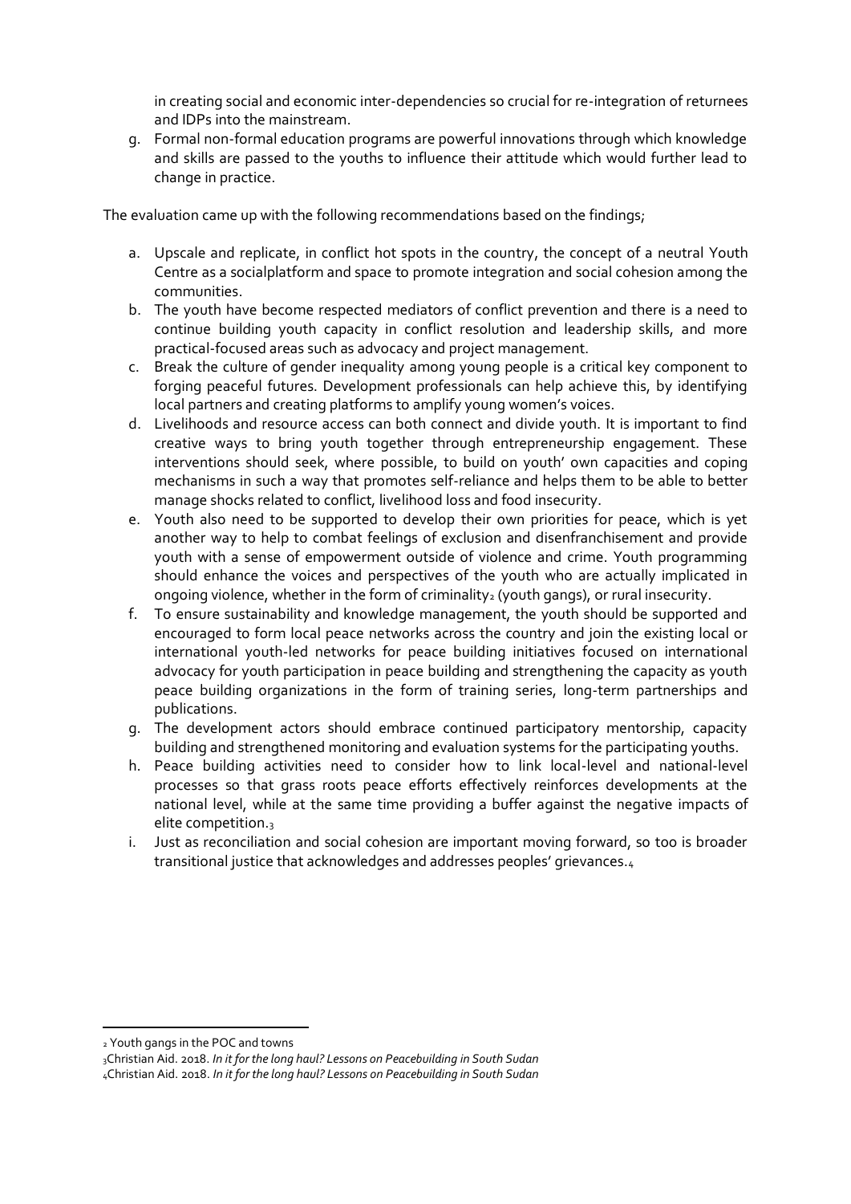in creating social and economic inter-dependencies so crucial for re-integration of returnees and IDPs into the mainstream.

g. Formal non-formal education programs are powerful innovations through which knowledge and skills are passed to the youths to influence their attitude which would further lead to change in practice.

The evaluation came up with the following recommendations based on the findings;

a. Upscale and replicate, in conflict hot spots in the country, the concept of a neutral Youth Centre as a socialplatform and space to promote integration and social cohesion among the communities.
b. The youth have become respected mediators of conflict prevention and there is a need to continue building youth capacity in conflict resolution and leadership skills, and more practical-focused areas such as advocacy and project management.
c. Break the culture of gender inequality among young people is a critical key component to forging peaceful futures. Development professionals can help achieve this, by identifying local partners and creating platforms to amplify young women's voices.
d. Livelihoods and resource access can both connect and divide youth. It is important to find creative ways to bring youth together through entrepreneurship engagement. These interventions should seek, where possible, to build on youth' own capacities and coping mechanisms in such a way that promotes self-reliance and helps them to be able to better manage shocks related to conflict, livelihood loss and food insecurity.
e. Youth also need to be supported to develop their own priorities for peace, which is yet another way to help to combat feelings of exclusion and disenfranchisement and provide youth with a sense of empowerment outside of violence and crime. Youth programming should enhance the voices and perspectives of the youth who are actually implicated in ongoing violence, whether in the form of criminality[2] (youth gangs), or rural insecurity.
f. To ensure sustainability and knowledge management, the youth should be supported and encouraged to form local peace networks across the country and join the existing local or international youth-led networks for peace building initiatives focused on international advocacy for youth participation in peace building and strengthening the capacity as youth peace building organizations in the form of training series, long-term partnerships and publications.
g. The development actors should embrace continued participatory mentorship, capacity building and strengthened monitoring and evaluation systems for the participating youths.
h. Peace building activities need to consider how to link local-level and national-level processes so that grass roots peace efforts effectively reinforces developments at the national level, while at the same time providing a buffer against the negative impacts of elite competition.[3]
i. Just as reconciliation and social cohesion are important moving forward, so too is broader transitional justice that acknowledges and addresses peoples' grievances.[4]

---

[2] Youth gangs in the POC and towns

[3] Christian Aid. 2018. *In it for the long haul? Lessons on Peacebuilding in South Sudan*

[4] Christian Aid. 2018. *In it for the long haul? Lessons on Peacebuilding in South Sudan*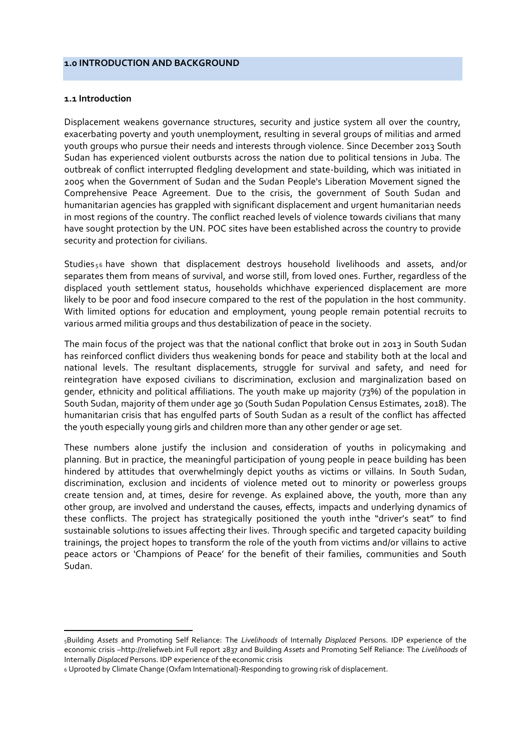## 1.0 INTRODUCTION AND BACKGROUND

### 1.1 Introduction

Displacement weakens governance structures, security and justice system all over the country, exacerbating poverty and youth unemployment, resulting in several groups of militias and armed youth groups who pursue their needs and interests through violence. Since December 2013 South Sudan has experienced violent outbursts across the nation due to political tensions in Juba. The outbreak of conflict interrupted fledgling development and state-building, which was initiated in 2005 when the Government of Sudan and the Sudan People's Liberation Movement signed the Comprehensive Peace Agreement. Due to the crisis, the government of South Sudan and humanitarian agencies has grappled with significant displacement and urgent humanitarian needs in most regions of the country. The conflict reached levels of violence towards civilians that many have sought protection by the UN. POC sites have been established across the country to provide security and protection for civilians.

Studies[5 6] have shown that displacement destroys household livelihoods and assets, and/or separates them from means of survival, and worse still, from loved ones. Further, regardless of the displaced youth settlement status, households whichhave experienced displacement are more likely to be poor and food insecure compared to the rest of the population in the host community. With limited options for education and employment, young people remain potential recruits to various armed militia groups and thus destabilization of peace in the society.

The main focus of the project was that the national conflict that broke out in 2013 in South Sudan has reinforced conflict dividers thus weakening bonds for peace and stability both at the local and national levels. The resultant displacements, struggle for survival and safety, and need for reintegration have exposed civilians to discrimination, exclusion and marginalization based on gender, ethnicity and political affiliations. The youth make up majority (73%) of the population in South Sudan, majority of them under age 30 (South Sudan Population Census Estimates, 2018). The humanitarian crisis that has engulfed parts of South Sudan as a result of the conflict has affected the youth especially young girls and children more than any other gender or age set.

These numbers alone justify the inclusion and consideration of youths in policymaking and planning. But in practice, the meaningful participation of young people in peace building has been hindered by attitudes that overwhelmingly depict youths as victims or villains. In South Sudan, discrimination, exclusion and incidents of violence meted out to minority or powerless groups create tension and, at times, desire for revenge. As explained above, the youth, more than any other group, are involved and understand the causes, effects, impacts and underlying dynamics of these conflicts. The project has strategically positioned the youth inthe "driver's seat" to find sustainable solutions to issues affecting their lives. Through specific and targeted capacity building trainings, the project hopes to transform the role of the youth from victims and/or villains to active peace actors or 'Champions of Peace' for the benefit of their families, communities and South Sudan.

---

[5] Building *Assets* and Promoting Self Reliance: The *Livelihoods* of Internally *Displaced* Persons. IDP experience of the economic crisis –http://reliefweb.int Full report 2837 and Building *Assets* and Promoting Self Reliance: The *Livelihoods* of Internally *Displaced* Persons. IDP experience of the economic crisis

[6] Uprooted by Climate Change (Oxfam International)-Responding to growing risk of displacement.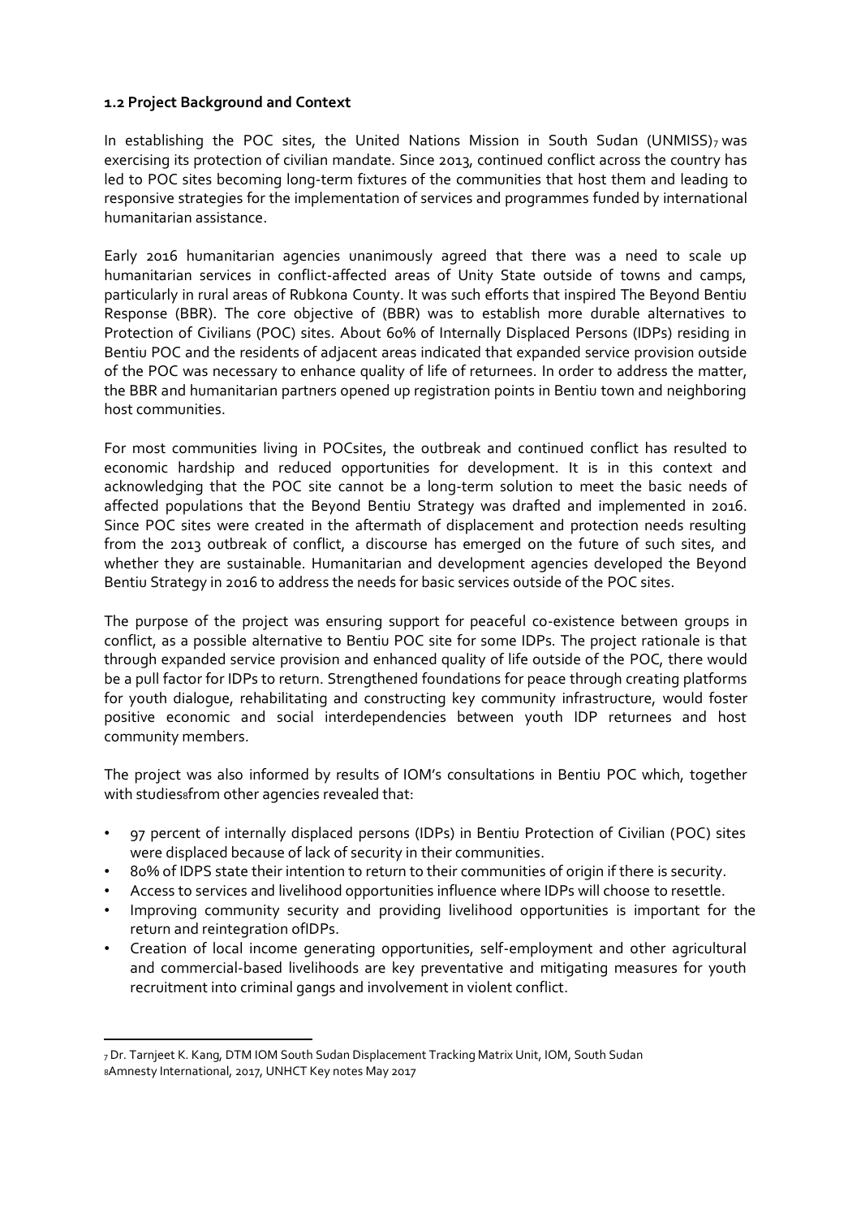**1.2 Project Background and Context**

In establishing the POC sites, the United Nations Mission in South Sudan (UNMISS)[7] was exercising its protection of civilian mandate. Since 2013, continued conflict across the country has led to POC sites becoming long-term fixtures of the communities that host them and leading to responsive strategies for the implementation of services and programmes funded by international humanitarian assistance.

Early 2016 humanitarian agencies unanimously agreed that there was a need to scale up humanitarian services in conflict-affected areas of Unity State outside of towns and camps, particularly in rural areas of Rubkona County. It was such efforts that inspired The Beyond Bentiu Response (BBR). The core objective of (BBR) was to establish more durable alternatives to Protection of Civilians (POC) sites. About 60% of Internally Displaced Persons (IDPs) residing in Bentiu POC and the residents of adjacent areas indicated that expanded service provision outside of the POC was necessary to enhance quality of life of returnees. In order to address the matter, the BBR and humanitarian partners opened up registration points in Bentiu town and neighboring host communities.

For most communities living in POCsites, the outbreak and continued conflict has resulted to economic hardship and reduced opportunities for development. It is in this context and acknowledging that the POC site cannot be a long-term solution to meet the basic needs of affected populations that the Beyond Bentiu Strategy was drafted and implemented in 2016. Since POC sites were created in the aftermath of displacement and protection needs resulting from the 2013 outbreak of conflict, a discourse has emerged on the future of such sites, and whether they are sustainable. Humanitarian and development agencies developed the Beyond Bentiu Strategy in 2016 to address the needs for basic services outside of the POC sites.

The purpose of the project was ensuring support for peaceful co-existence between groups in conflict, as a possible alternative to Bentiu POC site for some IDPs. The project rationale is that through expanded service provision and enhanced quality of life outside of the POC, there would be a pull factor for IDPs to return. Strengthened foundations for peace through creating platforms for youth dialogue, rehabilitating and constructing key community infrastructure, would foster positive economic and social interdependencies between youth IDP returnees and host community members.

The project was also informed by results of IOM's consultations in Bentiu POC which, together with studies[8]from other agencies revealed that:

- 97 percent of internally displaced persons (IDPs) in Bentiu Protection of Civilian (POC) sites were displaced because of lack of security in their communities.
- 80% of IDPS state their intention to return to their communities of origin if there is security.
- Access to services and livelihood opportunities influence where IDPs will choose to resettle.
- Improving community security and providing livelihood opportunities is important for the return and reintegration ofIDPs.
- Creation of local income generating opportunities, self-employment and other agricultural and commercial-based livelihoods are key preventative and mitigating measures for youth recruitment into criminal gangs and involvement in violent conflict.

---

[7] Dr. Tarnjeet K. Kang, DTM IOM South Sudan Displacement Tracking Matrix Unit, IOM, South Sudan
[8] Amnesty International, 2017, UNHCT Key notes May 2017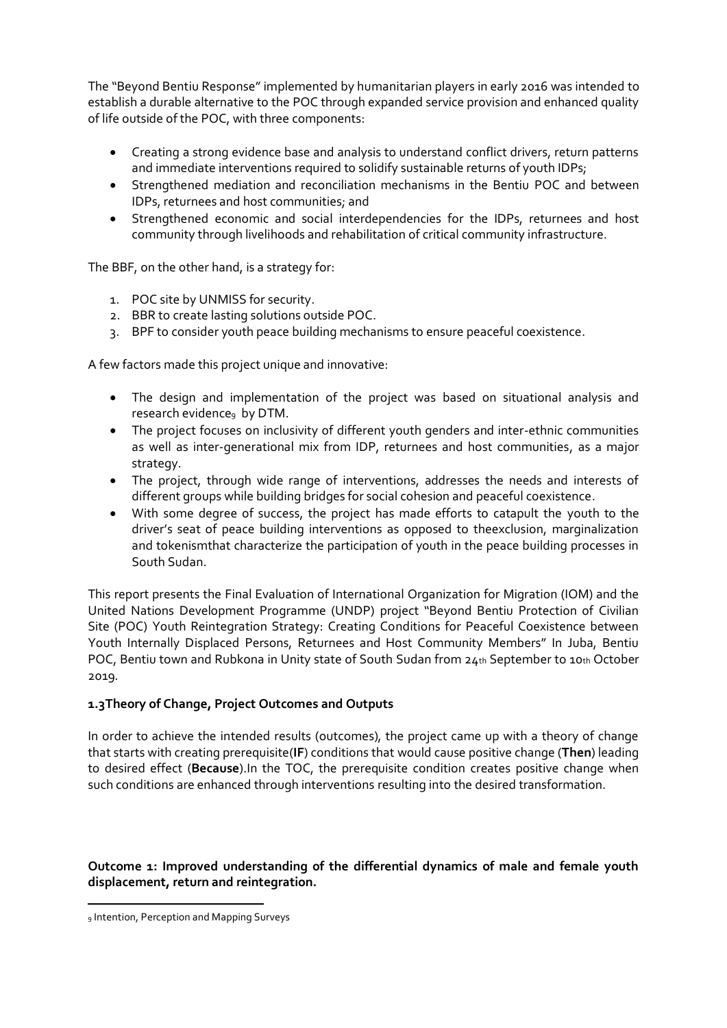The "Beyond Bentiu Response" implemented by humanitarian players in early 2016 was intended to establish a durable alternative to the POC through expanded service provision and enhanced quality of life outside of the POC, with three components:

- Creating a strong evidence base and analysis to understand conflict drivers, return patterns and immediate interventions required to solidify sustainable returns of youth IDPs;
- Strengthened mediation and reconciliation mechanisms in the Bentiu POC and between IDPs, returnees and host communities; and
- Strengthened economic and social interdependencies for the IDPs, returnees and host community through livelihoods and rehabilitation of critical community infrastructure.

The BBF, on the other hand, is a strategy for:

1. POC site by UNMISS for security.
2. BBR to create lasting solutions outside POC.
3. BPF to consider youth peace building mechanisms to ensure peaceful coexistence.

A few factors made this project unique and innovative:

- The design and implementation of the project was based on situational analysis and research evidence[9] by DTM.
- The project focuses on inclusivity of different youth genders and inter-ethnic communities as well as inter-generational mix from IDP, returnees and host communities, as a major strategy.
- The project, through wide range of interventions, addresses the needs and interests of different groups while building bridges for social cohesion and peaceful coexistence.
- With some degree of success, the project has made efforts to catapult the youth to the driver's seat of peace building interventions as opposed to theexclusion, marginalization and tokenismthat characterize the participation of youth in the peace building processes in South Sudan.

This report presents the Final Evaluation of International Organization for Migration (IOM) and the United Nations Development Programme (UNDP) project "Beyond Bentiu Protection of Civilian Site (POC) Youth Reintegration Strategy: Creating Conditions for Peaceful Coexistence between Youth Internally Displaced Persons, Returnees and Host Community Members" In Juba, Bentiu POC, Bentiu town and Rubkona in Unity state of South Sudan from 24th September to 10th October 2019.

### 1.3Theory of Change, Project Outcomes and Outputs

In order to achieve the intended results (outcomes), the project came up with a theory of change that starts with creating prerequisite(**IF**) conditions that would cause positive change (**Then**) leading to desired effect (**Because**).In the TOC, the prerequisite condition creates positive change when such conditions are enhanced through interventions resulting into the desired transformation.

**Outcome 1: Improved understanding of the differential dynamics of male and female youth displacement, return and reintegration.**

[9] Intention, Perception and Mapping Surveys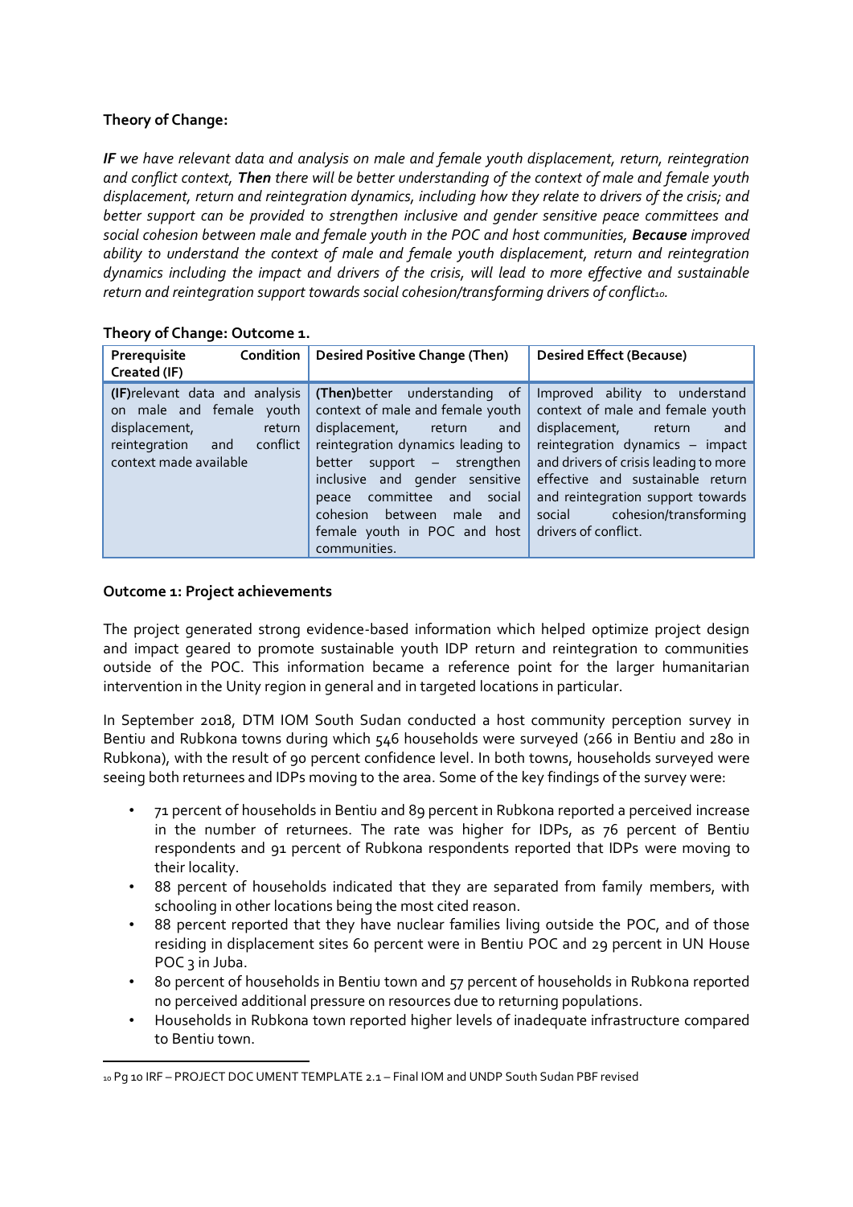**Theory of Change:**

***IF*** *we have relevant data and analysis on male and female youth displacement, return, reintegration and conflict context,* ***Then*** *there will be better understanding of the context of male and female youth displacement, return and reintegration dynamics, including how they relate to drivers of the crisis; and better support can be provided to strengthen inclusive and gender sensitive peace committees and social cohesion between male and female youth in the POC and host communities,* ***Because*** *improved ability to understand the context of male and female youth displacement, return and reintegration dynamics including the impact and drivers of the crisis, will lead to more effective and sustainable return and reintegration support towards social cohesion/transforming drivers of conflict*[10]*.*

**Theory of Change: Outcome 1.**

| Prerequisite Condition Created (IF) | Desired Positive Change (Then) | Desired Effect (Because) |
|---|---|---|
| **(IF)**relevant data and analysis on male and female youth displacement, return reintegration and conflict context made available | **(Then)**better understanding of context of male and female youth displacement, return and reintegration dynamics leading to better support – strengthen inclusive and gender sensitive peace committee and social cohesion between male and female youth in POC and host communities. | Improved ability to understand context of male and female youth displacement, return and reintegration dynamics – impact and drivers of crisis leading to more effective and sustainable return and reintegration support towards social cohesion/transforming drivers of conflict. |

**Outcome 1: Project achievements**

The project generated strong evidence-based information which helped optimize project design and impact geared to promote sustainable youth IDP return and reintegration to communities outside of the POC. This information became a reference point for the larger humanitarian intervention in the Unity region in general and in targeted locations in particular.

In September 2018, DTM IOM South Sudan conducted a host community perception survey in Bentiu and Rubkona towns during which 546 households were surveyed (266 in Bentiu and 280 in Rubkona), with the result of 90 percent confidence level. In both towns, households surveyed were seeing both returnees and IDPs moving to the area. Some of the key findings of the survey were:

- 71 percent of households in Bentiu and 89 percent in Rubkona reported a perceived increase in the number of returnees. The rate was higher for IDPs, as 76 percent of Bentiu respondents and 91 percent of Rubkona respondents reported that IDPs were moving to their locality.
- 88 percent of households indicated that they are separated from family members, with schooling in other locations being the most cited reason.
- 88 percent reported that they have nuclear families living outside the POC, and of those residing in displacement sites 60 percent were in Bentiu POC and 29 percent in UN House POC 3 in Juba.
- 80 percent of households in Bentiu town and 57 percent of households in Rubkona reported no perceived additional pressure on resources due to returning populations.
- Households in Rubkona town reported higher levels of inadequate infrastructure compared to Bentiu town.

[10] Pg 10 IRF – PROJECT DOCUMENT TEMPLATE 2.1 – Final IOM and UNDP South Sudan PBF revised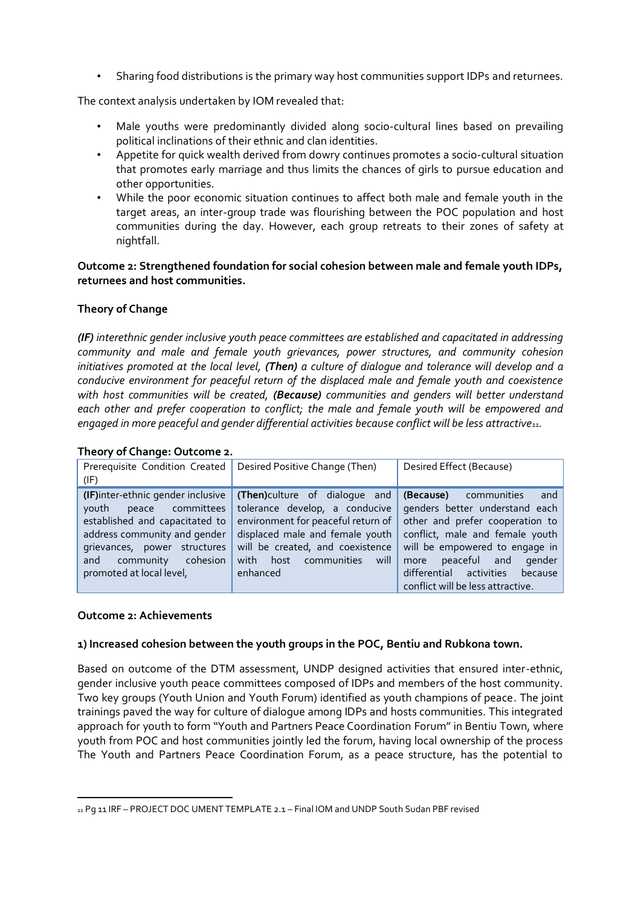- Sharing food distributions is the primary way host communities support IDPs and returnees.

The context analysis undertaken by IOM revealed that:

- Male youths were predominantly divided along socio-cultural lines based on prevailing political inclinations of their ethnic and clan identities.
- Appetite for quick wealth derived from dowry continues promotes a socio-cultural situation that promotes early marriage and thus limits the chances of girls to pursue education and other opportunities.
- While the poor economic situation continues to affect both male and female youth in the target areas, an inter-group trade was flourishing between the POC population and host communities during the day. However, each group retreats to their zones of safety at nightfall.

**Outcome 2: Strengthened foundation for social cohesion between male and female youth IDPs, returnees and host communities.**

**Theory of Change**

*(**IF**) interethnic gender inclusive youth peace committees are established and capacitated in addressing community and male and female youth grievances, power structures, and community cohesion initiatives promoted at the local level, (**Then**) a culture of dialogue and tolerance will develop and a conducive environment for peaceful return of the displaced male and female youth and coexistence with host communities will be created, (**Because**) communities and genders will better understand each other and prefer cooperation to conflict; the male and female youth will be empowered and engaged in more peaceful and gender differential activities because conflict will be less attractive*[11]*.*

**Theory of Change: Outcome 2.**

| Prerequisite Condition Created (IF) | Desired Positive Change (Then) | Desired Effect (Because) |
|---|---|---|
| **(IF)**inter-ethnic gender inclusive youth peace committees established and capacitated to address community and gender grievances, power structures and community cohesion promoted at local level, | **(Then)**culture of dialogue and tolerance develop, a conducive environment for peaceful return of displaced male and female youth will be created, and coexistence with host communities will enhanced | **(Because)** communities and genders better understand each other and prefer cooperation to conflict, male and female youth will be empowered to engage in more peaceful and gender differential activities because conflict will be less attractive. |

**Outcome 2: Achievements**

**1) Increased cohesion between the youth groups in the POC, Bentiu and Rubkona town.**

Based on outcome of the DTM assessment, UNDP designed activities that ensured inter-ethnic, gender inclusive youth peace committees composed of IDPs and members of the host community. Two key groups (Youth Union and Youth Forum) identified as youth champions of peace. The joint trainings paved the way for culture of dialogue among IDPs and hosts communities. This integrated approach for youth to form "Youth and Partners Peace Coordination Forum" in Bentiu Town, where youth from POC and host communities jointly led the forum, having local ownership of the process The Youth and Partners Peace Coordination Forum, as a peace structure, has the potential to

[11] Pg 11 IRF – PROJECT DOC UMENT TEMPLATE 2.1 – Final IOM and UNDP South Sudan PBF revised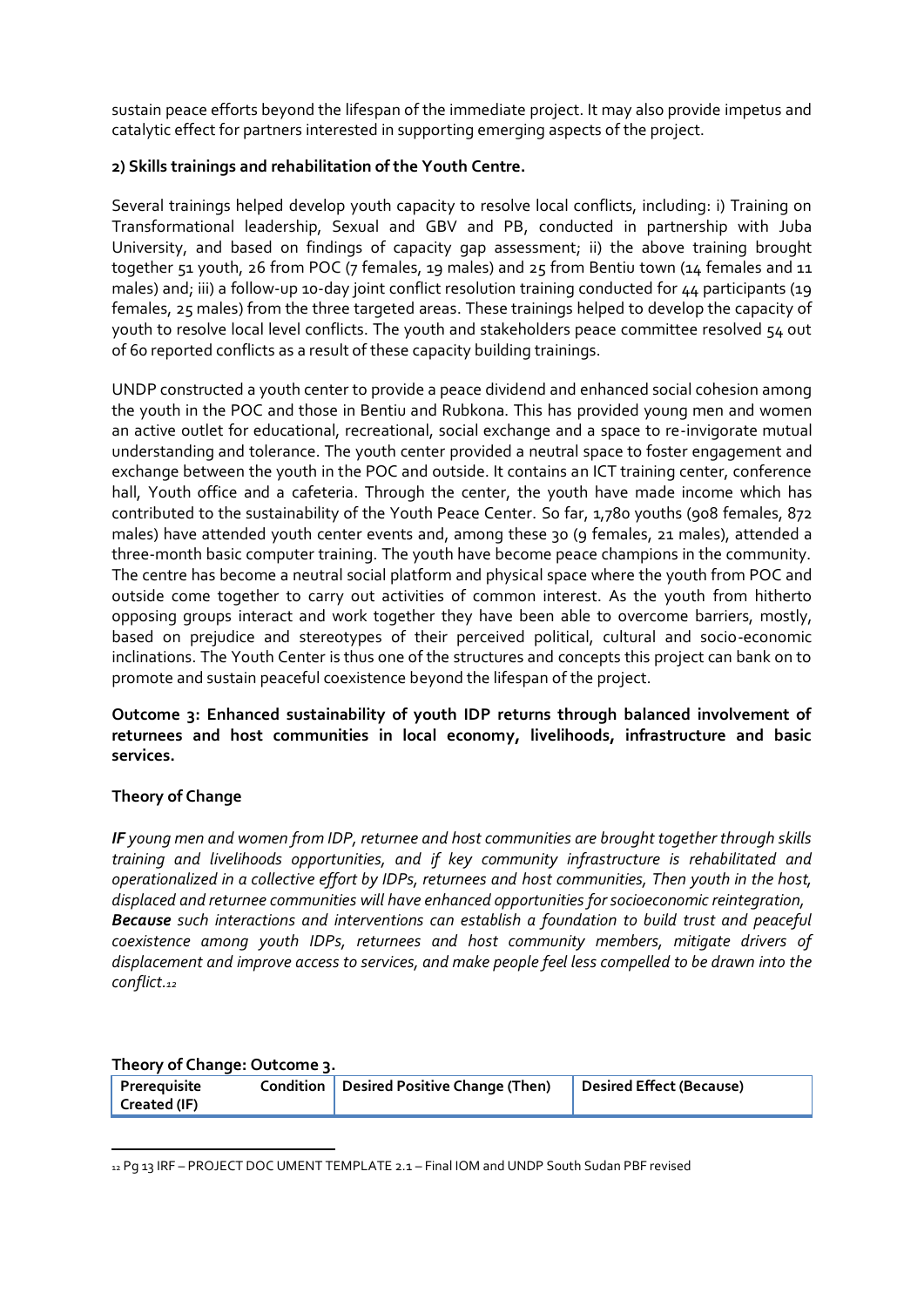sustain peace efforts beyond the lifespan of the immediate project. It may also provide impetus and catalytic effect for partners interested in supporting emerging aspects of the project.

**2) Skills trainings and rehabilitation of the Youth Centre.**

Several trainings helped develop youth capacity to resolve local conflicts, including: i) Training on Transformational leadership, Sexual and GBV and PB, conducted in partnership with Juba University, and based on findings of capacity gap assessment; ii) the above training brought together 51 youth, 26 from POC (7 females, 19 males) and 25 from Bentiu town (14 females and 11 males) and; iii) a follow-up 10-day joint conflict resolution training conducted for 44 participants (19 females, 25 males) from the three targeted areas. These trainings helped to develop the capacity of youth to resolve local level conflicts. The youth and stakeholders peace committee resolved 54 out of 60 reported conflicts as a result of these capacity building trainings.

UNDP constructed a youth center to provide a peace dividend and enhanced social cohesion among the youth in the POC and those in Bentiu and Rubkona. This has provided young men and women an active outlet for educational, recreational, social exchange and a space to re-invigorate mutual understanding and tolerance. The youth center provided a neutral space to foster engagement and exchange between the youth in the POC and outside. It contains an ICT training center, conference hall, Youth office and a cafeteria. Through the center, the youth have made income which has contributed to the sustainability of the Youth Peace Center. So far, 1,780 youths (908 females, 872 males) have attended youth center events and, among these 30 (9 females, 21 males), attended a three-month basic computer training. The youth have become peace champions in the community. The centre has become a neutral social platform and physical space where the youth from POC and outside come together to carry out activities of common interest. As the youth from hitherto opposing groups interact and work together they have been able to overcome barriers, mostly, based on prejudice and stereotypes of their perceived political, cultural and socio-economic inclinations. The Youth Center is thus one of the structures and concepts this project can bank on to promote and sustain peaceful coexistence beyond the lifespan of the project.

**Outcome 3: Enhanced sustainability of youth IDP returns through balanced involvement of returnees and host communities in local economy, livelihoods, infrastructure and basic services.**

**Theory of Change**

***IF*** *young men and women from IDP, returnee and host communities are brought together through skills training and livelihoods opportunities, and if key community infrastructure is rehabilitated and operationalized in a collective effort by IDPs, returnees and host communities, Then youth in the host, displaced and returnee communities will have enhanced opportunities for socioeconomic reintegration,* ***Because*** *such interactions and interventions can establish a foundation to build trust and peaceful coexistence among youth IDPs, returnees and host community members, mitigate drivers of displacement and improve access to services, and make people feel less compelled to be drawn into the conflict.*[12]

**Theory of Change: Outcome 3.**

| Prerequisite Condition Created (IF) | Desired Positive Change (Then) | Desired Effect (Because) |
|---|---|---|

[12] Pg 13 IRF – PROJECT DOC UMENT TEMPLATE 2.1 – Final IOM and UNDP South Sudan PBF revised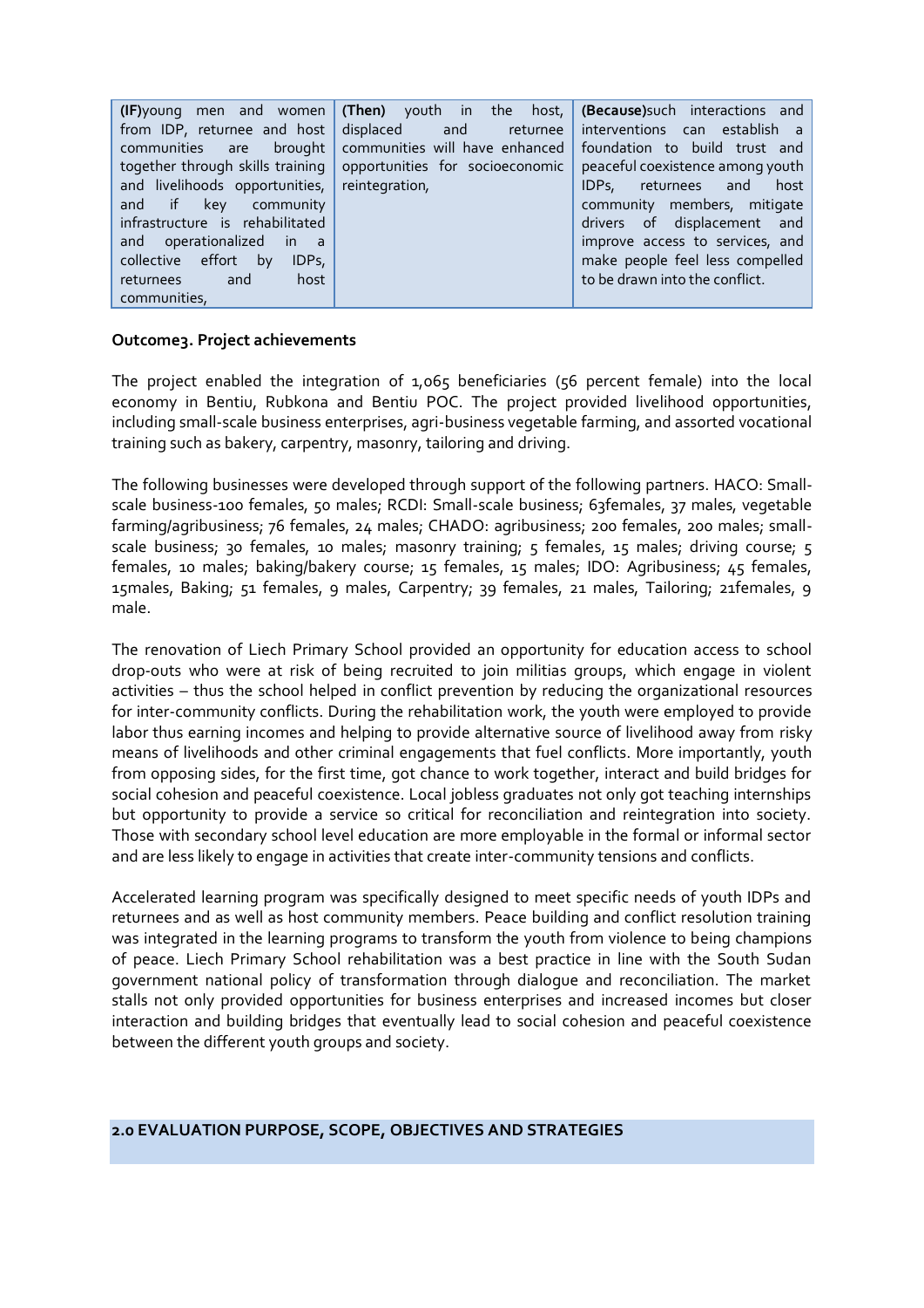| **(IF)**young men and women from IDP, returnee and host communities are brought together through skills training and livelihoods opportunities, and if key community infrastructure is rehabilitated and operationalized in a collective effort by IDPs, returnees and host communities, | **(Then)** youth in the host, displaced and returnee communities will have enhanced opportunities for socioeconomic reintegration, | **(Because)**such interactions and interventions can establish a foundation to build trust and peaceful coexistence among youth IDPs, returnees and host community members, mitigate drivers of displacement and improve access to services, and make people feel less compelled to be drawn into the conflict. |
|---|---|---|

**Outcome3. Project achievements**

The project enabled the integration of 1,065 beneficiaries (56 percent female) into the local economy in Bentiu, Rubkona and Bentiu POC. The project provided livelihood opportunities, including small-scale business enterprises, agri-business vegetable farming, and assorted vocational training such as bakery, carpentry, masonry, tailoring and driving.

The following businesses were developed through support of the following partners. HACO: Small-scale business-100 females, 50 males; RCDI: Small-scale business; 63females, 37 males, vegetable farming/agribusiness; 76 females, 24 males; CHADO: agribusiness; 200 females, 200 males; small-scale business; 30 females, 10 males; masonry training; 5 females, 15 males; driving course; 5 females, 10 males; baking/bakery course; 15 females, 15 males; IDO: Agribusiness; 45 females, 15males, Baking; 51 females, 9 males, Carpentry; 39 females, 21 males, Tailoring; 21females, 9 male.

The renovation of Liech Primary School provided an opportunity for education access to school drop-outs who were at risk of being recruited to join militias groups, which engage in violent activities – thus the school helped in conflict prevention by reducing the organizational resources for inter-community conflicts. During the rehabilitation work, the youth were employed to provide labor thus earning incomes and helping to provide alternative source of livelihood away from risky means of livelihoods and other criminal engagements that fuel conflicts. More importantly, youth from opposing sides, for the first time, got chance to work together, interact and build bridges for social cohesion and peaceful coexistence. Local jobless graduates not only got teaching internships but opportunity to provide a service so critical for reconciliation and reintegration into society. Those with secondary school level education are more employable in the formal or informal sector and are less likely to engage in activities that create inter-community tensions and conflicts.

Accelerated learning program was specifically designed to meet specific needs of youth IDPs and returnees and as well as host community members. Peace building and conflict resolution training was integrated in the learning programs to transform the youth from violence to being champions of peace. Liech Primary School rehabilitation was a best practice in line with the South Sudan government national policy of transformation through dialogue and reconciliation. The market stalls not only provided opportunities for business enterprises and increased incomes but closer interaction and building bridges that eventually lead to social cohesion and peaceful coexistence between the different youth groups and society.

## 2.0 EVALUATION PURPOSE, SCOPE, OBJECTIVES AND STRATEGIES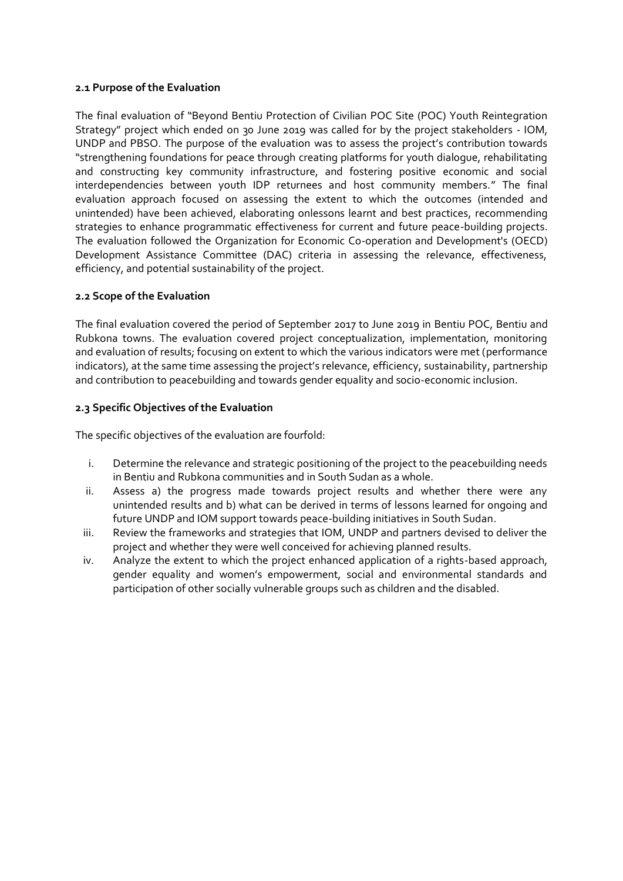### 2.1 Purpose of the Evaluation

The final evaluation of "Beyond Bentiu Protection of Civilian POC Site (POC) Youth Reintegration Strategy" project which ended on 30 June 2019 was called for by the project stakeholders - IOM, UNDP and PBSO. The purpose of the evaluation was to assess the project's contribution towards "strengthening foundations for peace through creating platforms for youth dialogue, rehabilitating and constructing key community infrastructure, and fostering positive economic and social interdependencies between youth IDP returnees and host community members." The final evaluation approach focused on assessing the extent to which the outcomes (intended and unintended) have been achieved, elaborating onlessons learnt and best practices, recommending strategies to enhance programmatic effectiveness for current and future peace-building projects. The evaluation followed the Organization for Economic Co-operation and Development's (OECD) Development Assistance Committee (DAC) criteria in assessing the relevance, effectiveness, efficiency, and potential sustainability of the project.

### 2.2 Scope of the Evaluation

The final evaluation covered the period of September 2017 to June 2019 in Bentiu POC, Bentiu and Rubkona towns. The evaluation covered project conceptualization, implementation, monitoring and evaluation of results; focusing on extent to which the various indicators were met (performance indicators), at the same time assessing the project's relevance, efficiency, sustainability, partnership and contribution to peacebuilding and towards gender equality and socio-economic inclusion.

### 2.3 Specific Objectives of the Evaluation

The specific objectives of the evaluation are fourfold:

i. Determine the relevance and strategic positioning of the project to the peacebuilding needs in Bentiu and Rubkona communities and in South Sudan as a whole.
ii. Assess a) the progress made towards project results and whether there were any unintended results and b) what can be derived in terms of lessons learned for ongoing and future UNDP and IOM support towards peace-building initiatives in South Sudan.
iii. Review the frameworks and strategies that IOM, UNDP and partners devised to deliver the project and whether they were well conceived for achieving planned results.
iv. Analyze the extent to which the project enhanced application of a rights-based approach, gender equality and women's empowerment, social and environmental standards and participation of other socially vulnerable groups such as children and the disabled.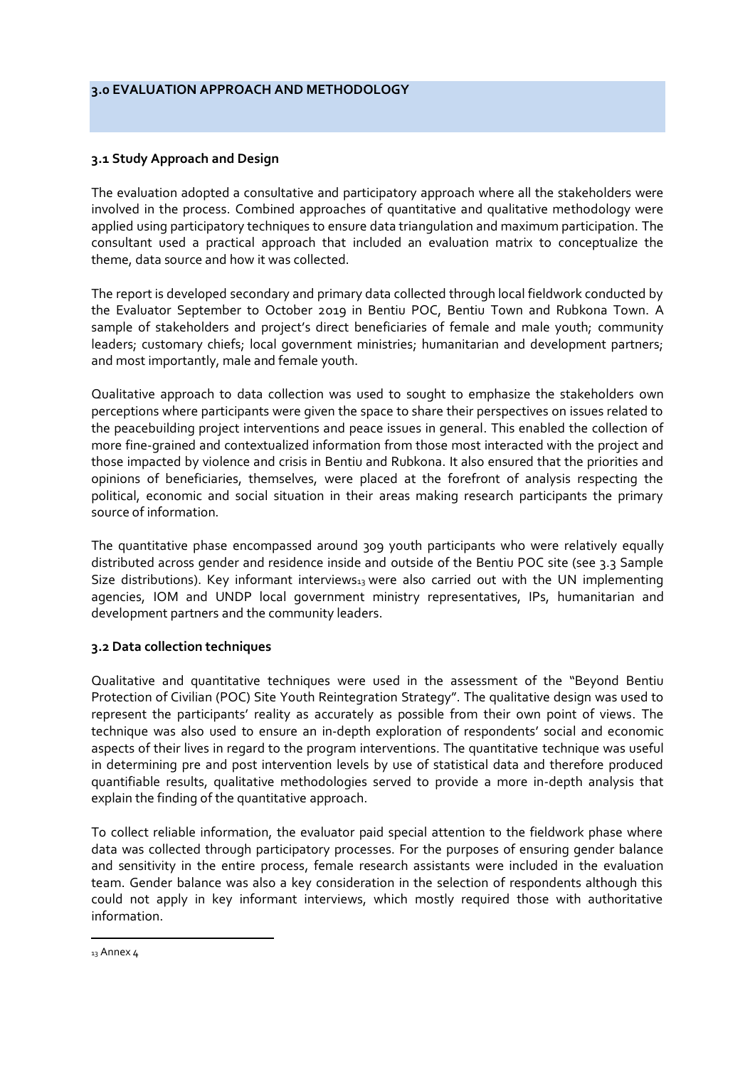## 3.0 EVALUATION APPROACH AND METHODOLOGY

### 3.1 Study Approach and Design

The evaluation adopted a consultative and participatory approach where all the stakeholders were involved in the process. Combined approaches of quantitative and qualitative methodology were applied using participatory techniques to ensure data triangulation and maximum participation. The consultant used a practical approach that included an evaluation matrix to conceptualize the theme, data source and how it was collected.

The report is developed secondary and primary data collected through local fieldwork conducted by the Evaluator September to October 2019 in Bentiu POC, Bentiu Town and Rubkona Town. A sample of stakeholders and project's direct beneficiaries of female and male youth; community leaders; customary chiefs; local government ministries; humanitarian and development partners; and most importantly, male and female youth.

Qualitative approach to data collection was used to sought to emphasize the stakeholders own perceptions where participants were given the space to share their perspectives on issues related to the peacebuilding project interventions and peace issues in general. This enabled the collection of more fine-grained and contextualized information from those most interacted with the project and those impacted by violence and crisis in Bentiu and Rubkona. It also ensured that the priorities and opinions of beneficiaries, themselves, were placed at the forefront of analysis respecting the political, economic and social situation in their areas making research participants the primary source of information.

The quantitative phase encompassed around 309 youth participants who were relatively equally distributed across gender and residence inside and outside of the Bentiu POC site (see 3.3 Sample Size distributions). Key informant interviews[13] were also carried out with the UN implementing agencies, IOM and UNDP local government ministry representatives, IPs, humanitarian and development partners and the community leaders.

### 3.2 Data collection techniques

Qualitative and quantitative techniques were used in the assessment of the "Beyond Bentiu Protection of Civilian (POC) Site Youth Reintegration Strategy". The qualitative design was used to represent the participants' reality as accurately as possible from their own point of views. The technique was also used to ensure an in-depth exploration of respondents' social and economic aspects of their lives in regard to the program interventions. The quantitative technique was useful in determining pre and post intervention levels by use of statistical data and therefore produced quantifiable results, qualitative methodologies served to provide a more in-depth analysis that explain the finding of the quantitative approach.

To collect reliable information, the evaluator paid special attention to the fieldwork phase where data was collected through participatory processes. For the purposes of ensuring gender balance and sensitivity in the entire process, female research assistants were included in the evaluation team. Gender balance was also a key consideration in the selection of respondents although this could not apply in key informant interviews, which mostly required those with authoritative information.

---

[13] Annex 4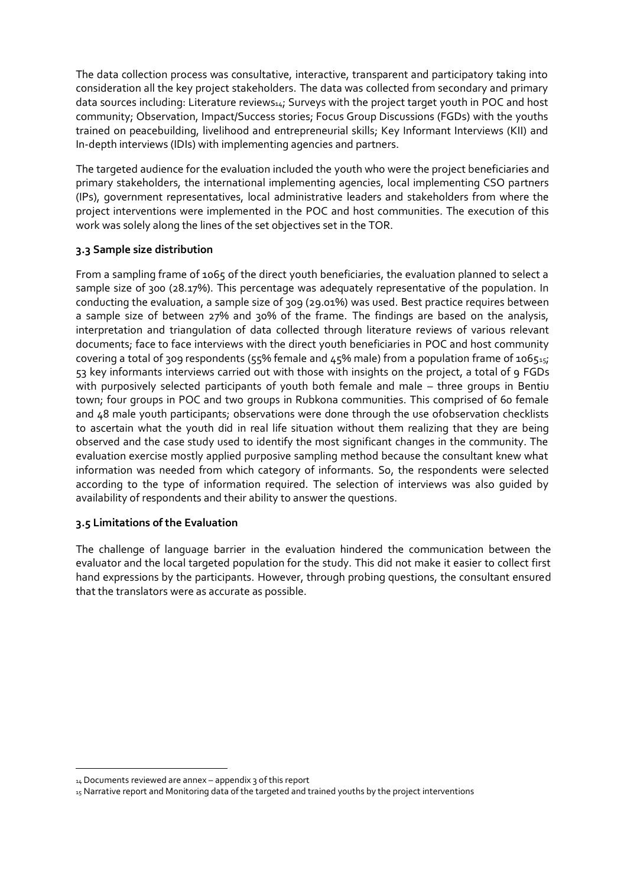The data collection process was consultative, interactive, transparent and participatory taking into consideration all the key project stakeholders. The data was collected from secondary and primary data sources including: Literature reviews[14]; Surveys with the project target youth in POC and host community; Observation, Impact/Success stories; Focus Group Discussions (FGDs) with the youths trained on peacebuilding, livelihood and entrepreneurial skills; Key Informant Interviews (KII) and In-depth interviews (IDIs) with implementing agencies and partners.

The targeted audience for the evaluation included the youth who were the project beneficiaries and primary stakeholders, the international implementing agencies, local implementing CSO partners (IPs), government representatives, local administrative leaders and stakeholders from where the project interventions were implemented in the POC and host communities. The execution of this work was solely along the lines of the set objectives set in the TOR.

### 3.3 Sample size distribution

From a sampling frame of 1065 of the direct youth beneficiaries, the evaluation planned to select a sample size of 300 (28.17%). This percentage was adequately representative of the population. In conducting the evaluation, a sample size of 309 (29.01%) was used. Best practice requires between a sample size of between 27% and 30% of the frame. The findings are based on the analysis, interpretation and triangulation of data collected through literature reviews of various relevant documents; face to face interviews with the direct youth beneficiaries in POC and host community covering a total of 309 respondents (55% female and 45% male) from a population frame of 1065[15]; 53 key informants interviews carried out with those with insights on the project, a total of 9 FGDs with purposively selected participants of youth both female and male – three groups in Bentiu town; four groups in POC and two groups in Rubkona communities. This comprised of 60 female and 48 male youth participants; observations were done through the use ofobservation checklists to ascertain what the youth did in real life situation without them realizing that they are being observed and the case study used to identify the most significant changes in the community. The evaluation exercise mostly applied purposive sampling method because the consultant knew what information was needed from which category of informants. So, the respondents were selected according to the type of information required. The selection of interviews was also guided by availability of respondents and their ability to answer the questions.

### 3.5 Limitations of the Evaluation

The challenge of language barrier in the evaluation hindered the communication between the evaluator and the local targeted population for the study. This did not make it easier to collect first hand expressions by the participants. However, through probing questions, the consultant ensured that the translators were as accurate as possible.

---

[14] Documents reviewed are annex – appendix 3 of this report

[15] Narrative report and Monitoring data of the targeted and trained youths by the project interventions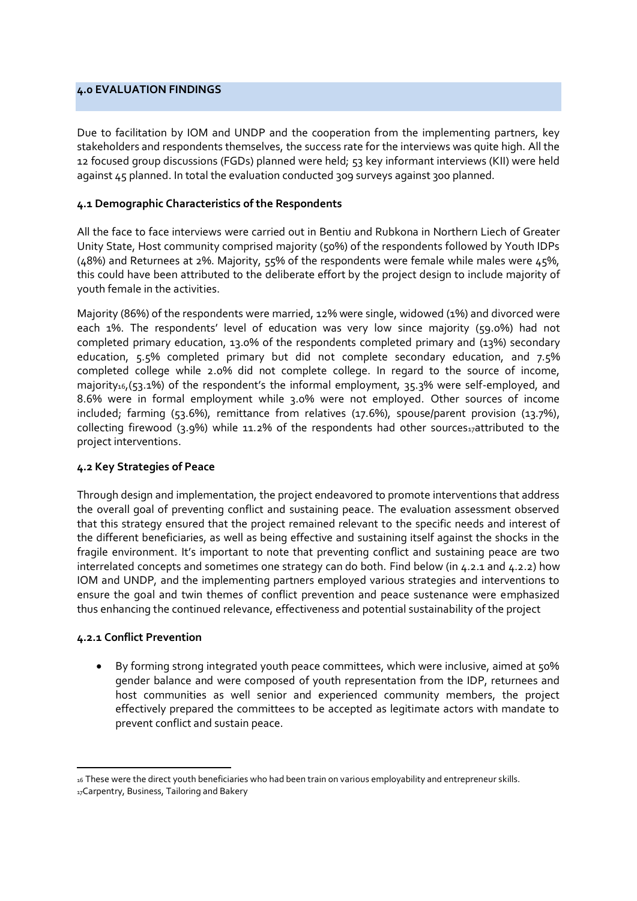## 4.0 EVALUATION FINDINGS

Due to facilitation by IOM and UNDP and the cooperation from the implementing partners, key stakeholders and respondents themselves, the success rate for the interviews was quite high. All the 12 focused group discussions (FGDs) planned were held; 53 key informant interviews (KII) were held against 45 planned. In total the evaluation conducted 309 surveys against 300 planned.

### 4.1 Demographic Characteristics of the Respondents

All the face to face interviews were carried out in Bentiu and Rubkona in Northern Liech of Greater Unity State, Host community comprised majority (50%) of the respondents followed by Youth IDPs (48%) and Returnees at 2%. Majority, 55% of the respondents were female while males were 45%, this could have been attributed to the deliberate effort by the project design to include majority of youth female in the activities.

Majority (86%) of the respondents were married, 12% were single, widowed (1%) and divorced were each 1%. The respondents' level of education was very low since majority (59.0%) had not completed primary education, 13.0% of the respondents completed primary and (13%) secondary education, 5.5% completed primary but did not complete secondary education, and 7.5% completed college while 2.0% did not complete college. In regard to the source of income, majority[16],(53.1%) of the respondent's the informal employment, 35.3% were self-employed, and 8.6% were in formal employment while 3.0% were not employed. Other sources of income included; farming (53.6%), remittance from relatives (17.6%), spouse/parent provision (13.7%), collecting firewood (3.9%) while 11.2% of the respondents had other sources[17]attributed to the project interventions.

### 4.2 Key Strategies of Peace

Through design and implementation, the project endeavored to promote interventions that address the overall goal of preventing conflict and sustaining peace. The evaluation assessment observed that this strategy ensured that the project remained relevant to the specific needs and interest of the different beneficiaries, as well as being effective and sustaining itself against the shocks in the fragile environment. It's important to note that preventing conflict and sustaining peace are two interrelated concepts and sometimes one strategy can do both. Find below (in 4.2.1 and 4.2.2) how IOM and UNDP, and the implementing partners employed various strategies and interventions to ensure the goal and twin themes of conflict prevention and peace sustenance were emphasized thus enhancing the continued relevance, effectiveness and potential sustainability of the project

#### 4.2.1 Conflict Prevention

- By forming strong integrated youth peace committees, which were inclusive, aimed at 50% gender balance and were composed of youth representation from the IDP, returnees and host communities as well senior and experienced community members, the project effectively prepared the committees to be accepted as legitimate actors with mandate to prevent conflict and sustain peace.

---

[16] These were the direct youth beneficiaries who had been train on various employability and entrepreneur skills.
[17] Carpentry, Business, Tailoring and Bakery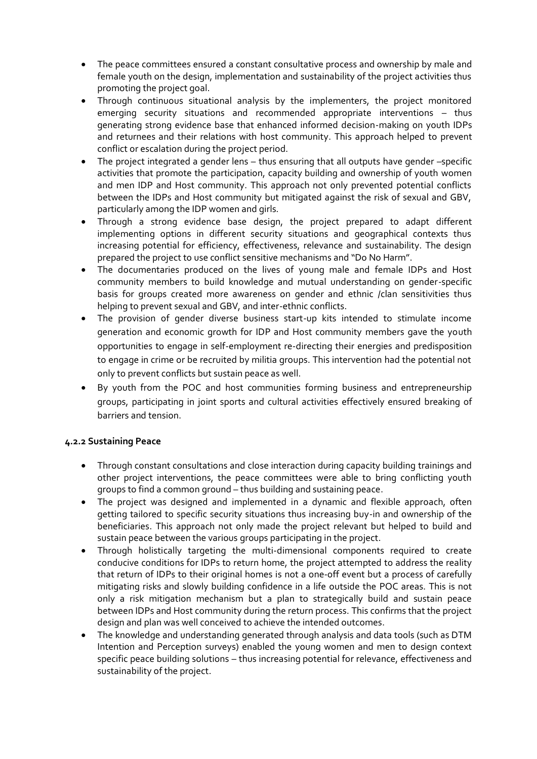- The peace committees ensured a constant consultative process and ownership by male and female youth on the design, implementation and sustainability of the project activities thus promoting the project goal.
- Through continuous situational analysis by the implementers, the project monitored emerging security situations and recommended appropriate interventions – thus generating strong evidence base that enhanced informed decision-making on youth IDPs and returnees and their relations with host community. This approach helped to prevent conflict or escalation during the project period.
- The project integrated a gender lens – thus ensuring that all outputs have gender –specific activities that promote the participation, capacity building and ownership of youth women and men IDP and Host community. This approach not only prevented potential conflicts between the IDPs and Host community but mitigated against the risk of sexual and GBV, particularly among the IDP women and girls.
- Through a strong evidence base design, the project prepared to adapt different implementing options in different security situations and geographical contexts thus increasing potential for efficiency, effectiveness, relevance and sustainability. The design prepared the project to use conflict sensitive mechanisms and "Do No Harm".
- The documentaries produced on the lives of young male and female IDPs and Host community members to build knowledge and mutual understanding on gender-specific basis for groups created more awareness on gender and ethnic /clan sensitivities thus helping to prevent sexual and GBV, and inter-ethnic conflicts.
- The provision of gender diverse business start-up kits intended to stimulate income generation and economic growth for IDP and Host community members gave the youth opportunities to engage in self-employment re-directing their energies and predisposition to engage in crime or be recruited by militia groups. This intervention had the potential not only to prevent conflicts but sustain peace as well.
- By youth from the POC and host communities forming business and entrepreneurship groups, participating in joint sports and cultural activities effectively ensured breaking of barriers and tension.

#### 4.2.2 Sustaining Peace

- Through constant consultations and close interaction during capacity building trainings and other project interventions, the peace committees were able to bring conflicting youth groups to find a common ground – thus building and sustaining peace.
- The project was designed and implemented in a dynamic and flexible approach, often getting tailored to specific security situations thus increasing buy-in and ownership of the beneficiaries. This approach not only made the project relevant but helped to build and sustain peace between the various groups participating in the project.
- Through holistically targeting the multi-dimensional components required to create conducive conditions for IDPs to return home, the project attempted to address the reality that return of IDPs to their original homes is not a one-off event but a process of carefully mitigating risks and slowly building confidence in a life outside the POC areas. This is not only a risk mitigation mechanism but a plan to strategically build and sustain peace between IDPs and Host community during the return process. This confirms that the project design and plan was well conceived to achieve the intended outcomes.
- The knowledge and understanding generated through analysis and data tools (such as DTM Intention and Perception surveys) enabled the young women and men to design context specific peace building solutions – thus increasing potential for relevance, effectiveness and sustainability of the project.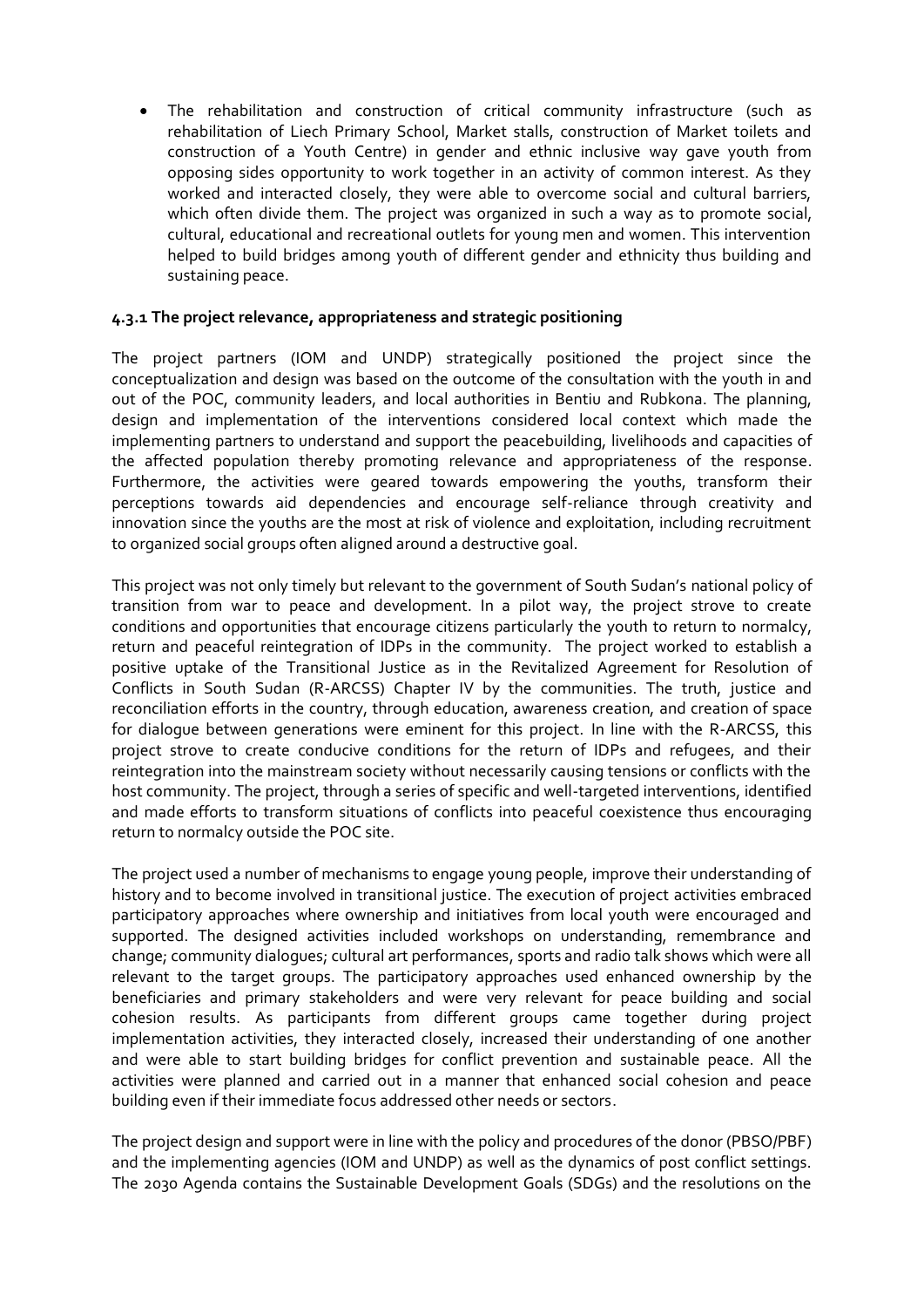- The rehabilitation and construction of critical community infrastructure (such as rehabilitation of Liech Primary School, Market stalls, construction of Market toilets and construction of a Youth Centre) in gender and ethnic inclusive way gave youth from opposing sides opportunity to work together in an activity of common interest. As they worked and interacted closely, they were able to overcome social and cultural barriers, which often divide them. The project was organized in such a way as to promote social, cultural, educational and recreational outlets for young men and women. This intervention helped to build bridges among youth of different gender and ethnicity thus building and sustaining peace.

#### 4.3.1 The project relevance, appropriateness and strategic positioning

The project partners (IOM and UNDP) strategically positioned the project since the conceptualization and design was based on the outcome of the consultation with the youth in and out of the POC, community leaders, and local authorities in Bentiu and Rubkona. The planning, design and implementation of the interventions considered local context which made the implementing partners to understand and support the peacebuilding, livelihoods and capacities of the affected population thereby promoting relevance and appropriateness of the response. Furthermore, the activities were geared towards empowering the youths, transform their perceptions towards aid dependencies and encourage self-reliance through creativity and innovation since the youths are the most at risk of violence and exploitation, including recruitment to organized social groups often aligned around a destructive goal.

This project was not only timely but relevant to the government of South Sudan's national policy of transition from war to peace and development. In a pilot way, the project strove to create conditions and opportunities that encourage citizens particularly the youth to return to normalcy, return and peaceful reintegration of IDPs in the community. The project worked to establish a positive uptake of the Transitional Justice as in the Revitalized Agreement for Resolution of Conflicts in South Sudan (R-ARCSS) Chapter IV by the communities. The truth, justice and reconciliation efforts in the country, through education, awareness creation, and creation of space for dialogue between generations were eminent for this project. In line with the R-ARCSS, this project strove to create conducive conditions for the return of IDPs and refugees, and their reintegration into the mainstream society without necessarily causing tensions or conflicts with the host community. The project, through a series of specific and well-targeted interventions, identified and made efforts to transform situations of conflicts into peaceful coexistence thus encouraging return to normalcy outside the POC site.

The project used a number of mechanisms to engage young people, improve their understanding of history and to become involved in transitional justice. The execution of project activities embraced participatory approaches where ownership and initiatives from local youth were encouraged and supported. The designed activities included workshops on understanding, remembrance and change; community dialogues; cultural art performances, sports and radio talk shows which were all relevant to the target groups. The participatory approaches used enhanced ownership by the beneficiaries and primary stakeholders and were very relevant for peace building and social cohesion results. As participants from different groups came together during project implementation activities, they interacted closely, increased their understanding of one another and were able to start building bridges for conflict prevention and sustainable peace. All the activities were planned and carried out in a manner that enhanced social cohesion and peace building even if their immediate focus addressed other needs or sectors.

The project design and support were in line with the policy and procedures of the donor (PBSO/PBF) and the implementing agencies (IOM and UNDP) as well as the dynamics of post conflict settings. The 2030 Agenda contains the Sustainable Development Goals (SDGs) and the resolutions on the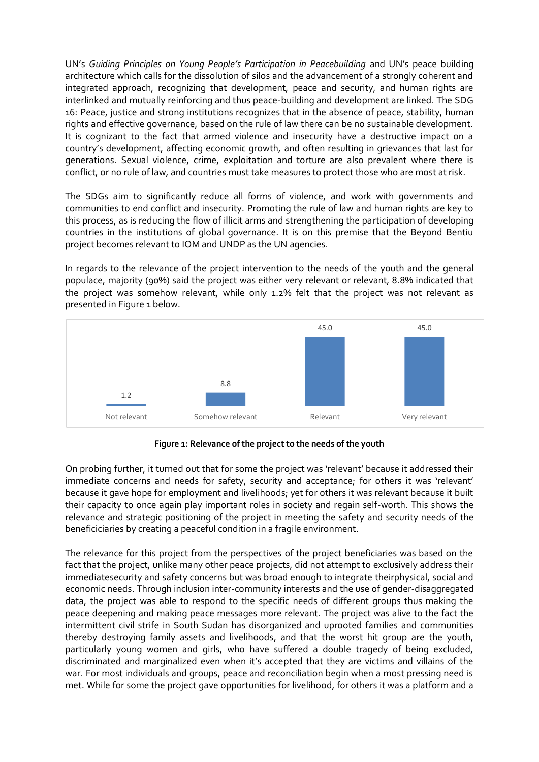UN's *Guiding Principles on Young People's Participation in Peacebuilding* and UN's peace building architecture which calls for the dissolution of silos and the advancement of a strongly coherent and integrated approach, recognizing that development, peace and security, and human rights are interlinked and mutually reinforcing and thus peace-building and development are linked. The SDG 16: Peace, justice and strong institutions recognizes that in the absence of peace, stability, human rights and effective governance, based on the rule of law there can be no sustainable development. It is cognizant to the fact that armed violence and insecurity have a destructive impact on a country's development, affecting economic growth, and often resulting in grievances that last for generations. Sexual violence, crime, exploitation and torture are also prevalent where there is conflict, or no rule of law, and countries must take measures to protect those who are most at risk.

The SDGs aim to significantly reduce all forms of violence, and work with governments and communities to end conflict and insecurity. Promoting the rule of law and human rights are key to this process, as is reducing the flow of illicit arms and strengthening the participation of developing countries in the institutions of global governance. It is on this premise that the Beyond Bentiu project becomes relevant to IOM and UNDP as the UN agencies.

In regards to the relevance of the project intervention to the needs of the youth and the general populace, majority (90%) said the project was either very relevant or relevant, 8.8% indicated that the project was somehow relevant, while only 1.2% felt that the project was not relevant as presented in Figure 1 below.

| Not relevant | Somehow relevant | Relevant | Very relevant |
|---|---|---|---|
| 1.2 | 8.8 | 45.0 | 45.0 |

**Figure 1: Relevance of the project to the needs of the youth**

On probing further, it turned out that for some the project was 'relevant' because it addressed their immediate concerns and needs for safety, security and acceptance; for others it was 'relevant' because it gave hope for employment and livelihoods; yet for others it was relevant because it built their capacity to once again play important roles in society and regain self-worth. This shows the relevance and strategic positioning of the project in meeting the safety and security needs of the beneficiciaries by creating a peaceful condition in a fragile environment.

The relevance for this project from the perspectives of the project beneficiaries was based on the fact that the project, unlike many other peace projects, did not attempt to exclusively address their immediatesecurity and safety concerns but was broad enough to integrate theirphysical, social and economic needs. Through inclusion inter-community interests and the use of gender-disaggregated data, the project was able to respond to the specific needs of different groups thus making the peace deepening and making peace messages more relevant. The project was alive to the fact the intermittent civil strife in South Sudan has disorganized and uprooted families and communities thereby destroying family assets and livelihoods, and that the worst hit group are the youth, particularly young women and girls, who have suffered a double tragedy of being excluded, discriminated and marginalized even when it's accepted that they are victims and villains of the war. For most individuals and groups, peace and reconciliation begin when a most pressing need is met. While for some the project gave opportunities for livelihood, for others it was a platform and a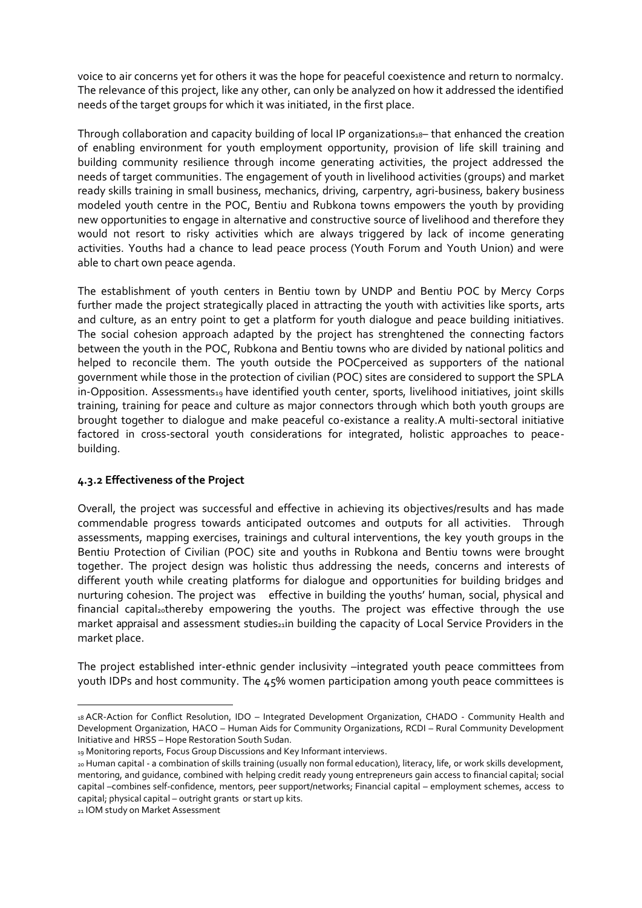voice to air concerns yet for others it was the hope for peaceful coexistence and return to normalcy. The relevance of this project, like any other, can only be analyzed on how it addressed the identified needs of the target groups for which it was initiated, in the first place.

Through collaboration and capacity building of local IP organizations[18]– that enhanced the creation of enabling environment for youth employment opportunity, provision of life skill training and building community resilience through income generating activities, the project addressed the needs of target communities. The engagement of youth in livelihood activities (groups) and market ready skills training in small business, mechanics, driving, carpentry, agri-business, bakery business modeled youth centre in the POC, Bentiu and Rubkona towns empowers the youth by providing new opportunities to engage in alternative and constructive source of livelihood and therefore they would not resort to risky activities which are always triggered by lack of income generating activities. Youths had a chance to lead peace process (Youth Forum and Youth Union) and were able to chart own peace agenda.

The establishment of youth centers in Bentiu town by UNDP and Bentiu POC by Mercy Corps further made the project strategically placed in attracting the youth with activities like sports, arts and culture, as an entry point to get a platform for youth dialogue and peace building initiatives. The social cohesion approach adapted by the project has strenghtened the connecting factors between the youth in the POC, Rubkona and Bentiu towns who are divided by national politics and helped to reconcile them. The youth outside the POCperceived as supporters of the national government while those in the protection of civilian (POC) sites are considered to support the SPLA in-Opposition. Assessments[19] have identified youth center, sports, livelihood initiatives, joint skills training, training for peace and culture as major connectors through which both youth groups are brought together to dialogue and make peaceful co-existance a reality.A multi-sectoral initiative factored in cross-sectoral youth considerations for integrated, holistic approaches to peace-building.

### 4.3.2 Effectiveness of the Project

Overall, the project was successful and effective in achieving its objectives/results and has made commendable progress towards anticipated outcomes and outputs for all activities. Through assessments, mapping exercises, trainings and cultural interventions, the key youth groups in the Bentiu Protection of Civilian (POC) site and youths in Rubkona and Bentiu towns were brought together. The project design was holistic thus addressing the needs, concerns and interests of different youth while creating platforms for dialogue and opportunities for building bridges and nurturing cohesion. The project was effective in building the youths' human, social, physical and financial capital[20]thereby empowering the youths. The project was effective through the use market appraisal and assessment studies[21]in building the capacity of Local Service Providers in the market place.

The project established inter-ethnic gender inclusivity –integrated youth peace committees from youth IDPs and host community. The 45% women participation among youth peace committees is

---

[18] ACR-Action for Conflict Resolution, IDO – Integrated Development Organization, CHADO - Community Health and Development Organization, HACO – Human Aids for Community Organizations, RCDI – Rural Community Development Initiative and HRSS – Hope Restoration South Sudan.

[19] Monitoring reports, Focus Group Discussions and Key Informant interviews.

[20] Human capital - a combination of skills training (usually non formal education), literacy, life, or work skills development, mentoring, and guidance, combined with helping credit ready young entrepreneurs gain access to financial capital; social capital –combines self-confidence, mentors, peer support/networks; Financial capital – employment schemes, access to capital; physical capital – outright grants or start up kits.

[21] IOM study on Market Assessment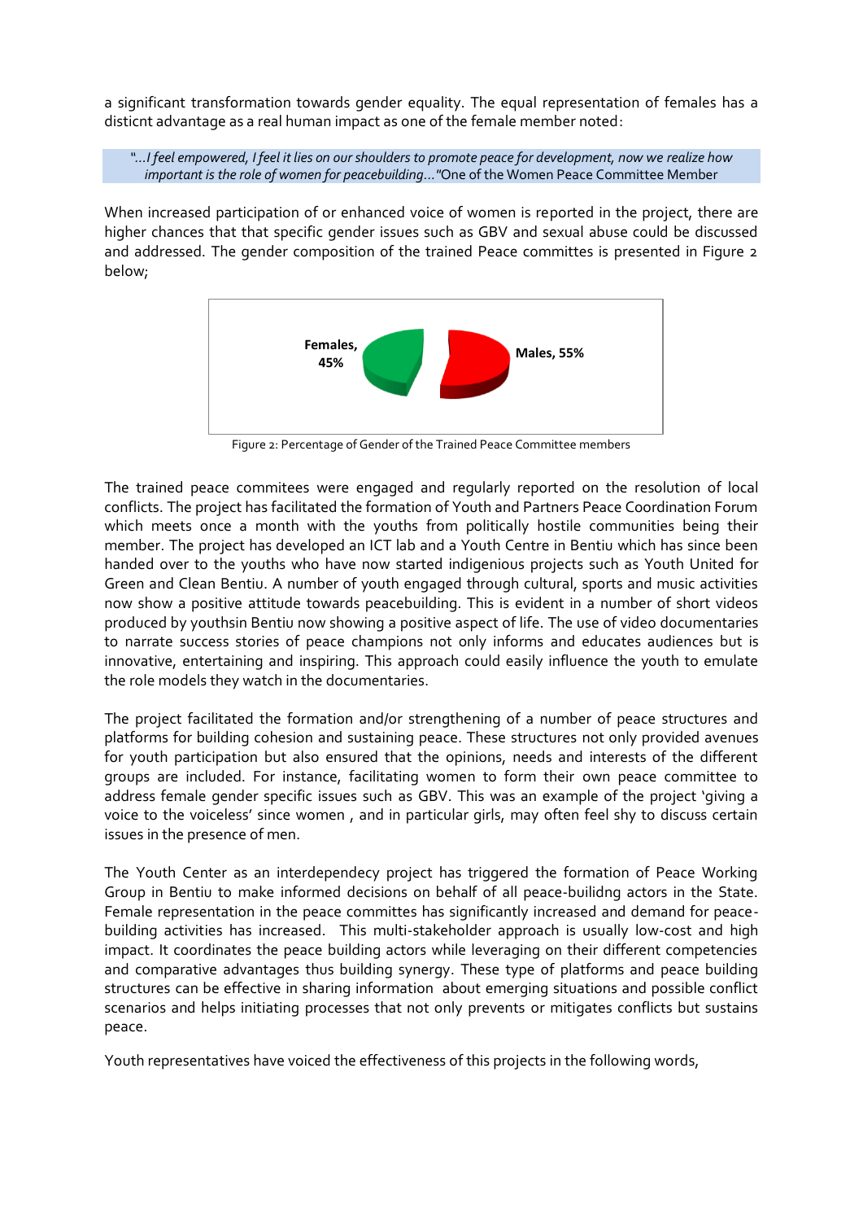a significant transformation towards gender equality. The equal representation of females has a disticnt advantage as a real human impact as one of the female member noted:

> "…*I feel empowered, I feel it lies on our shoulders to promote peace for development, now we realize how important is the role of women for peacebuilding*…"One of the Women Peace Committee Member

When increased participation of or enhanced voice of women is reported in the project, there are higher chances that that specific gender issues such as GBV and sexual abuse could be discussed and addressed. The gender composition of the trained Peace committes is presented in Figure 2 below;

**Females, 45%** **Males, 55%**

Figure 2: Percentage of Gender of the Trained Peace Committee members

The trained peace commitees were engaged and regularly reported on the resolution of local conflicts. The project has facilitated the formation of Youth and Partners Peace Coordination Forum which meets once a month with the youths from politically hostile communities being their member. The project has developed an ICT lab and a Youth Centre in Bentiu which has since been handed over to the youths who have now started indigenious projects such as Youth United for Green and Clean Bentiu. A number of youth engaged through cultural, sports and music activities now show a positive attitude towards peacebuilding. This is evident in a number of short videos produced by youthsin Bentiu now showing a positive aspect of life. The use of video documentaries to narrate success stories of peace champions not only informs and educates audiences but is innovative, entertaining and inspiring. This approach could easily influence the youth to emulate the role models they watch in the documentaries.

The project facilitated the formation and/or strengthening of a number of peace structures and platforms for building cohesion and sustaining peace. These structures not only provided avenues for youth participation but also ensured that the opinions, needs and interests of the different groups are included. For instance, facilitating women to form their own peace committee to address female gender specific issues such as GBV. This was an example of the project 'giving a voice to the voiceless' since women , and in particular girls, may often feel shy to discuss certain issues in the presence of men.

The Youth Center as an interdependecy project has triggered the formation of Peace Working Group in Bentiu to make informed decisions on behalf of all peace-builidng actors in the State. Female representation in the peace committes has significantly increased and demand for peace-building activities has increased. This multi-stakeholder approach is usually low-cost and high impact. It coordinates the peace building actors while leveraging on their different competencies and comparative advantages thus building synergy. These type of platforms and peace building structures can be effective in sharing information about emerging situations and possible conflict scenarios and helps initiating processes that not only prevents or mitigates conflicts but sustains peace.

Youth representatives have voiced the effectiveness of this projects in the following words,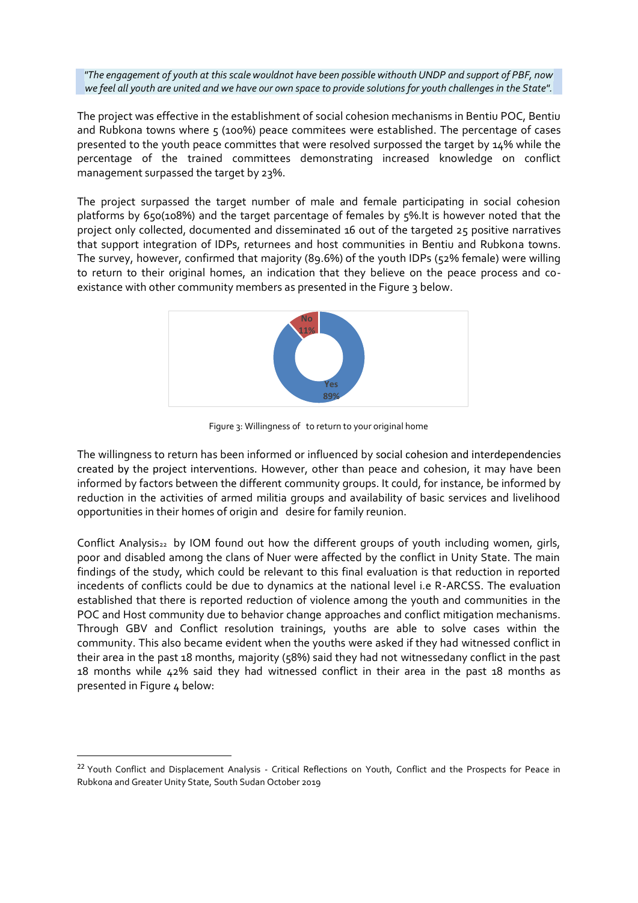*"The engagement of youth at this scale wouldnot have been possible withouth UNDP and support of PBF, now we feel all youth are united and we have our own space to provide solutions for youth challenges in the State".*

The project was effective in the establishment of social cohesion mechanisms in Bentiu POC, Bentiu and Rubkona towns where 5 (100%) peace commitees were established. The percentage of cases presented to the youth peace committes that were resolved surpossed the target by 14% while the percentage of the trained committees demonstrating increased knowledge on conflict management surpassed the target by 23%.

The project surpassed the target number of male and female participating in social cohesion platforms by 650(108%) and the target percentage of females by 5%.It is however noted that the project only collected, documented and disseminated 16 out of the targeted 25 positive narratives that support integration of IDPs, returnees and host communities in Bentiu and Rubkona towns. The survey, however, confirmed that majority (89.6%) of the youth IDPs (52% female) were willing to return to their original homes, an indication that they believe on the peace process and co-existance with other community members as presented in the Figure 3 below.

No 11%

Yes 89%

Figure 3: Willingness of to return to your original home

The willingness to return has been informed or influenced by social cohesion and interdependencies created by the project interventions. However, other than peace and cohesion, it may have been informed by factors between the different community groups. It could, for instance, be informed by reduction in the activities of armed militia groups and availability of basic services and livelihood opportunities in their homes of origin and desire for family reunion.

Conflict Analysis[22] by IOM found out how the different groups of youth including women, girls, poor and disabled among the clans of Nuer were affected by the conflict in Unity State. The main findings of the study, which could be relevant to this final evaluation is that reduction in reported incedents of conflicts could be due to dynamics at the national level i.e R-ARCSS. The evaluation established that there is reported reduction of violence among the youth and communities in the POC and Host community due to behavior change approaches and conflict mitigation mechanisms. Through GBV and Conflict resolution trainings, youths are able to solve cases within the community. This also became evident when the youths were asked if they had witnessed conflict in their area in the past 18 months, majority (58%) said they had not witnessedany conflict in the past 18 months while 42% said they had witnessed conflict in their area in the past 18 months as presented in Figure 4 below:

[22] Youth Conflict and Displacement Analysis - Critical Reflections on Youth, Conflict and the Prospects for Peace in Rubkona and Greater Unity State, South Sudan October 2019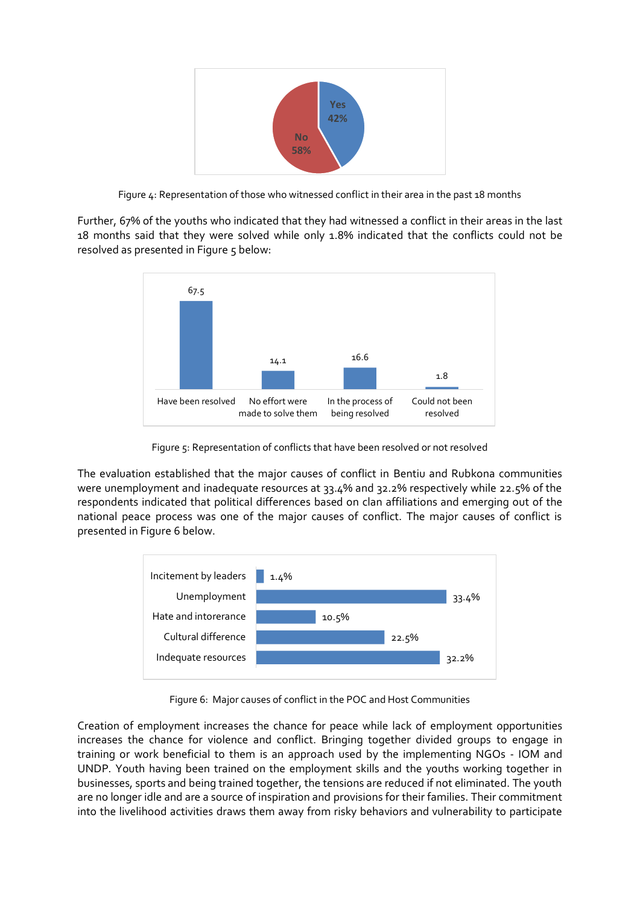Figure 4: Representation of those who witnessed conflict in their area in the past 18 months

Further, 67% of the youths who indicated that they had witnessed a conflict in their areas in the last 18 months said that they were solved while only 1.8% indicated that the conflicts could not be resolved as presented in Figure 5 below:

Figure 5: Representation of conflicts that have been resolved or not resolved

The evaluation established that the major causes of conflict in Bentiu and Rubkona communities were unemployment and inadequate resources at 33.4% and 32.2% respectively while 22.5% of the respondents indicated that political differences based on clan affiliations and emerging out of the national peace process was one of the major causes of conflict. The major causes of conflict is presented in Figure 6 below.

Figure 6: Major causes of conflict in the POC and Host Communities

Creation of employment increases the chance for peace while lack of employment opportunities increases the chance for violence and conflict. Bringing together divided groups to engage in training or work beneficial to them is an approach used by the implementing NGOs - IOM and UNDP. Youth having been trained on the employment skills and the youths working together in businesses, sports and being trained together, the tensions are reduced if not eliminated. The youth are no longer idle and are a source of inspiration and provisions for their families. Their commitment into the livelihood activities draws them away from risky behaviors and vulnerability to participate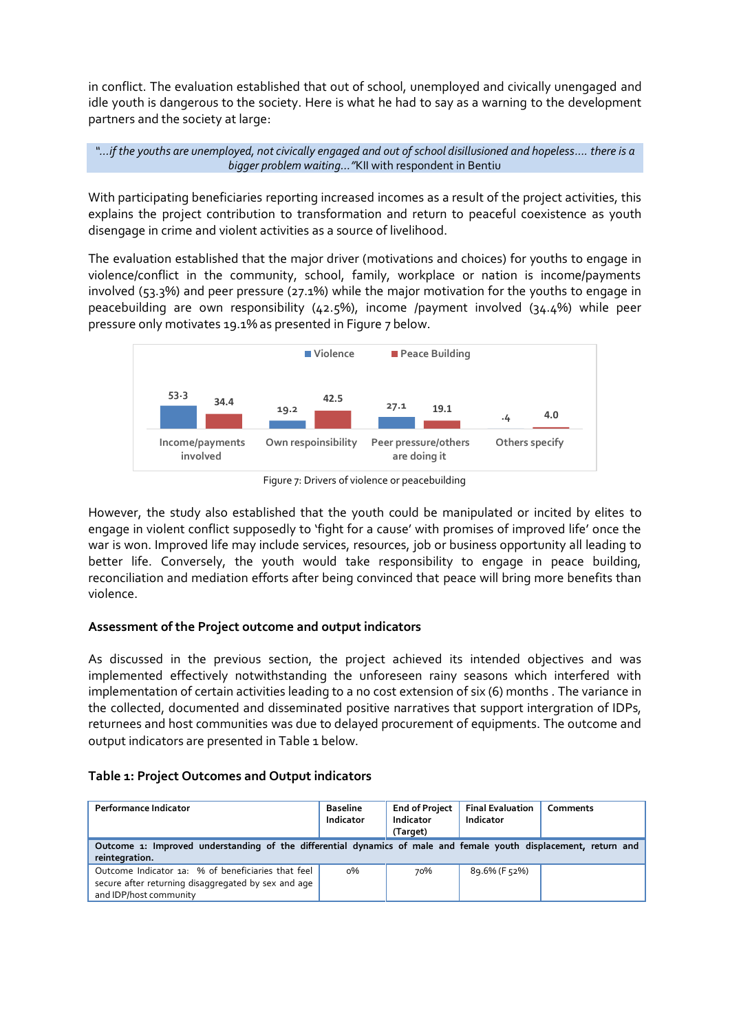in conflict. The evaluation established that out of school, unemployed and civically unengaged and idle youth is dangerous to the society. Here is what he had to say as a warning to the development partners and the society at large:

> *"…if the youths are unemployed, not civically engaged and out of school disillusioned and hopeless…. there is a bigger problem waiting…"*KII with respondent in Bentiu

With participating beneficiaries reporting increased incomes as a result of the project activities, this explains the project contribution to transformation and return to peaceful coexistence as youth disengage in crime and violent activities as a source of livelihood.

The evaluation established that the major driver (motivations and choices) for youths to engage in violence/conflict in the community, school, family, workplace or nation is income/payments involved (53.3%) and peer pressure (27.1%) while the major motivation for the youths to engage in peacebuilding are own responsibility (42.5%), income /payment involved (34.4%) while peer pressure only motivates 19.1% as presented in Figure 7 below.

| | Violence | Peace Building |
|---|---|---|
| Income/payments involved | 53.3 | 34.4 |
| Own respoinsibility | 19.2 | 42.5 |
| Peer pressure/others are doing it | 27.1 | 19.1 |
| Others specify | .4 | 4.0 |

Figure 7: Drivers of violence or peacebuilding

However, the study also established that the youth could be manipulated or incited by elites to engage in violent conflict supposedly to 'fight for a cause' with promises of improved life' once the war is won. Improved life may include services, resources, job or business opportunity all leading to better life. Conversely, the youth would take responsibility to engage in peace building, reconciliation and mediation efforts after being convinced that peace will bring more benefits than violence.

### Assessment of the Project outcome and output indicators

As discussed in the previous section, the project achieved its intended objectives and was implemented effectively notwithstanding the unforeseen rainy seasons which interfered with implementation of certain activities leading to a no cost extension of six (6) months . The variance in the collected, documented and disseminated positive narratives that support intergration of IDPs, returnees and host communities was due to delayed procurement of equipments. The outcome and output indicators are presented in Table 1 below.

**Table 1: Project Outcomes and Output indicators**

| Performance Indicator | Baseline Indicator | End of Project Indicator (Target) | Final Evaluation Indicator | Comments |
|---|---|---|---|---|
| **Outcome 1: Improved understanding of the differential dynamics of male and female youth displacement, return and reintegration.** | | | | |
| Outcome Indicator 1a: % of beneficiaries that feel secure after returning disaggregated by sex and age and IDP/host community | 0% | 70% | 89.6% (F 52%) | |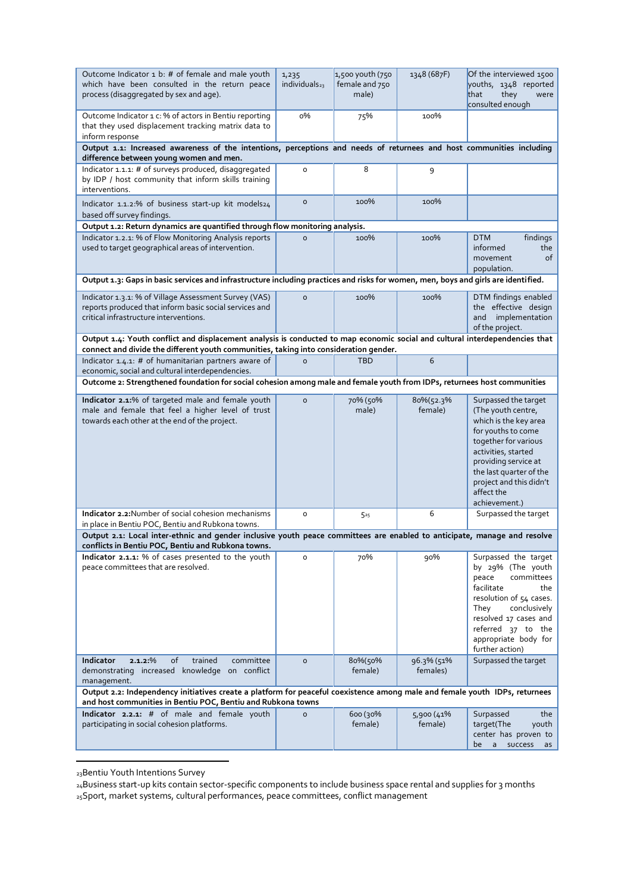| Outcome Indicator 1 b: # of female and male youth which have been consulted in the return peace process (disaggregated by sex and age). | 1,235 individuals[23] | 1,500 youth (750 female and 750 male) | 1348 (687F) | Of the interviewed 1500 youths, 1348 reported that they were consulted enough |
|---|---|---|---|---|
| Outcome Indicator 1 c: % of actors in Bentiu reporting that they used displacement tracking matrix data to inform response | 0% | 75% | 100% | |
| **Output 1.1: Increased awareness of the intentions, perceptions and needs of returnees and host communities including difference between young women and men.** | | | | |
| Indicator 1.1.1: # of surveys produced, disaggregated by IDP / host community that inform skills training interventions. | 0 | 8 | 9 | |
| Indicator 1.1.2:% of business start-up kit models[24] based off survey findings. | 0 | 100% | 100% | |
| **Output 1.2: Return dynamics are quantified through flow monitoring analysis.** | | | | |
| Indicator 1.2.1: % of Flow Monitoring Analysis reports used to target geographical areas of intervention. | 0 | 100% | 100% | DTM findings informed the movement of population. |
| **Output 1.3: Gaps in basic services and infrastructure including practices and risks for women, men, boys and girls are identified.** | | | | |
| Indicator 1.3.1: % of Village Assessment Survey (VAS) reports produced that inform basic social services and critical infrastructure interventions. | 0 | 100% | 100% | DTM findings enabled the effective design and implementation of the project. |
| **Output 1.4: Youth conflict and displacement analysis is conducted to map economic social and cultural interdependencies that connect and divide the different youth communities, taking into consideration gender.** | | | | |
| Indicator 1.4.1: # of humanitarian partners aware of economic, social and cultural interdependencies. | 0 | TBD | 6 | |
| **Outcome 2: Strengthened foundation for social cohesion among male and female youth from IDPs, returnees host communities** | | | | |
| **Indicator 2.1:**% of targeted male and female youth male and female that feel a higher level of trust towards each other at the end of the project. | 0 | 70% (50% male) | 80%(52.3% female) | Surpassed the target (The youth centre, which is the key area for youths to come together for various activities, started providing service at the last quarter of the project and this didn't affect the achievement.) |
| **Indicator 2.2:**Number of social cohesion mechanisms in place in Bentiu POC, Bentiu and Rubkona towns. | 0 | 5[25] | 6 | Surpassed the target |
| **Output 2.1: Local inter-ethnic and gender inclusive youth peace committees are enabled to anticipate, manage and resolve conflicts in Bentiu POC, Bentiu and Rubkona towns.** | | | | |
| **Indicator 2.1.1:** % of cases presented to the youth peace committees that are resolved. | 0 | 70% | 90% | Surpassed the target by 29% (The youth peace committees facilitate the resolution of 54 cases. They conclusively resolved 17 cases and referred 37 to the appropriate body for further action) |
| **Indicator 2.1.2:**% of trained committee demonstrating increased knowledge on conflict management. | 0 | 80%(50% female) | 96.3% (51% females) | Surpassed the target |
| **Output 2.2: Independency initiatives create a platform for peaceful coexistence among male and female youth IDPs, returnees and host communities in Bentiu POC, Bentiu and Rubkona towns** | | | | |
| **Indicator 2.2.1:** # of male and female youth participating in social cohesion platforms. | 0 | 600 (30% female) | 5,900 (41% female) | Surpassed the target(The youth center has proven to be a success as |

[23] Bentiu Youth Intentions Survey
[24] Business start-up kits contain sector-specific components to include business space rental and supplies for 3 months
[25] Sport, market systems, cultural performances, peace committees, conflict management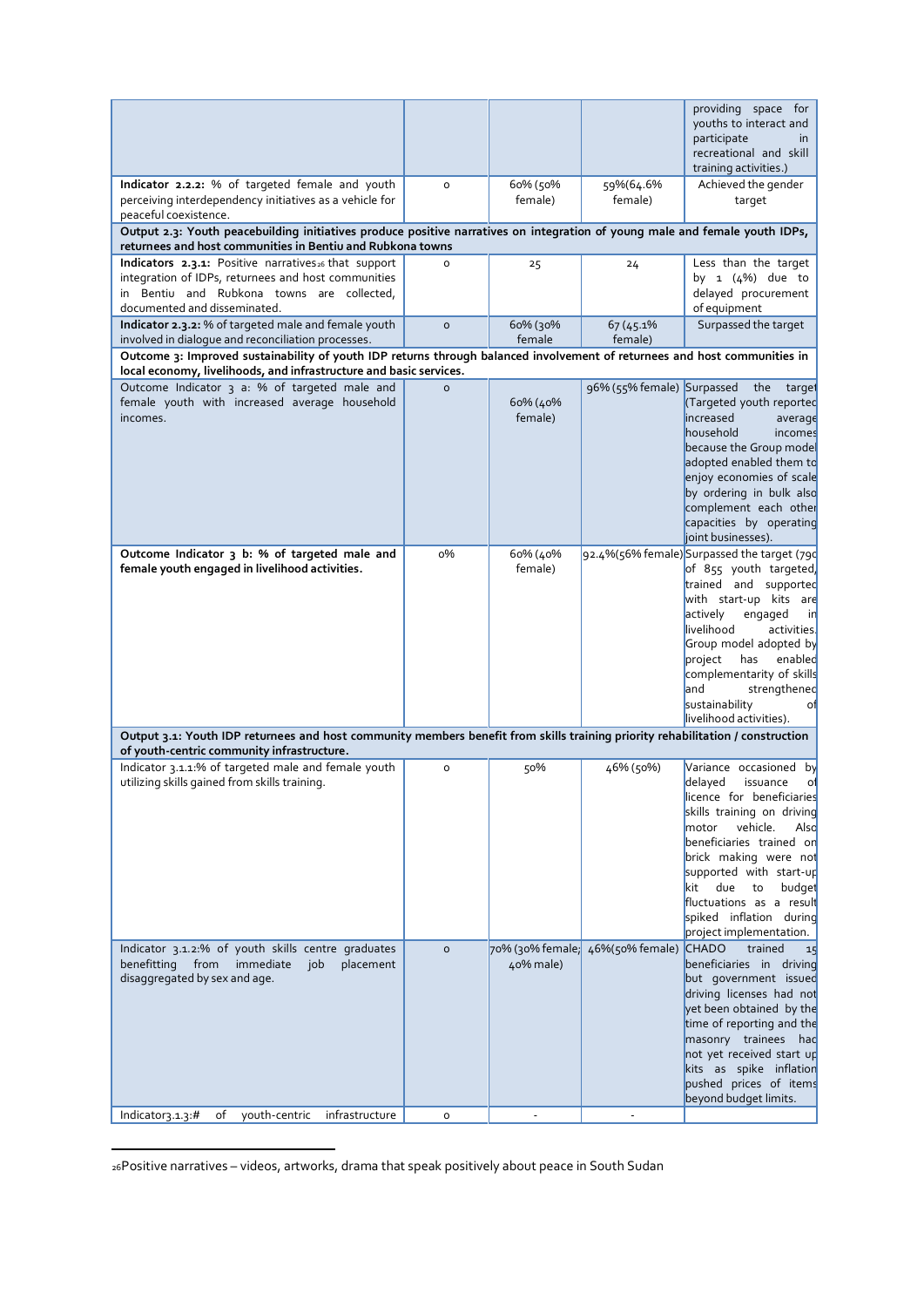| | | | | |
|---|---|---|---|---|
| | | | | providing space for youths to interact and participate in recreational and skill training activities.) |
| **Indicator 2.2.2:** % of targeted female and youth perceiving interdependency initiatives as a vehicle for peaceful coexistence. | 0 | 60% (50% female) | 59%(64.6% female) | Achieved the gender target |
| **Output 2.3: Youth peacebuilding initiatives produce positive narratives on integration of young male and female youth IDPs, returnees and host communities in Bentiu and Rubkona towns** | | | | |
| **Indicators 2.3.1:** Positive narratives[26] that support integration of IDPs, returnees and host communities in Bentiu and Rubkona towns are collected, documented and disseminated. | 0 | 25 | 24 | Less than the target by 1 (4%) due to delayed procurement of equipment |
| **Indicator 2.3.2:** % of targeted male and female youth involved in dialogue and reconciliation processes. | 0 | 60% (30% female | 67 (45.1% female) | Surpassed the target |
| **Outcome 3: Improved sustainability of youth IDP returns through balanced involvement of returnees and host communities in local economy, livelihoods, and infrastructure and basic services.** | | | | |
| Outcome Indicator 3 a: % of targeted male and female youth with increased average household incomes. | 0 | 60% (40% female) | 96% (55% female) | Surpassed the target (Targeted youth reported increased average household incomes because the Group model adopted enabled them to enjoy economies of scale by ordering in bulk also complement each other capacities by operating joint businesses). |
| **Outcome Indicator 3 b: % of targeted male and female youth engaged in livelihood activities.** | 0% | 60% (40% female) | 92.4%(56% female) | Surpassed the target (790 of 855 youth targeted, trained and supported with start-up kits are actively engaged in livelihood activities. Group model adopted by project has enabled complementarity of skills and strengthened sustainability of livelihood activities). |
| **Output 3.1: Youth IDP returnees and host community members benefit from skills training priority rehabilitation / construction of youth-centric community infrastructure.** | | | | |
| Indicator 3.1.1:% of targeted male and female youth utilizing skills gained from skills training. | 0 | 50% | 46% (50%) | Variance occasioned by delayed issuance of licence for beneficiaries skills training on driving motor vehicle. Also beneficiaries trained on brick making were not supported with start-up kit due to budget fluctuations as a result spiked inflation during project implementation. |
| Indicator 3.1.2:% of youth skills centre graduates benefitting from immediate job placement disaggregated by sex and age. | 0 | 70% (30% female; 40% male) | 46%(50% female) | CHADO trained 15 beneficiaries in driving but government issued driving licenses had not yet been obtained by the time of reporting and the masonry trainees had not yet received start up kits as spike inflation pushed prices of items beyond budget limits. |
| Indicator3.1.3:# of youth-centric infrastructure | 0 | - | - | |

[26] Positive narratives – videos, artworks, drama that speak positively about peace in South Sudan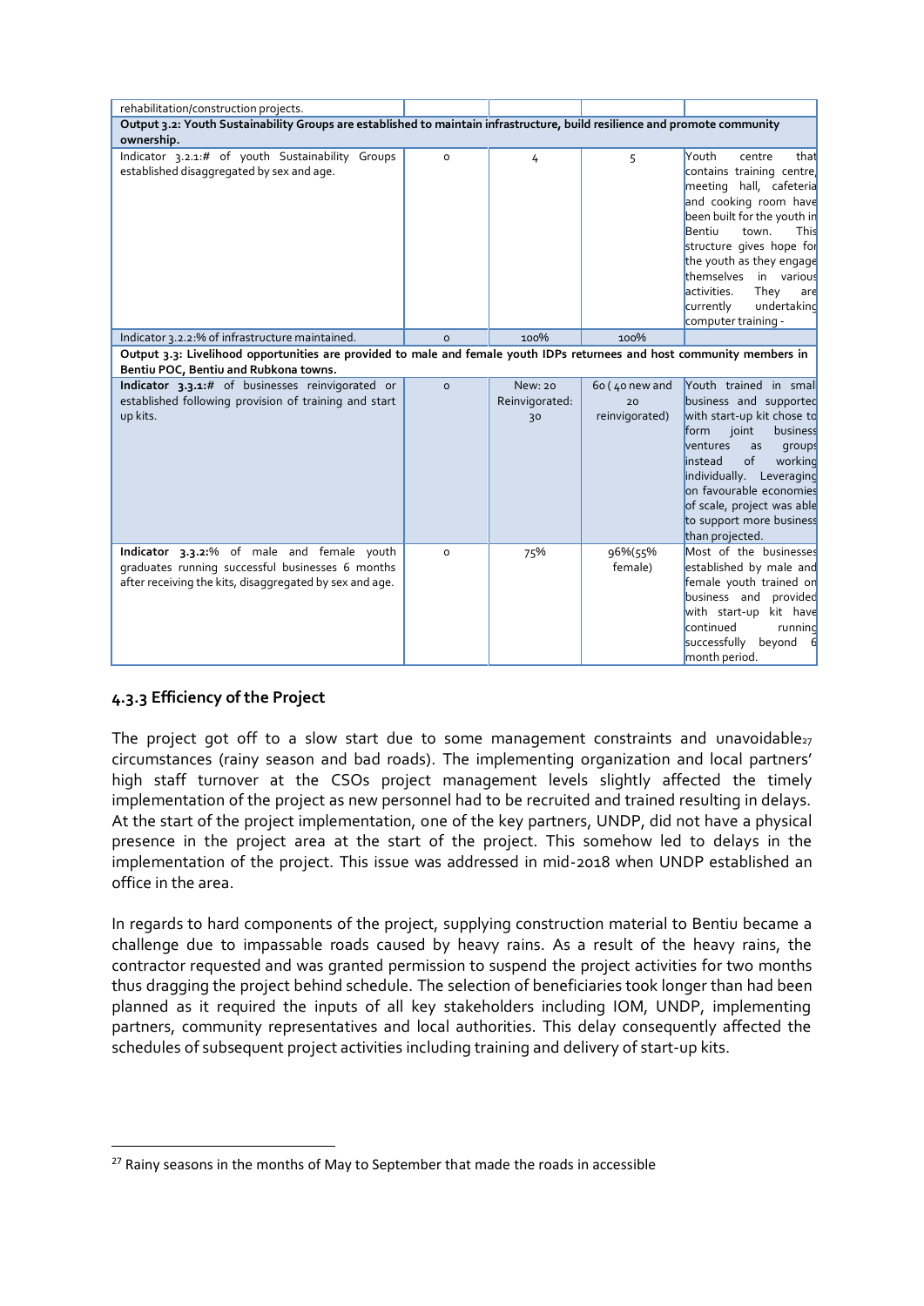| rehabilitation/construction projects. | | | | |
|---|---|---|---|---|
| **Output 3.2: Youth Sustainability Groups are established to maintain infrastructure, build resilience and promote community ownership.** | | | | |
| Indicator 3.2.1:# of youth Sustainability Groups established disaggregated by sex and age. | 0 | 4 | 5 | Youth centre that contains training centre, meeting hall, cafeteria and cooking room have been built for the youth in Bentiu town. This structure gives hope for the youth as they engage themselves in various activities. They are currently undertaking computer training - |
| Indicator 3.2.2:% of infrastructure maintained. | 0 | 100% | 100% | |
| **Output 3.3: Livelihood opportunities are provided to male and female youth IDPs returnees and host community members in Bentiu POC, Bentiu and Rubkona towns.** | | | | |
| **Indicator 3.3.1:**# of businesses reinvigorated or established following provision of training and start up kits. | 0 | New: 20 Reinvigorated: 30 | 60 ( 40 new and 20 reinvigorated) | Youth trained in small business and supported with start-up kit chose to form joint business ventures as groups instead of working individually. Leveraging on favourable economies of scale, project was able to support more business than projected. |
| **Indicator 3.3.2:**% of male and female youth graduates running successful businesses 6 months after receiving the kits, disaggregated by sex and age. | 0 | 75% | 96%(55% female) | Most of the businesses established by male and female youth trained on business and provided with start-up kit have continued running successfully beyond 6 month period. |

### 4.3.3 Efficiency of the Project

The project got off to a slow start due to some management constraints and unavoidable[27] circumstances (rainy season and bad roads). The implementing organization and local partners' high staff turnover at the CSOs project management levels slightly affected the timely implementation of the project as new personnel had to be recruited and trained resulting in delays. At the start of the project implementation, one of the key partners, UNDP, did not have a physical presence in the project area at the start of the project. This somehow led to delays in the implementation of the project. This issue was addressed in mid-2018 when UNDP established an office in the area.

In regards to hard components of the project, supplying construction material to Bentiu became a challenge due to impassable roads caused by heavy rains. As a result of the heavy rains, the contractor requested and was granted permission to suspend the project activities for two months thus dragging the project behind schedule. The selection of beneficiaries took longer than had been planned as it required the inputs of all key stakeholders including IOM, UNDP, implementing partners, community representatives and local authorities. This delay consequently affected the schedules of subsequent project activities including training and delivery of start-up kits.

[27] Rainy seasons in the months of May to September that made the roads in accessible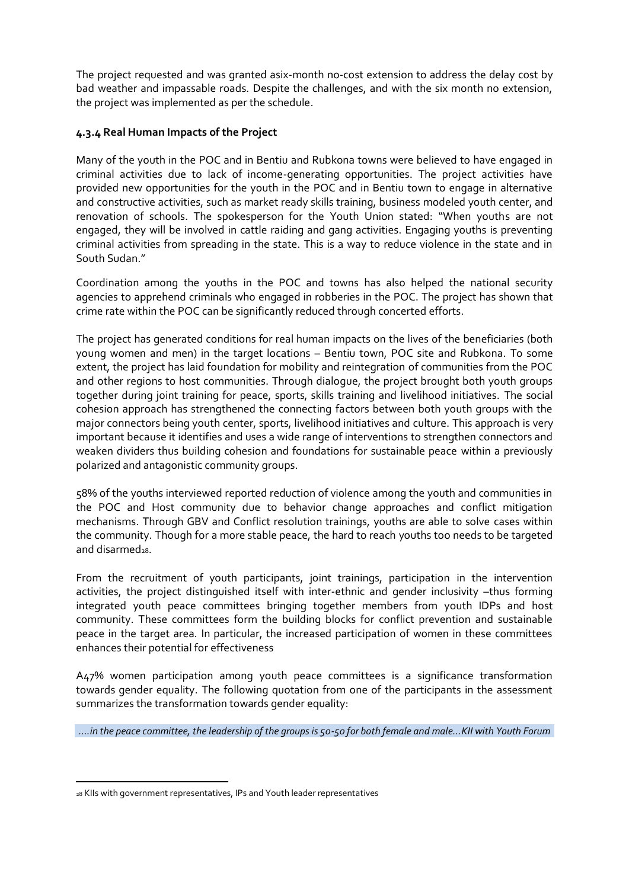The project requested and was granted asix-month no-cost extension to address the delay cost by bad weather and impassable roads. Despite the challenges, and with the six month no extension, the project was implemented as per the schedule.

### 4.3.4 Real Human Impacts of the Project

Many of the youth in the POC and in Bentiu and Rubkona towns were believed to have engaged in criminal activities due to lack of income-generating opportunities. The project activities have provided new opportunities for the youth in the POC and in Bentiu town to engage in alternative and constructive activities, such as market ready skills training, business modeled youth center, and renovation of schools. The spokesperson for the Youth Union stated: "When youths are not engaged, they will be involved in cattle raiding and gang activities. Engaging youths is preventing criminal activities from spreading in the state. This is a way to reduce violence in the state and in South Sudan."

Coordination among the youths in the POC and towns has also helped the national security agencies to apprehend criminals who engaged in robberies in the POC. The project has shown that crime rate within the POC can be significantly reduced through concerted efforts.

The project has generated conditions for real human impacts on the lives of the beneficiaries (both young women and men) in the target locations – Bentiu town, POC site and Rubkona. To some extent, the project has laid foundation for mobility and reintegration of communities from the POC and other regions to host communities. Through dialogue, the project brought both youth groups together during joint training for peace, sports, skills training and livelihood initiatives. The social cohesion approach has strengthened the connecting factors between both youth groups with the major connectors being youth center, sports, livelihood initiatives and culture. This approach is very important because it identifies and uses a wide range of interventions to strengthen connectors and weaken dividers thus building cohesion and foundations for sustainable peace within a previously polarized and antagonistic community groups.

58% of the youths interviewed reported reduction of violence among the youth and communities in the POC and Host community due to behavior change approaches and conflict mitigation mechanisms. Through GBV and Conflict resolution trainings, youths are able to solve cases within the community. Though for a more stable peace, the hard to reach youths too needs to be targeted and disarmed[28].

From the recruitment of youth participants, joint trainings, participation in the intervention activities, the project distinguished itself with inter-ethnic and gender inclusivity –thus forming integrated youth peace committees bringing together members from youth IDPs and host community. These committees form the building blocks for conflict prevention and sustainable peace in the target area. In particular, the increased participation of women in these committees enhances their potential for effectiveness

A47% women participation among youth peace committees is a significance transformation towards gender equality. The following quotation from one of the participants in the assessment summarizes the transformation towards gender equality:

*….in the peace committee, the leadership of the groups is 50-50 for both female and male…KII with Youth Forum*

---

[28] KIIs with government representatives, IPs and Youth leader representatives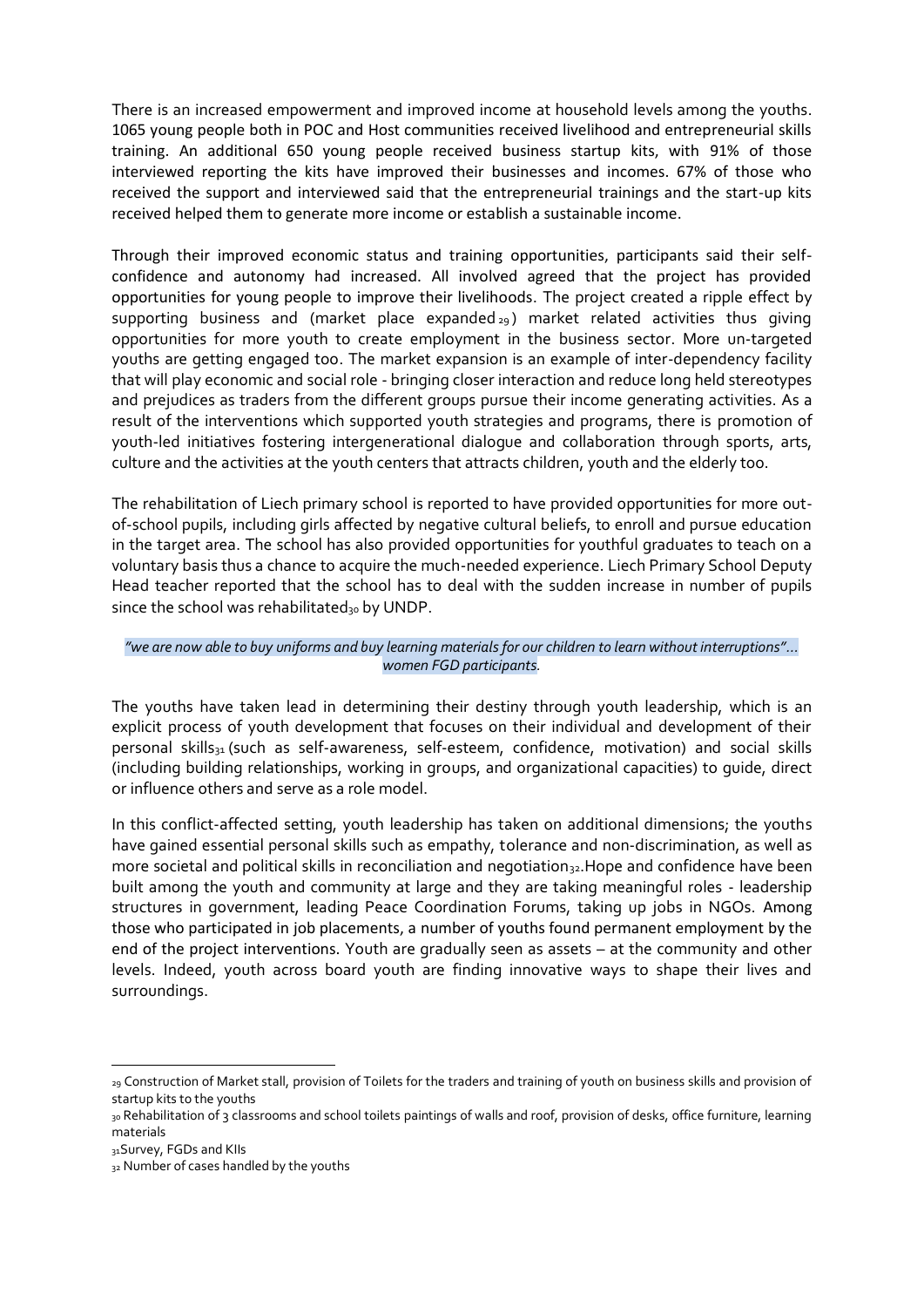There is an increased empowerment and improved income at household levels among the youths. 1065 young people both in POC and Host communities received livelihood and entrepreneurial skills training. An additional 650 young people received business startup kits, with 91% of those interviewed reporting the kits have improved their businesses and incomes. 67% of those who received the support and interviewed said that the entrepreneurial trainings and the start-up kits received helped them to generate more income or establish a sustainable income.

Through their improved economic status and training opportunities, participants said their self-confidence and autonomy had increased. All involved agreed that the project has provided opportunities for young people to improve their livelihoods. The project created a ripple effect by supporting business and (market place expanded [29]) market related activities thus giving opportunities for more youth to create employment in the business sector. More un-targeted youths are getting engaged too. The market expansion is an example of inter-dependency facility that will play economic and social role - bringing closer interaction and reduce long held stereotypes and prejudices as traders from the different groups pursue their income generating activities. As a result of the interventions which supported youth strategies and programs, there is promotion of youth-led initiatives fostering intergenerational dialogue and collaboration through sports, arts, culture and the activities at the youth centers that attracts children, youth and the elderly too.

The rehabilitation of Liech primary school is reported to have provided opportunities for more out-of-school pupils, including girls affected by negative cultural beliefs, to enroll and pursue education in the target area. The school has also provided opportunities for youthful graduates to teach on a voluntary basis thus a chance to acquire the much-needed experience. Liech Primary School Deputy Head teacher reported that the school has to deal with the sudden increase in number of pupils since the school was rehabilitated[30] by UNDP.

*"we are now able to buy uniforms and buy learning materials for our children to learn without interruptions"… women FGD participants.*

The youths have taken lead in determining their destiny through youth leadership, which is an explicit process of youth development that focuses on their individual and development of their personal skills[31] (such as self-awareness, self-esteem, confidence, motivation) and social skills (including building relationships, working in groups, and organizational capacities) to guide, direct or influence others and serve as a role model.

In this conflict-affected setting, youth leadership has taken on additional dimensions; the youths have gained essential personal skills such as empathy, tolerance and non-discrimination, as well as more societal and political skills in reconciliation and negotiation[32].Hope and confidence have been built among the youth and community at large and they are taking meaningful roles - leadership structures in government, leading Peace Coordination Forums, taking up jobs in NGOs. Among those who participated in job placements, a number of youths found permanent employment by the end of the project interventions. Youth are gradually seen as assets – at the community and other levels. Indeed, youth across board youth are finding innovative ways to shape their lives and surroundings.

[29] Construction of Market stall, provision of Toilets for the traders and training of youth on business skills and provision of startup kits to the youths

[30] Rehabilitation of 3 classrooms and school toilets paintings of walls and roof, provision of desks, office furniture, learning materials

[31] Survey, FGDs and KIIs

[32] Number of cases handled by the youths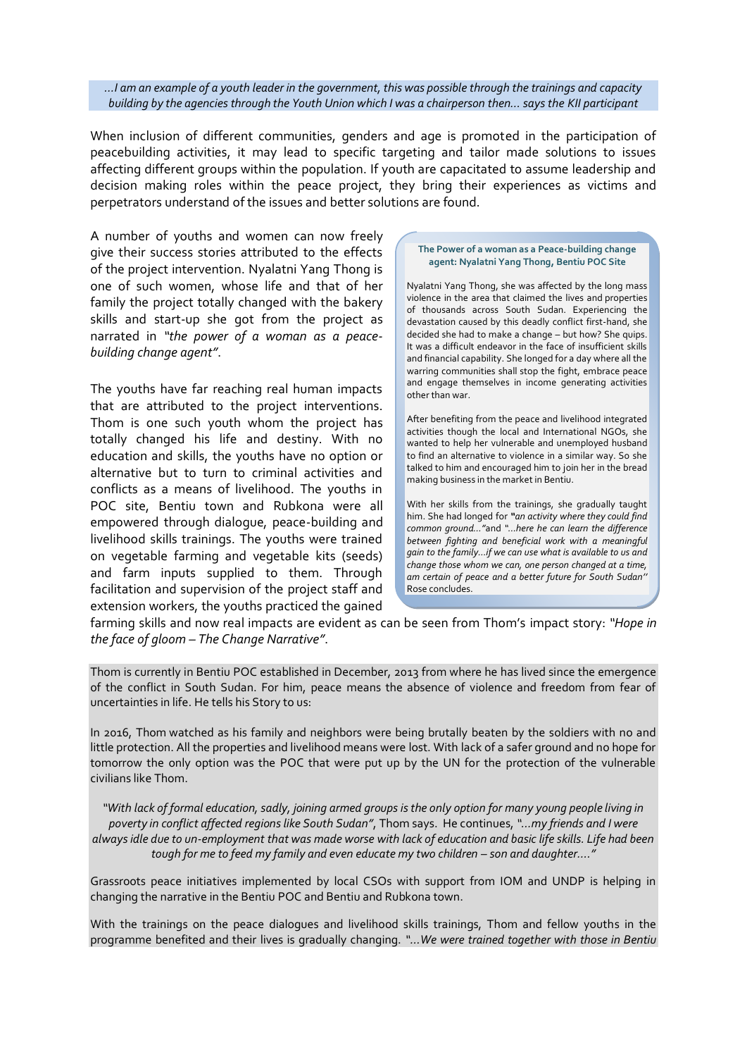*...I am an example of a youth leader in the government, this was possible through the trainings and capacity building by the agencies through the Youth Union which I was a chairperson then... says the KII participant*

When inclusion of different communities, genders and age is promoted in the participation of peacebuilding activities, it may lead to specific targeting and tailor made solutions to issues affecting different groups within the population. If youth are capacitated to assume leadership and decision making roles within the peace project, they bring their experiences as victims and perpetrators understand of the issues and better solutions are found.

A number of youths and women can now freely give their success stories attributed to the effects of the project intervention. Nyalatni Yang Thong is one of such women, whose life and that of her family the project totally changed with the bakery skills and start-up she got from the project as narrated in *"the power of a woman as a peace-building change agent"*.

The youths have far reaching real human impacts that are attributed to the project interventions. Thom is one such youth whom the project has totally changed his life and destiny. With no education and skills, the youths have no option or alternative but to turn to criminal activities and conflicts as a means of livelihood. The youths in POC site, Bentiu town and Rubkona were all empowered through dialogue, peace-building and livelihood skills trainings. The youths were trained on vegetable farming and vegetable kits (seeds) and farm inputs supplied to them. Through facilitation and supervision of the project staff and extension workers, the youths practiced the gained farming skills and now real impacts are evident as can be seen from Thom's impact story: *"Hope in the face of gloom – The Change Narrative"*.

**The Power of a woman as a Peace-building change agent: Nyalatni Yang Thong, Bentiu POC Site**

Nyalatni Yang Thong, she was affected by the long mass violence in the area that claimed the lives and properties of thousands across South Sudan. Experiencing the devastation caused by this deadly conflict first-hand, she decided she had to make a change – but how? She quips. It was a difficult endeavor in the face of insufficient skills and financial capability. She longed for a day where all the warring communities shall stop the fight, embrace peace and engage themselves in income generating activities other than war.

After benefiting from the peace and livelihood integrated activities though the local and International NGOs, she wanted to help her vulnerable and unemployed husband to find an alternative to violence in a similar way. So she talked to him and encouraged him to join her in the bread making business in the market in Bentiu.

With her skills from the trainings, she gradually taught him. She had longed for *"an activity where they could find common ground..."* and *"...here he can learn the difference between fighting and beneficial work with a meaningful gain to the family...if we can use what is available to us and change those whom we can, one person changed at a time, am certain of peace and a better future for South Sudan"* Rose concludes.

Thom is currently in Bentiu POC established in December, 2013 from where he has lived since the emergence of the conflict in South Sudan. For him, peace means the absence of violence and freedom from fear of uncertainties in life. He tells his Story to us:

In 2016, Thom watched as his family and neighbors were being brutally beaten by the soldiers with no and little protection. All the properties and livelihood means were lost. With lack of a safer ground and no hope for tomorrow the only option was the POC that were put up by the UN for the protection of the vulnerable civilians like Thom.

*"With lack of formal education, sadly, joining armed groups is the only option for many young people living in poverty in conflict affected regions like South Sudan"*, Thom says. He continues, *"...my friends and I were always idle due to un-employment that was made worse with lack of education and basic life skills. Life had been tough for me to feed my family and even educate my two children – son and daughter...."*

Grassroots peace initiatives implemented by local CSOs with support from IOM and UNDP is helping in changing the narrative in the Bentiu POC and Bentiu and Rubkona town.

With the trainings on the peace dialogues and livelihood skills trainings, Thom and fellow youths in the programme benefited and their lives is gradually changing. *"...We were trained together with those in Bentiu*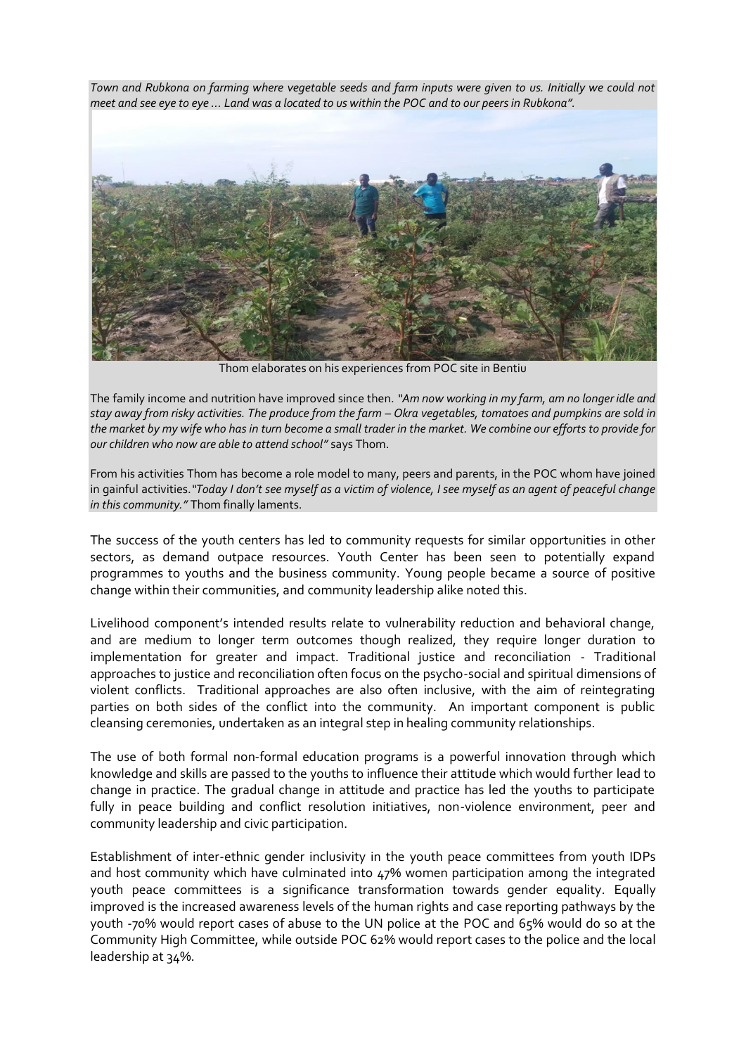*Town and Rubkona on farming where vegetable seeds and farm inputs were given to us. Initially we could not meet and see eye to eye … Land was a located to us within the POC and to our peers in Rubkona".*

Thom elaborates on his experiences from POC site in Bentiu

The family income and nutrition have improved since then. *"Am now working in my farm, am no longer idle and stay away from risky activities. The produce from the farm – Okra vegetables, tomatoes and pumpkins are sold in the market by my wife who has in turn become a small trader in the market. We combine our efforts to provide for our children who now are able to attend school"* says Thom.

From his activities Thom has become a role model to many, peers and parents, in the POC whom have joined in gainful activities. *"Today I don't see myself as a victim of violence, I see myself as an agent of peaceful change in this community."* Thom finally laments.

The success of the youth centers has led to community requests for similar opportunities in other sectors, as demand outpace resources. Youth Center has been seen to potentially expand programmes to youths and the business community. Young people became a source of positive change within their communities, and community leadership alike noted this.

Livelihood component's intended results relate to vulnerability reduction and behavioral change, and are medium to longer term outcomes though realized, they require longer duration to implementation for greater and impact. Traditional justice and reconciliation - Traditional approaches to justice and reconciliation often focus on the psycho-social and spiritual dimensions of violent conflicts. Traditional approaches are also often inclusive, with the aim of reintegrating parties on both sides of the conflict into the community. An important component is public cleansing ceremonies, undertaken as an integral step in healing community relationships.

The use of both formal non-formal education programs is a powerful innovation through which knowledge and skills are passed to the youths to influence their attitude which would further lead to change in practice. The gradual change in attitude and practice has led the youths to participate fully in peace building and conflict resolution initiatives, non-violence environment, peer and community leadership and civic participation.

Establishment of inter-ethnic gender inclusivity in the youth peace committees from youth IDPs and host community which have culminated into 47% women participation among the integrated youth peace committees is a significance transformation towards gender equality. Equally improved is the increased awareness levels of the human rights and case reporting pathways by the youth -70% would report cases of abuse to the UN police at the POC and 65% would do so at the Community High Committee, while outside POC 62% would report cases to the police and the local leadership at 34%.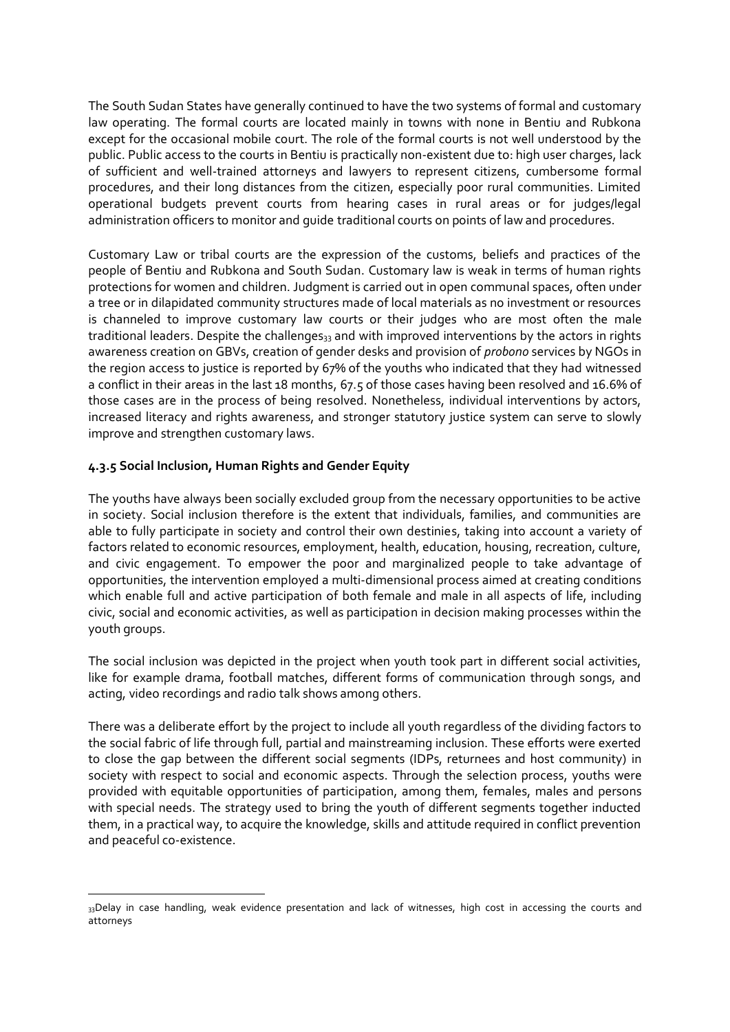The South Sudan States have generally continued to have the two systems of formal and customary law operating. The formal courts are located mainly in towns with none in Bentiu and Rubkona except for the occasional mobile court. The role of the formal courts is not well understood by the public. Public access to the courts in Bentiu is practically non-existent due to: high user charges, lack of sufficient and well-trained attorneys and lawyers to represent citizens, cumbersome formal procedures, and their long distances from the citizen, especially poor rural communities. Limited operational budgets prevent courts from hearing cases in rural areas or for judges/legal administration officers to monitor and guide traditional courts on points of law and procedures.

Customary Law or tribal courts are the expression of the customs, beliefs and practices of the people of Bentiu and Rubkona and South Sudan. Customary law is weak in terms of human rights protections for women and children. Judgment is carried out in open communal spaces, often under a tree or in dilapidated community structures made of local materials as no investment or resources is channeled to improve customary law courts or their judges who are most often the male traditional leaders. Despite the challenges[33] and with improved interventions by the actors in rights awareness creation on GBVs, creation of gender desks and provision of *probono* services by NGOs in the region access to justice is reported by 67% of the youths who indicated that they had witnessed a conflict in their areas in the last 18 months, 67.5 of those cases having been resolved and 16.6% of those cases are in the process of being resolved. Nonetheless, individual interventions by actors, increased literacy and rights awareness, and stronger statutory justice system can serve to slowly improve and strengthen customary laws.

#### 4.3.5 Social Inclusion, Human Rights and Gender Equity

The youths have always been socially excluded group from the necessary opportunities to be active in society. Social inclusion therefore is the extent that individuals, families, and communities are able to fully participate in society and control their own destinies, taking into account a variety of factors related to economic resources, employment, health, education, housing, recreation, culture, and civic engagement. To empower the poor and marginalized people to take advantage of opportunities, the intervention employed a multi-dimensional process aimed at creating conditions which enable full and active participation of both female and male in all aspects of life, including civic, social and economic activities, as well as participation in decision making processes within the youth groups.

The social inclusion was depicted in the project when youth took part in different social activities, like for example drama, football matches, different forms of communication through songs, and acting, video recordings and radio talk shows among others.

There was a deliberate effort by the project to include all youth regardless of the dividing factors to the social fabric of life through full, partial and mainstreaming inclusion. These efforts were exerted to close the gap between the different social segments (IDPs, returnees and host community) in society with respect to social and economic aspects. Through the selection process, youths were provided with equitable opportunities of participation, among them, females, males and persons with special needs. The strategy used to bring the youth of different segments together inducted them, in a practical way, to acquire the knowledge, skills and attitude required in conflict prevention and peaceful co-existence.

---

[33] Delay in case handling, weak evidence presentation and lack of witnesses, high cost in accessing the courts and attorneys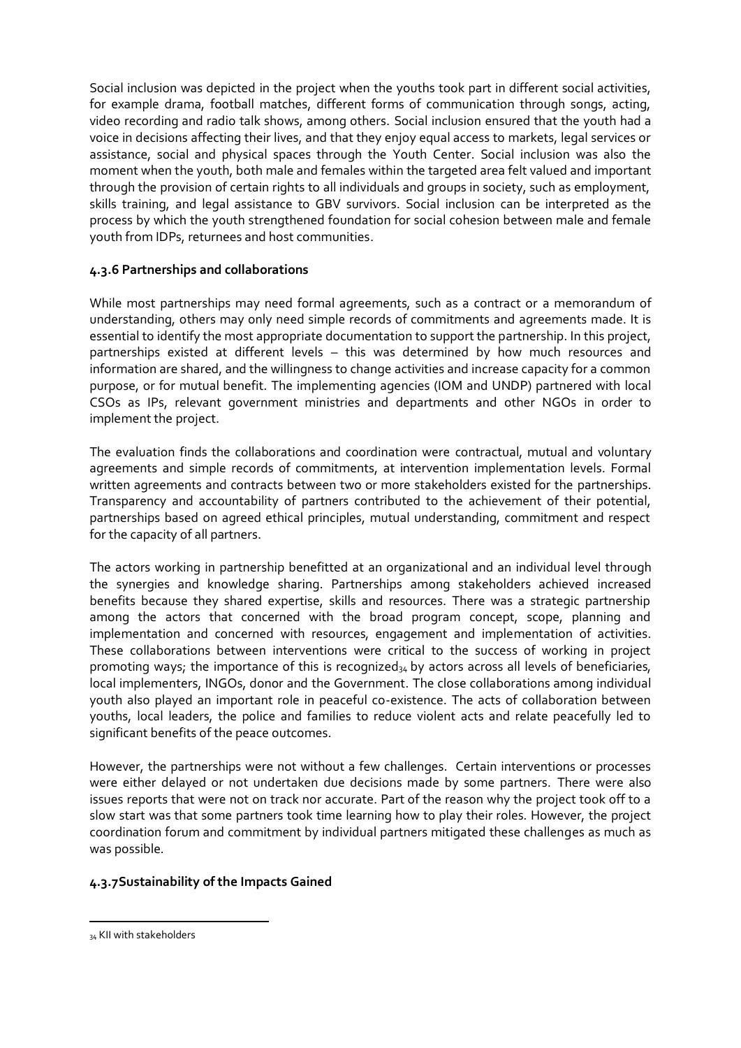Social inclusion was depicted in the project when the youths took part in different social activities, for example drama, football matches, different forms of communication through songs, acting, video recording and radio talk shows, among others. Social inclusion ensured that the youth had a voice in decisions affecting their lives, and that they enjoy equal access to markets, legal services or assistance, social and physical spaces through the Youth Center. Social inclusion was also the moment when the youth, both male and females within the targeted area felt valued and important through the provision of certain rights to all individuals and groups in society, such as employment, skills training, and legal assistance to GBV survivors. Social inclusion can be interpreted as the process by which the youth strengthened foundation for social cohesion between male and female youth from IDPs, returnees and host communities.

### 4.3.6 Partnerships and collaborations

While most partnerships may need formal agreements, such as a contract or a memorandum of understanding, others may only need simple records of commitments and agreements made. It is essential to identify the most appropriate documentation to support the partnership. In this project, partnerships existed at different levels – this was determined by how much resources and information are shared, and the willingness to change activities and increase capacity for a common purpose, or for mutual benefit. The implementing agencies (IOM and UNDP) partnered with local CSOs as IPs, relevant government ministries and departments and other NGOs in order to implement the project.

The evaluation finds the collaborations and coordination were contractual, mutual and voluntary agreements and simple records of commitments, at intervention implementation levels. Formal written agreements and contracts between two or more stakeholders existed for the partnerships. Transparency and accountability of partners contributed to the achievement of their potential, partnerships based on agreed ethical principles, mutual understanding, commitment and respect for the capacity of all partners.

The actors working in partnership benefitted at an organizational and an individual level through the synergies and knowledge sharing. Partnerships among stakeholders achieved increased benefits because they shared expertise, skills and resources. There was a strategic partnership among the actors that concerned with the broad program concept, scope, planning and implementation and concerned with resources, engagement and implementation of activities. These collaborations between interventions were critical to the success of working in project promoting ways; the importance of this is recognized[34] by actors across all levels of beneficiaries, local implementers, INGOs, donor and the Government. The close collaborations among individual youth also played an important role in peaceful co-existence. The acts of collaboration between youths, local leaders, the police and families to reduce violent acts and relate peacefully led to significant benefits of the peace outcomes.

However, the partnerships were not without a few challenges. Certain interventions or processes were either delayed or not undertaken due decisions made by some partners. There were also issues reports that were not on track nor accurate. Part of the reason why the project took off to a slow start was that some partners took time learning how to play their roles. However, the project coordination forum and commitment by individual partners mitigated these challenges as much as was possible.

### 4.3.7Sustainability of the Impacts Gained

[34] KII with stakeholders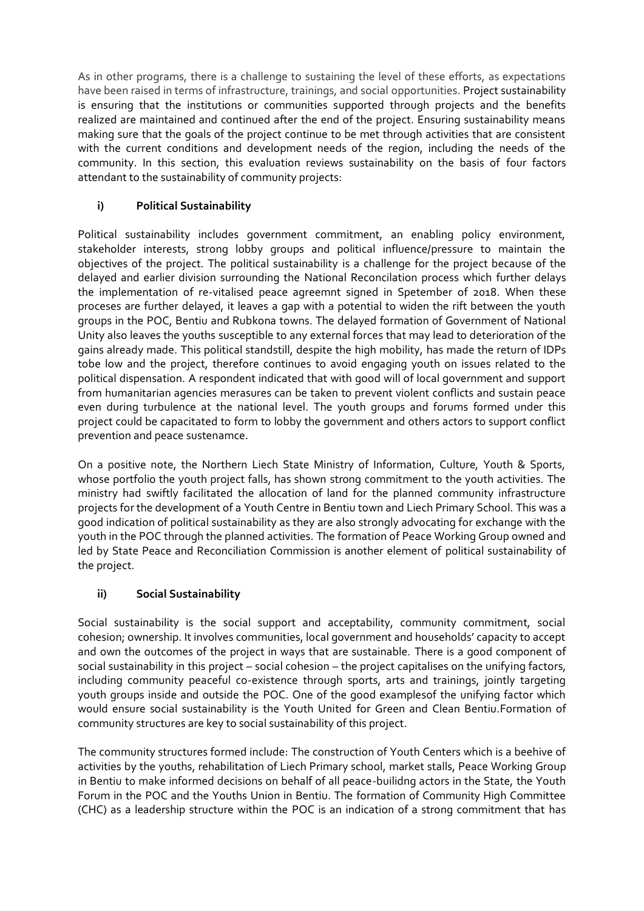As in other programs, there is a challenge to sustaining the level of these efforts, as expectations have been raised in terms of infrastructure, trainings, and social opportunities. Project sustainability is ensuring that the institutions or communities supported through projects and the benefits realized are maintained and continued after the end of the project. Ensuring sustainability means making sure that the goals of the project continue to be met through activities that are consistent with the current conditions and development needs of the region, including the needs of the community. In this section, this evaluation reviews sustainability on the basis of four factors attendant to the sustainability of community projects:

### i) Political Sustainability

Political sustainability includes government commitment, an enabling policy environment, stakeholder interests, strong lobby groups and political influence/pressure to maintain the objectives of the project. The political sustainability is a challenge for the project because of the delayed and earlier division surrounding the National Reconcilation process which further delays the implementation of re-vitalised peace agreemnt signed in Spetember of 2018. When these proceses are further delayed, it leaves a gap with a potential to widen the rift between the youth groups in the POC, Bentiu and Rubkona towns. The delayed formation of Government of National Unity also leaves the youths susceptible to any external forces that may lead to deterioration of the gains already made. This political standstill, despite the high mobility, has made the return of IDPs tobe low and the project, therefore continues to avoid engaging youth on issues related to the political dispensation. A respondent indicated that with good will of local government and support from humanitarian agencies merasures can be taken to prevent violent conflicts and sustain peace even during turbulence at the national level. The youth groups and forums formed under this project could be capacitated to form to lobby the government and others actors to support conflict prevention and peace sustenamce.

On a positive note, the Northern Liech State Ministry of Information, Culture, Youth & Sports, whose portfolio the youth project falls, has shown strong commitment to the youth activities. The ministry had swiftly facilitated the allocation of land for the planned community infrastructure projects for the development of a Youth Centre in Bentiu town and Liech Primary School. This was a good indication of political sustainability as they are also strongly advocating for exchange with the youth in the POC through the planned activities. The formation of Peace Working Group owned and led by State Peace and Reconciliation Commission is another element of political sustainability of the project.

### ii) Social Sustainability

Social sustainability is the social support and acceptability, community commitment, social cohesion; ownership. It involves communities, local government and households' capacity to accept and own the outcomes of the project in ways that are sustainable. There is a good component of social sustainability in this project – social cohesion – the project capitalises on the unifying factors, including community peaceful co-existence through sports, arts and trainings, jointly targeting youth groups inside and outside the POC. One of the good examplesof the unifying factor which would ensure social sustainability is the Youth United for Green and Clean Bentiu.Formation of community structures are key to social sustainability of this project.

The community structures formed include: The construction of Youth Centers which is a beehive of activities by the youths, rehabilitation of Liech Primary school, market stalls, Peace Working Group in Bentiu to make informed decisions on behalf of all peace-builidng actors in the State, the Youth Forum in the POC and the Youths Union in Bentiu. The formation of Community High Committee (CHC) as a leadership structure within the POC is an indication of a strong commitment that has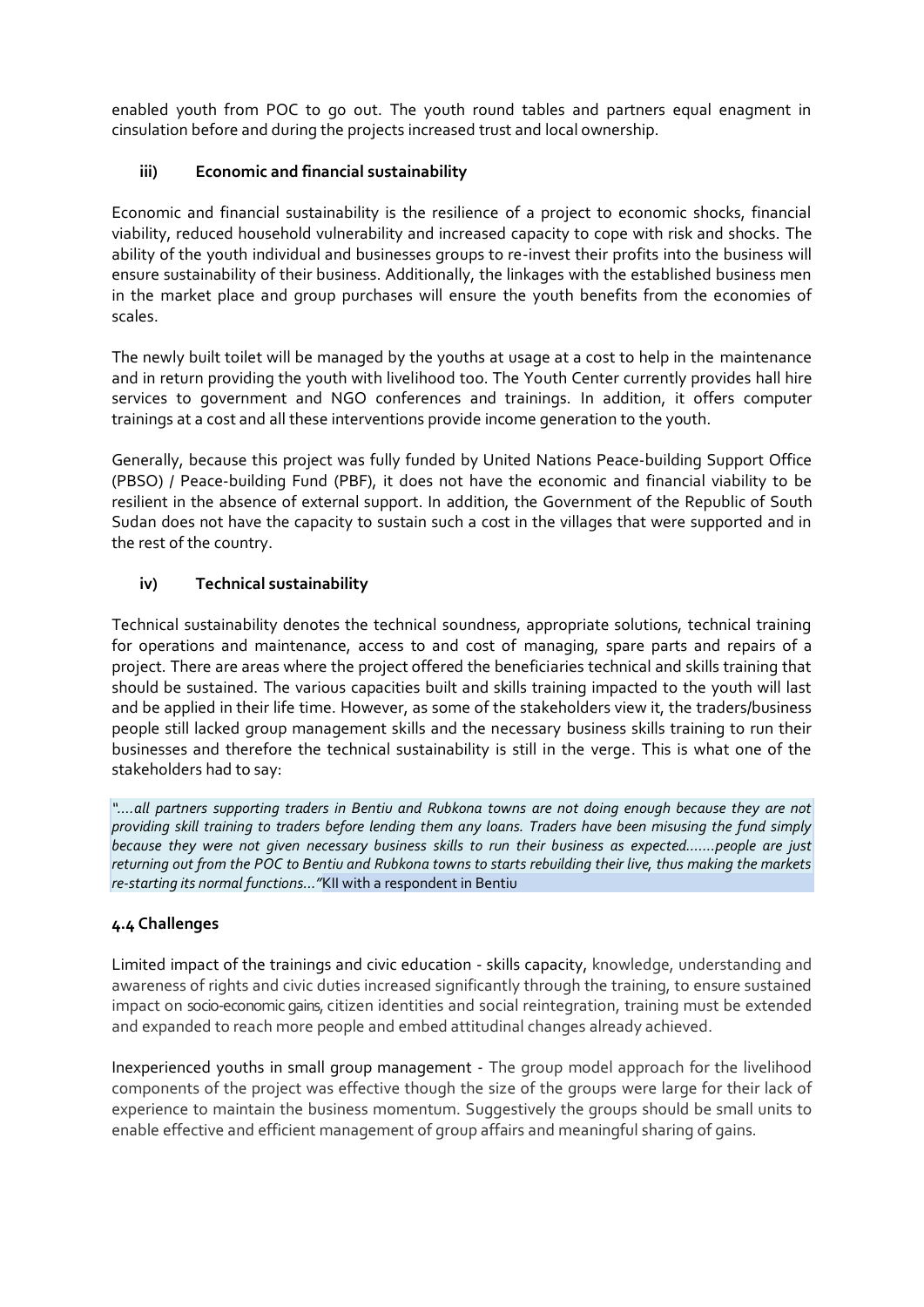enabled youth from POC to go out. The youth round tables and partners equal enagment in cinsulation before and during the projects increased trust and local ownership.

### iii) Economic and financial sustainability

Economic and financial sustainability is the resilience of a project to economic shocks, financial viability, reduced household vulnerability and increased capacity to cope with risk and shocks. The ability of the youth individual and businesses groups to re-invest their profits into the business will ensure sustainability of their business. Additionally, the linkages with the established business men in the market place and group purchases will ensure the youth benefits from the economies of scales.

The newly built toilet will be managed by the youths at usage at a cost to help in the maintenance and in return providing the youth with livelihood too. The Youth Center currently provides hall hire services to government and NGO conferences and trainings. In addition, it offers computer trainings at a cost and all these interventions provide income generation to the youth.

Generally, because this project was fully funded by United Nations Peace-building Support Office (PBSO) / Peace-building Fund (PBF), it does not have the economic and financial viability to be resilient in the absence of external support. In addition, the Government of the Republic of South Sudan does not have the capacity to sustain such a cost in the villages that were supported and in the rest of the country.

### iv) Technical sustainability

Technical sustainability denotes the technical soundness, appropriate solutions, technical training for operations and maintenance, access to and cost of managing, spare parts and repairs of a project. There are areas where the project offered the beneficiaries technical and skills training that should be sustained. The various capacities built and skills training impacted to the youth will last and be applied in their life time. However, as some of the stakeholders view it, the traders/business people still lacked group management skills and the necessary business skills training to run their businesses and therefore the technical sustainability is still in the verge. This is what one of the stakeholders had to say:

*"….all partners supporting traders in Bentiu and Rubkona towns are not doing enough because they are not providing skill training to traders before lending them any loans. Traders have been misusing the fund simply because they were not given necessary business skills to run their business as expected…….people are just returning out from the POC to Bentiu and Rubkona towns to starts rebuilding their live, thus making the markets re-starting its normal functions…"* KII with a respondent in Bentiu

## 4.4 Challenges

Limited impact of the trainings and civic education - skills capacity, knowledge, understanding and awareness of rights and civic duties increased significantly through the training, to ensure sustained impact on socio-economic gains, citizen identities and social reintegration, training must be extended and expanded to reach more people and embed attitudinal changes already achieved.

Inexperienced youths in small group management - The group model approach for the livelihood components of the project was effective though the size of the groups were large for their lack of experience to maintain the business momentum. Suggestively the groups should be small units to enable effective and efficient management of group affairs and meaningful sharing of gains.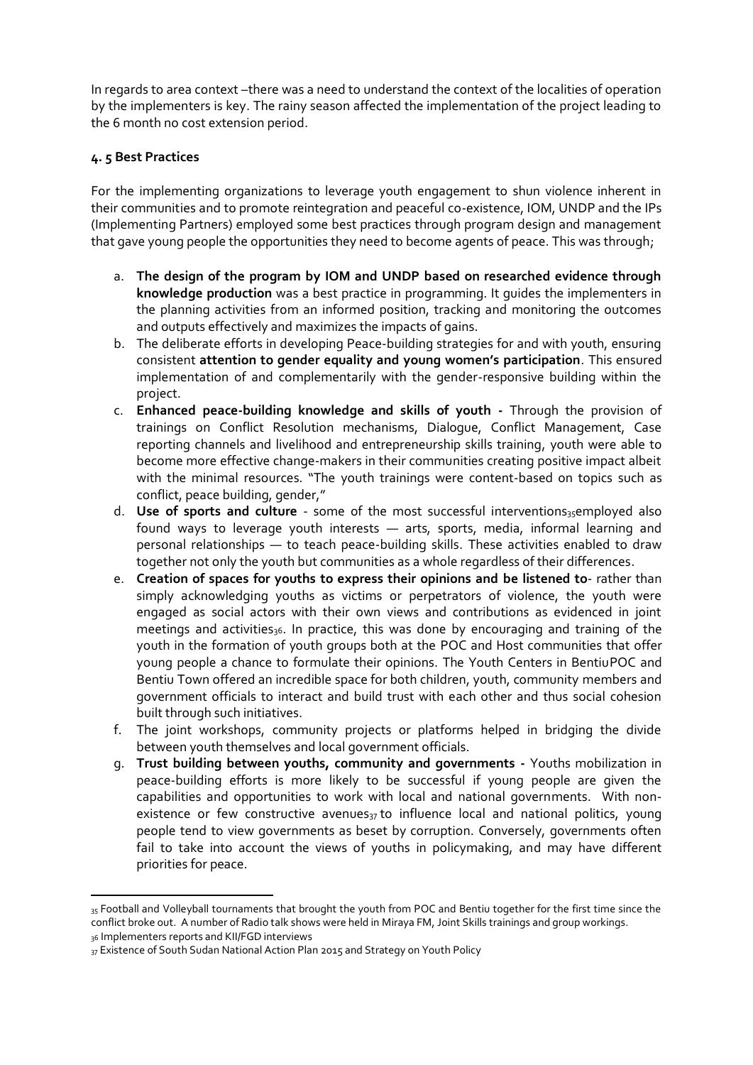In regards to area context –there was a need to understand the context of the localities of operation by the implementers is key. The rainy season affected the implementation of the project leading to the 6 month no cost extension period.

### 4. 5 Best Practices

For the implementing organizations to leverage youth engagement to shun violence inherent in their communities and to promote reintegration and peaceful co-existence, IOM, UNDP and the IPs (Implementing Partners) employed some best practices through program design and management that gave young people the opportunities they need to become agents of peace. This was through;

a. **The design of the program by IOM and UNDP based on researched evidence through knowledge production** was a best practice in programming. It guides the implementers in the planning activities from an informed position, tracking and monitoring the outcomes and outputs effectively and maximizes the impacts of gains.
b. The deliberate efforts in developing Peace-building strategies for and with youth, ensuring consistent **attention to gender equality and young women's participation**. This ensured implementation of and complementarily with the gender-responsive building within the project.
c. **Enhanced peace-building knowledge and skills of youth -** Through the provision of trainings on Conflict Resolution mechanisms, Dialogue, Conflict Management, Case reporting channels and livelihood and entrepreneurship skills training, youth were able to become more effective change-makers in their communities creating positive impact albeit with the minimal resources. "The youth trainings were content-based on topics such as conflict, peace building, gender,"
d. **Use of sports and culture** - some of the most successful interventions[35] employed also found ways to leverage youth interests — arts, sports, media, informal learning and personal relationships — to teach peace-building skills. These activities enabled to draw together not only the youth but communities as a whole regardless of their differences.
e. **Creation of spaces for youths to express their opinions and be listened to**- rather than simply acknowledging youths as victims or perpetrators of violence, the youth were engaged as social actors with their own views and contributions as evidenced in joint meetings and activities[36]. In practice, this was done by encouraging and training of the youth in the formation of youth groups both at the POC and Host communities that offer young people a chance to formulate their opinions. The Youth Centers in BentiuPOC and Bentiu Town offered an incredible space for both children, youth, community members and government officials to interact and build trust with each other and thus social cohesion built through such initiatives.
f. The joint workshops, community projects or platforms helped in bridging the divide between youth themselves and local government officials.
g. **Trust building between youths, community and governments -** Youths mobilization in peace-building efforts is more likely to be successful if young people are given the capabilities and opportunities to work with local and national governments. With non-existence or few constructive avenues[37] to influence local and national politics, young people tend to view governments as beset by corruption. Conversely, governments often fail to take into account the views of youths in policymaking, and may have different priorities for peace.

---

[35] Football and Volleyball tournaments that brought the youth from POC and Bentiu together for the first time since the conflict broke out. A number of Radio talk shows were held in Miraya FM, Joint Skills trainings and group workings.

[36] Implementers reports and KII/FGD interviews

[37] Existence of South Sudan National Action Plan 2015 and Strategy on Youth Policy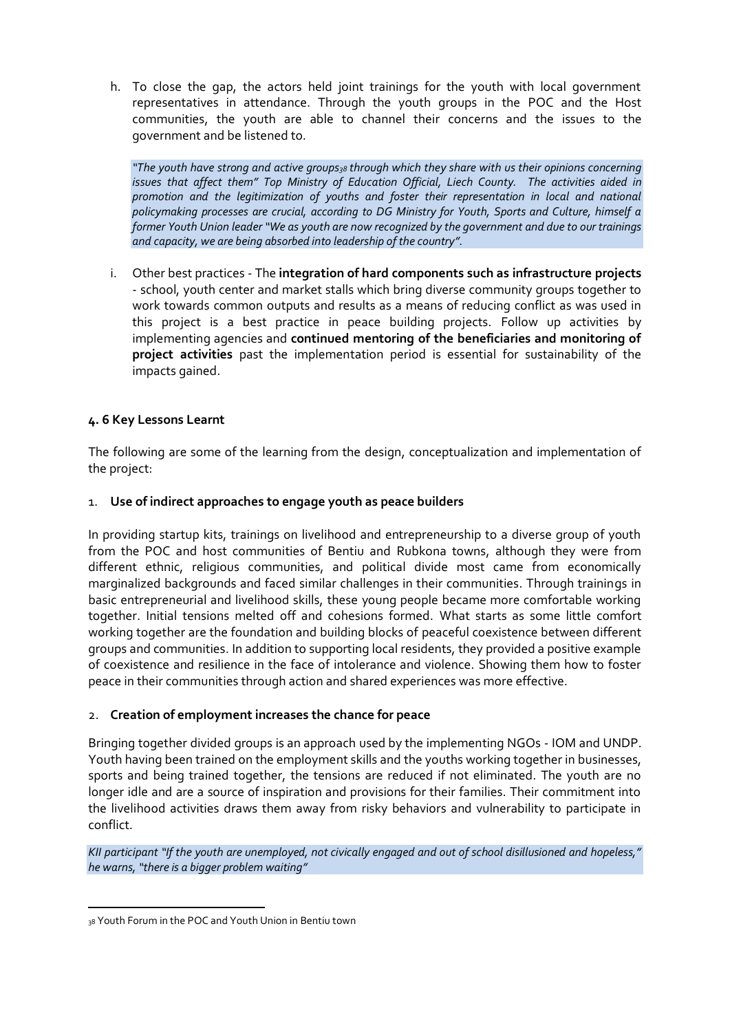h. To close the gap, the actors held joint trainings for the youth with local government representatives in attendance. Through the youth groups in the POC and the Host communities, the youth are able to channel their concerns and the issues to the government and be listened to.

*"The youth have strong and active groups[38] through which they share with us their opinions concerning issues that affect them" Top Ministry of Education Official, Liech County. The activities aided in promotion and the legitimization of youths and foster their representation in local and national policymaking processes are crucial, according to DG Ministry for Youth, Sports and Culture, himself a former Youth Union leader "We as youth are now recognized by the government and due to our trainings and capacity, we are being absorbed into leadership of the country".*

i. Other best practices - The **integration of hard components such as infrastructure projects** - school, youth center and market stalls which bring diverse community groups together to work towards common outputs and results as a means of reducing conflict as was used in this project is a best practice in peace building projects. Follow up activities by implementing agencies and **continued mentoring of the beneficiaries and monitoring of project activities** past the implementation period is essential for sustainability of the impacts gained.

### 4. 6 Key Lessons Learnt

The following are some of the learning from the design, conceptualization and implementation of the project:

1. **Use of indirect approaches to engage youth as peace builders**

In providing startup kits, trainings on livelihood and entrepreneurship to a diverse group of youth from the POC and host communities of Bentiu and Rubkona towns, although they were from different ethnic, religious communities, and political divide most came from economically marginalized backgrounds and faced similar challenges in their communities. Through trainings in basic entrepreneurial and livelihood skills, these young people became more comfortable working together. Initial tensions melted off and cohesions formed. What starts as some little comfort working together are the foundation and building blocks of peaceful coexistence between different groups and communities. In addition to supporting local residents, they provided a positive example of coexistence and resilience in the face of intolerance and violence. Showing them how to foster peace in their communities through action and shared experiences was more effective.

2. **Creation of employment increases the chance for peace**

Bringing together divided groups is an approach used by the implementing NGOs - IOM and UNDP. Youth having been trained on the employment skills and the youths working together in businesses, sports and being trained together, the tensions are reduced if not eliminated. The youth are no longer idle and are a source of inspiration and provisions for their families. Their commitment into the livelihood activities draws them away from risky behaviors and vulnerability to participate in conflict.

*KII participant "If the youth are unemployed, not civically engaged and out of school disillusioned and hopeless," he warns, "there is a bigger problem waiting"*

[38] Youth Forum in the POC and Youth Union in Bentiu town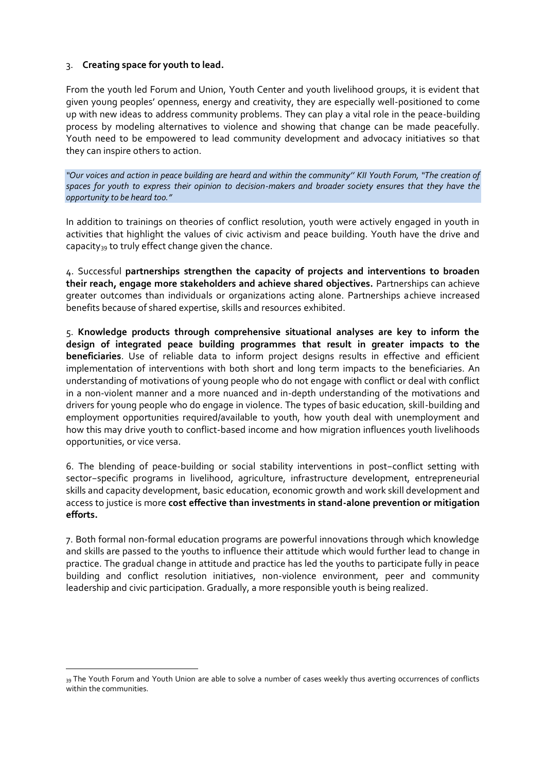3. **Creating space for youth to lead.**

From the youth led Forum and Union, Youth Center and youth livelihood groups, it is evident that given young peoples' openness, energy and creativity, they are especially well-positioned to come up with new ideas to address community problems. They can play a vital role in the peace-building process by modeling alternatives to violence and showing that change can be made peacefully. Youth need to be empowered to lead community development and advocacy initiatives so that they can inspire others to action.

*"Our voices and action in peace building are heard and within the community'' KII Youth Forum, "The creation of spaces for youth to express their opinion to decision-makers and broader society ensures that they have the opportunity to be heard too."*

In addition to trainings on theories of conflict resolution, youth were actively engaged in youth in activities that highlight the values of civic activism and peace building. Youth have the drive and capacity[39] to truly effect change given the chance.

4. Successful **partnerships strengthen the capacity of projects and interventions to broaden their reach, engage more stakeholders and achieve shared objectives.** Partnerships can achieve greater outcomes than individuals or organizations acting alone. Partnerships achieve increased benefits because of shared expertise, skills and resources exhibited.

5. **Knowledge products through comprehensive situational analyses are key to inform the design of integrated peace building programmes that result in greater impacts to the beneficiaries**. Use of reliable data to inform project designs results in effective and efficient implementation of interventions with both short and long term impacts to the beneficiaries. An understanding of motivations of young people who do not engage with conflict or deal with conflict in a non-violent manner and a more nuanced and in-depth understanding of the motivations and drivers for young people who do engage in violence. The types of basic education, skill-building and employment opportunities required/available to youth, how youth deal with unemployment and how this may drive youth to conflict-based income and how migration influences youth livelihoods opportunities, or vice versa.

6. The blending of peace-building or social stability interventions in post–conflict setting with sector–specific programs in livelihood, agriculture, infrastructure development, entrepreneurial skills and capacity development, basic education, economic growth and work skill development and access to justice is more **cost effective than investments in stand-alone prevention or mitigation efforts.**

7. Both formal non-formal education programs are powerful innovations through which knowledge and skills are passed to the youths to influence their attitude which would further lead to change in practice. The gradual change in attitude and practice has led the youths to participate fully in peace building and conflict resolution initiatives, non-violence environment, peer and community leadership and civic participation. Gradually, a more responsible youth is being realized.

[39] The Youth Forum and Youth Union are able to solve a number of cases weekly thus averting occurrences of conflicts within the communities.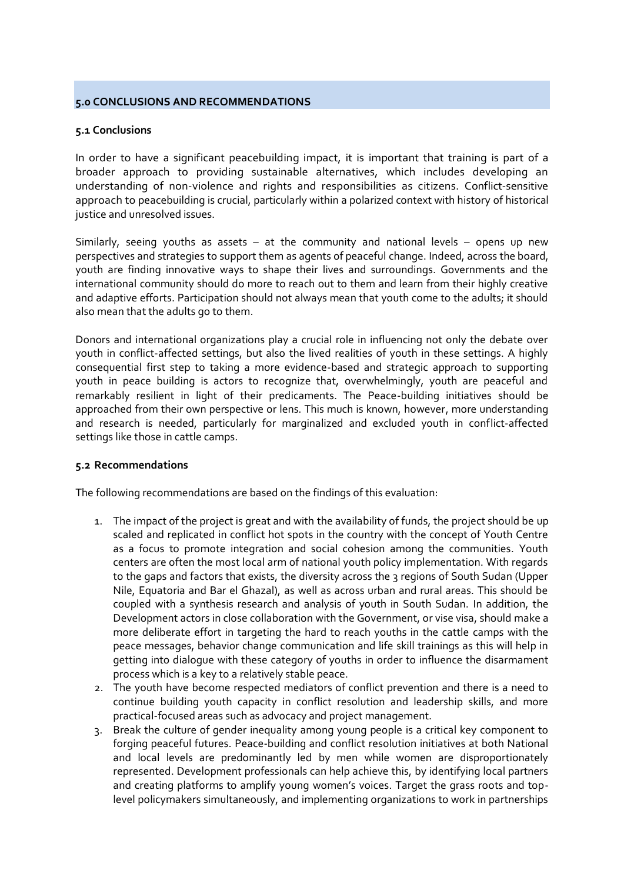## 5.0 CONCLUSIONS AND RECOMMENDATIONS

### 5.1 Conclusions

In order to have a significant peacebuilding impact, it is important that training is part of a broader approach to providing sustainable alternatives, which includes developing an understanding of non-violence and rights and responsibilities as citizens. Conflict-sensitive approach to peacebuilding is crucial, particularly within a polarized context with history of historical justice and unresolved issues.

Similarly, seeing youths as assets – at the community and national levels – opens up new perspectives and strategies to support them as agents of peaceful change. Indeed, across the board, youth are finding innovative ways to shape their lives and surroundings. Governments and the international community should do more to reach out to them and learn from their highly creative and adaptive efforts. Participation should not always mean that youth come to the adults; it should also mean that the adults go to them.

Donors and international organizations play a crucial role in influencing not only the debate over youth in conflict-affected settings, but also the lived realities of youth in these settings. A highly consequential first step to taking a more evidence-based and strategic approach to supporting youth in peace building is actors to recognize that, overwhelmingly, youth are peaceful and remarkably resilient in light of their predicaments. The Peace-building initiatives should be approached from their own perspective or lens. This much is known, however, more understanding and research is needed, particularly for marginalized and excluded youth in conflict-affected settings like those in cattle camps.

### 5.2 Recommendations

The following recommendations are based on the findings of this evaluation:

1. The impact of the project is great and with the availability of funds, the project should be up scaled and replicated in conflict hot spots in the country with the concept of Youth Centre as a focus to promote integration and social cohesion among the communities. Youth centers are often the most local arm of national youth policy implementation. With regards to the gaps and factors that exists, the diversity across the 3 regions of South Sudan (Upper Nile, Equatoria and Bar el Ghazal), as well as across urban and rural areas. This should be coupled with a synthesis research and analysis of youth in South Sudan. In addition, the Development actors in close collaboration with the Government, or vise visa, should make a more deliberate effort in targeting the hard to reach youths in the cattle camps with the peace messages, behavior change communication and life skill trainings as this will help in getting into dialogue with these category of youths in order to influence the disarmament process which is a key to a relatively stable peace.
2. The youth have become respected mediators of conflict prevention and there is a need to continue building youth capacity in conflict resolution and leadership skills, and more practical-focused areas such as advocacy and project management.
3. Break the culture of gender inequality among young people is a critical key component to forging peaceful futures. Peace-building and conflict resolution initiatives at both National and local levels are predominantly led by men while women are disproportionately represented. Development professionals can help achieve this, by identifying local partners and creating platforms to amplify young women's voices. Target the grass roots and top-level policymakers simultaneously, and implementing organizations to work in partnerships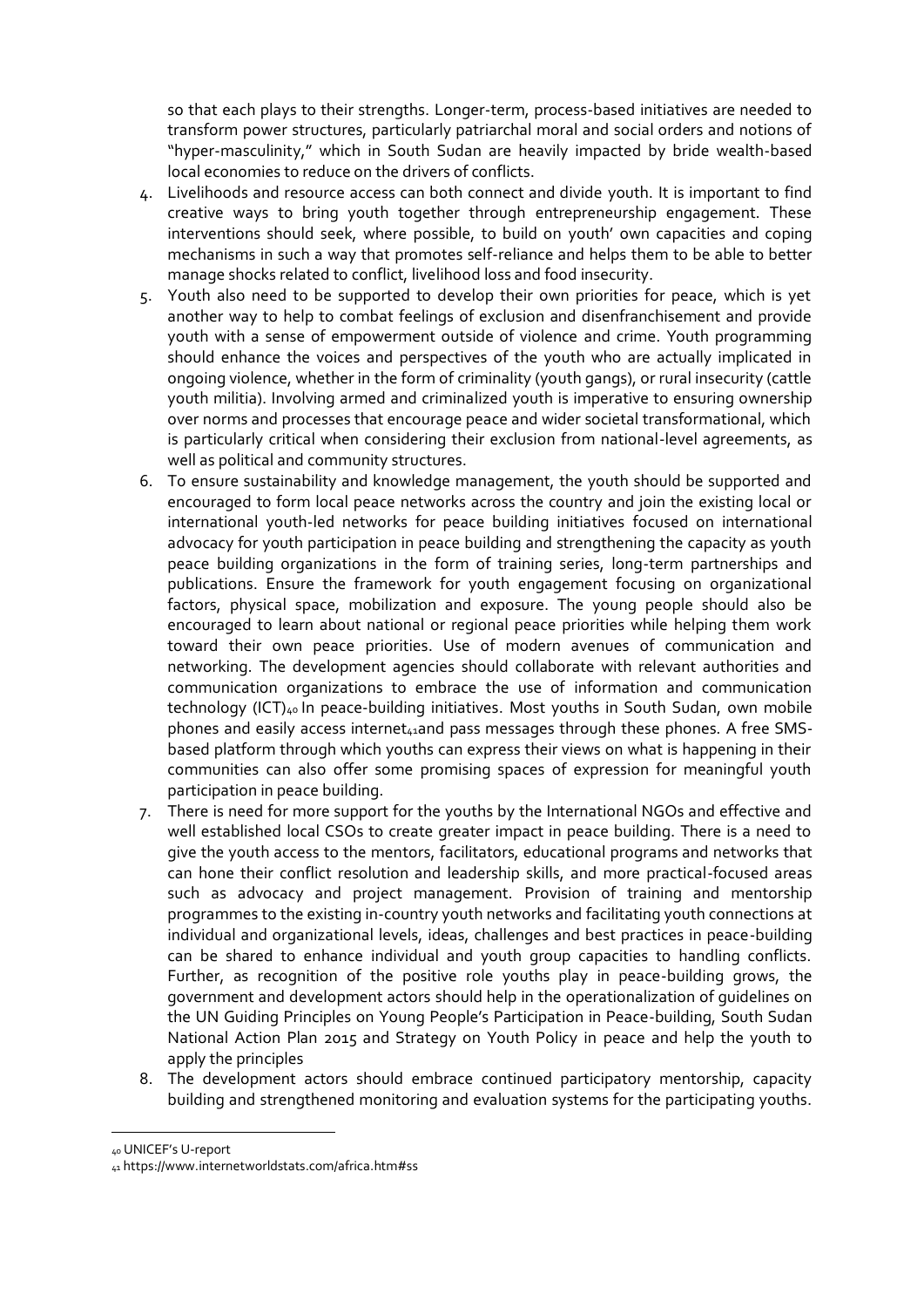so that each plays to their strengths. Longer-term, process-based initiatives are needed to transform power structures, particularly patriarchal moral and social orders and notions of "hyper-masculinity," which in South Sudan are heavily impacted by bride wealth-based local economies to reduce on the drivers of conflicts.

4. Livelihoods and resource access can both connect and divide youth. It is important to find creative ways to bring youth together through entrepreneurship engagement. These interventions should seek, where possible, to build on youth' own capacities and coping mechanisms in such a way that promotes self-reliance and helps them to be able to better manage shocks related to conflict, livelihood loss and food insecurity.
5. Youth also need to be supported to develop their own priorities for peace, which is yet another way to help to combat feelings of exclusion and disenfranchisement and provide youth with a sense of empowerment outside of violence and crime. Youth programming should enhance the voices and perspectives of the youth who are actually implicated in ongoing violence, whether in the form of criminality (youth gangs), or rural insecurity (cattle youth militia). Involving armed and criminalized youth is imperative to ensuring ownership over norms and processes that encourage peace and wider societal transformational, which is particularly critical when considering their exclusion from national-level agreements, as well as political and community structures.
6. To ensure sustainability and knowledge management, the youth should be supported and encouraged to form local peace networks across the country and join the existing local or international youth-led networks for peace building initiatives focused on international advocacy for youth participation in peace building and strengthening the capacity as youth peace building organizations in the form of training series, long-term partnerships and publications. Ensure the framework for youth engagement focusing on organizational factors, physical space, mobilization and exposure. The young people should also be encouraged to learn about national or regional peace priorities while helping them work toward their own peace priorities. Use of modern avenues of communication and networking. The development agencies should collaborate with relevant authorities and communication organizations to embrace the use of information and communication technology (ICT)[40] In peace-building initiatives. Most youths in South Sudan, own mobile phones and easily access internet[41]and pass messages through these phones. A free SMS-based platform through which youths can express their views on what is happening in their communities can also offer some promising spaces of expression for meaningful youth participation in peace building.
7. There is need for more support for the youths by the International NGOs and effective and well established local CSOs to create greater impact in peace building. There is a need to give the youth access to the mentors, facilitators, educational programs and networks that can hone their conflict resolution and leadership skills, and more practical-focused areas such as advocacy and project management. Provision of training and mentorship programmes to the existing in-country youth networks and facilitating youth connections at individual and organizational levels, ideas, challenges and best practices in peace-building can be shared to enhance individual and youth group capacities to handling conflicts. Further, as recognition of the positive role youths play in peace-building grows, the government and development actors should help in the operationalization of guidelines on the UN Guiding Principles on Young People's Participation in Peace-building, South Sudan National Action Plan 2015 and Strategy on Youth Policy in peace and help the youth to apply the principles
8. The development actors should embrace continued participatory mentorship, capacity building and strengthened monitoring and evaluation systems for the participating youths.

---

[40] UNICEF's U-report

[41] https://www.internetworldstats.com/africa.htm#ss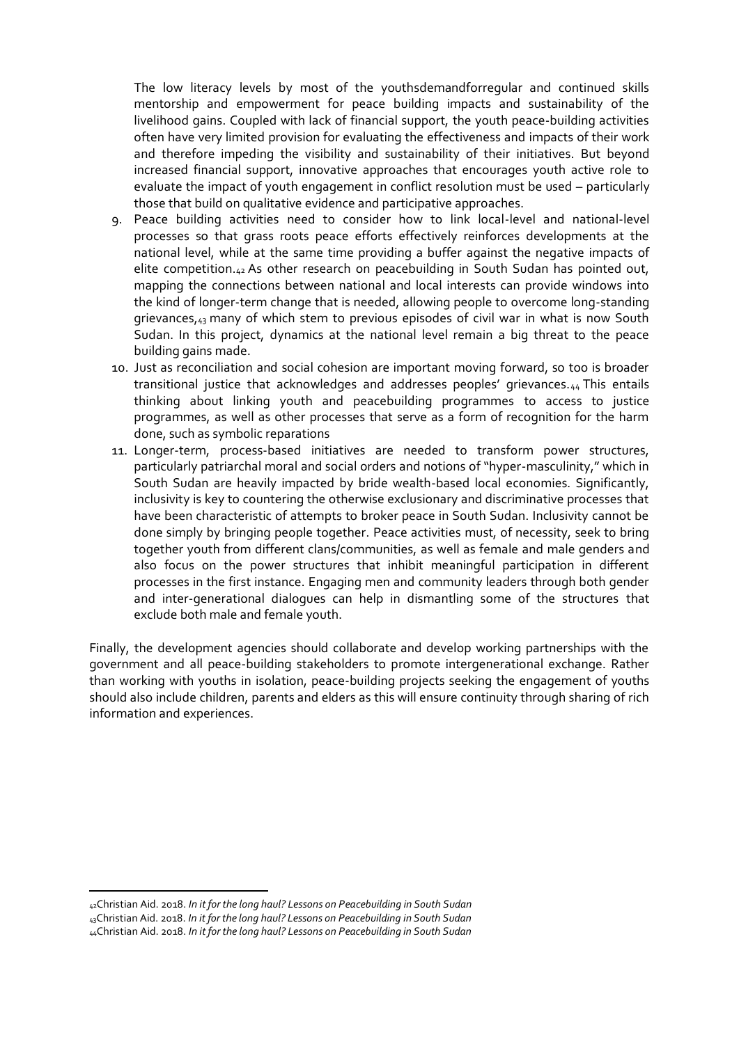The low literacy levels by most of the youthsdemandforregular and continued skills mentorship and empowerment for peace building impacts and sustainability of the livelihood gains. Coupled with lack of financial support, the youth peace-building activities often have very limited provision for evaluating the effectiveness and impacts of their work and therefore impeding the visibility and sustainability of their initiatives. But beyond increased financial support, innovative approaches that encourages youth active role to evaluate the impact of youth engagement in conflict resolution must be used – particularly those that build on qualitative evidence and participative approaches.

9. Peace building activities need to consider how to link local-level and national-level processes so that grass roots peace efforts effectively reinforces developments at the national level, while at the same time providing a buffer against the negative impacts of elite competition.[42] As other research on peacebuilding in South Sudan has pointed out, mapping the connections between national and local interests can provide windows into the kind of longer-term change that is needed, allowing people to overcome long-standing grievances,[43] many of which stem to previous episodes of civil war in what is now South Sudan. In this project, dynamics at the national level remain a big threat to the peace building gains made.
10. Just as reconciliation and social cohesion are important moving forward, so too is broader transitional justice that acknowledges and addresses peoples' grievances.[44] This entails thinking about linking youth and peacebuilding programmes to access to justice programmes, as well as other processes that serve as a form of recognition for the harm done, such as symbolic reparations
11. Longer-term, process-based initiatives are needed to transform power structures, particularly patriarchal moral and social orders and notions of "hyper-masculinity," which in South Sudan are heavily impacted by bride wealth-based local economies. Significantly, inclusivity is key to countering the otherwise exclusionary and discriminative processes that have been characteristic of attempts to broker peace in South Sudan. Inclusivity cannot be done simply by bringing people together. Peace activities must, of necessity, seek to bring together youth from different clans/communities, as well as female and male genders and also focus on the power structures that inhibit meaningful participation in different processes in the first instance. Engaging men and community leaders through both gender and inter-generational dialogues can help in dismantling some of the structures that exclude both male and female youth.

Finally, the development agencies should collaborate and develop working partnerships with the government and all peace-building stakeholders to promote intergenerational exchange. Rather than working with youths in isolation, peace-building projects seeking the engagement of youths should also include children, parents and elders as this will ensure continuity through sharing of rich information and experiences.

---

[42] Christian Aid. 2018. *In it for the long haul? Lessons on Peacebuilding in South Sudan*

[43] Christian Aid. 2018. *In it for the long haul? Lessons on Peacebuilding in South Sudan*

[44] Christian Aid. 2018. *In it for the long haul? Lessons on Peacebuilding in South Sudan*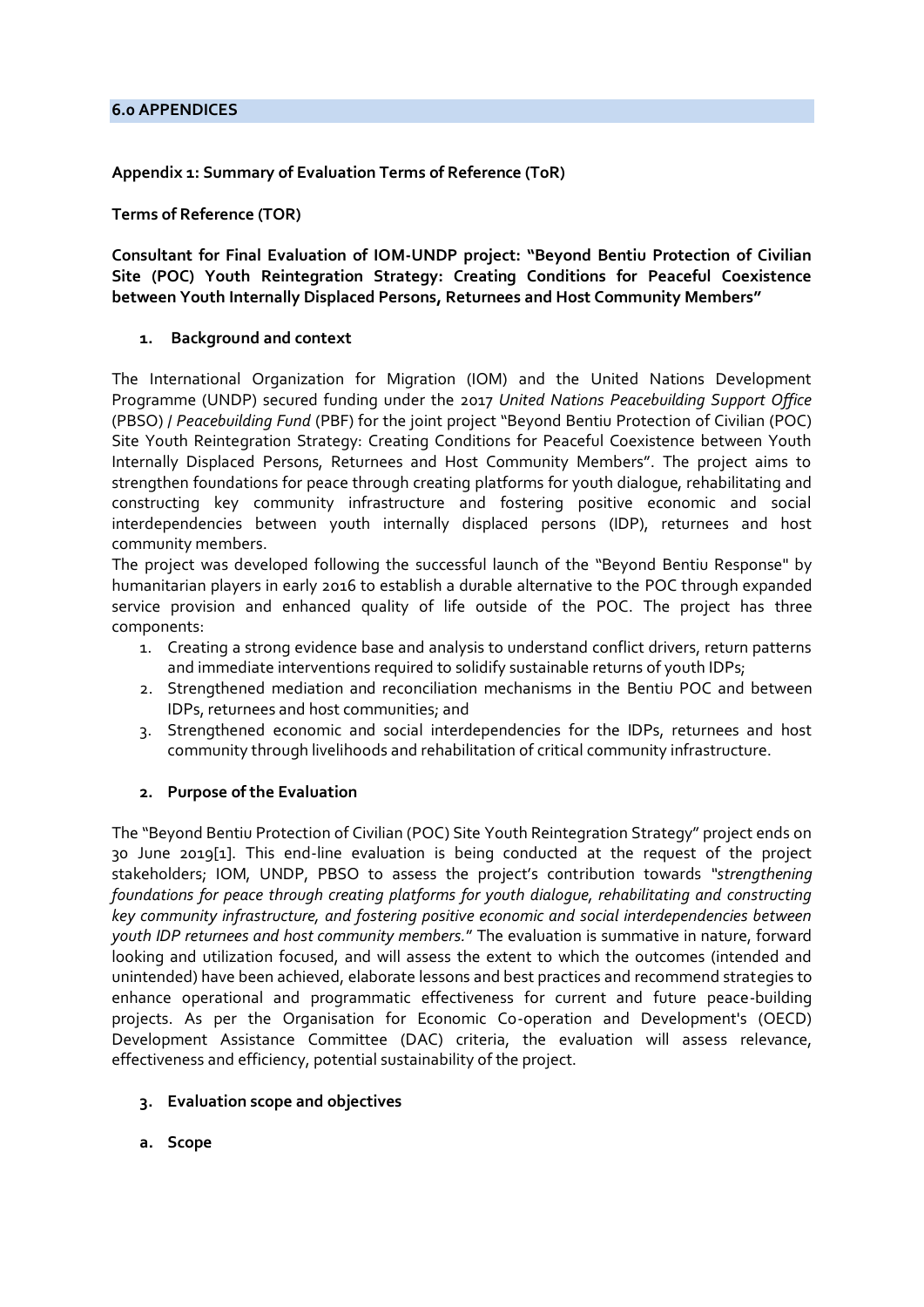## 6.0 APPENDICES

### Appendix 1: Summary of Evaluation Terms of Reference (ToR)

**Terms of Reference (TOR)**

**Consultant for Final Evaluation of IOM-UNDP project: "Beyond Bentiu Protection of Civilian Site (POC) Youth Reintegration Strategy: Creating Conditions for Peaceful Coexistence between Youth Internally Displaced Persons, Returnees and Host Community Members"**

**1. Background and context**

The International Organization for Migration (IOM) and the United Nations Development Programme (UNDP) secured funding under the 2017 *United Nations Peacebuilding Support Office* (PBSO) / *Peacebuilding Fund* (PBF) for the joint project "Beyond Bentiu Protection of Civilian (POC) Site Youth Reintegration Strategy: Creating Conditions for Peaceful Coexistence between Youth Internally Displaced Persons, Returnees and Host Community Members". The project aims to strengthen foundations for peace through creating platforms for youth dialogue, rehabilitating and constructing key community infrastructure and fostering positive economic and social interdependencies between youth internally displaced persons (IDP), returnees and host community members.

The project was developed following the successful launch of the "Beyond Bentiu Response" by humanitarian players in early 2016 to establish a durable alternative to the POC through expanded service provision and enhanced quality of life outside of the POC. The project has three components:

1. Creating a strong evidence base and analysis to understand conflict drivers, return patterns and immediate interventions required to solidify sustainable returns of youth IDPs;
2. Strengthened mediation and reconciliation mechanisms in the Bentiu POC and between IDPs, returnees and host communities; and
3. Strengthened economic and social interdependencies for the IDPs, returnees and host community through livelihoods and rehabilitation of critical community infrastructure.

**2. Purpose of the Evaluation**

The "Beyond Bentiu Protection of Civilian (POC) Site Youth Reintegration Strategy" project ends on 30 June 2019[1]. This end-line evaluation is being conducted at the request of the project stakeholders; IOM, UNDP, PBSO to assess the project's contribution towards *"strengthening foundations for peace through creating platforms for youth dialogue, rehabilitating and constructing key community infrastructure, and fostering positive economic and social interdependencies between youth IDP returnees and host community members."* The evaluation is summative in nature, forward looking and utilization focused, and will assess the extent to which the outcomes (intended and unintended) have been achieved, elaborate lessons and best practices and recommend strategies to enhance operational and programmatic effectiveness for current and future peace-building projects. As per the Organisation for Economic Co-operation and Development's (OECD) Development Assistance Committee (DAC) criteria, the evaluation will assess relevance, effectiveness and efficiency, potential sustainability of the project.

**3. Evaluation scope and objectives**

**a. Scope**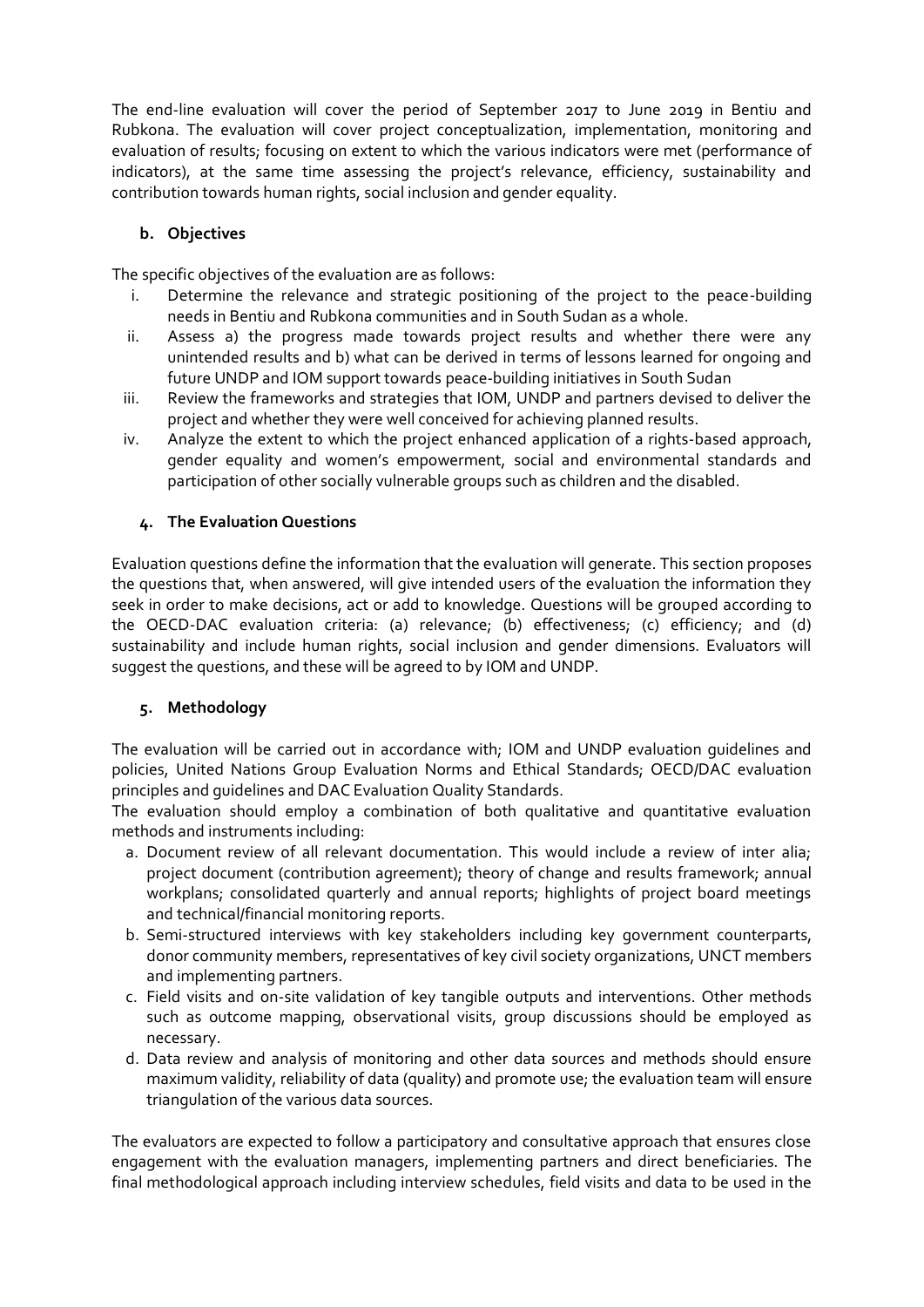The end-line evaluation will cover the period of September 2017 to June 2019 in Bentiu and Rubkona. The evaluation will cover project conceptualization, implementation, monitoring and evaluation of results; focusing on extent to which the various indicators were met (performance of indicators), at the same time assessing the project's relevance, efficiency, sustainability and contribution towards human rights, social inclusion and gender equality.

### b. Objectives

The specific objectives of the evaluation are as follows:

i. Determine the relevance and strategic positioning of the project to the peace-building needs in Bentiu and Rubkona communities and in South Sudan as a whole.
ii. Assess a) the progress made towards project results and whether there were any unintended results and b) what can be derived in terms of lessons learned for ongoing and future UNDP and IOM support towards peace-building initiatives in South Sudan
iii. Review the frameworks and strategies that IOM, UNDP and partners devised to deliver the project and whether they were well conceived for achieving planned results.
iv. Analyze the extent to which the project enhanced application of a rights-based approach, gender equality and women's empowerment, social and environmental standards and participation of other socially vulnerable groups such as children and the disabled.

### 4. The Evaluation Questions

Evaluation questions define the information that the evaluation will generate. This section proposes the questions that, when answered, will give intended users of the evaluation the information they seek in order to make decisions, act or add to knowledge. Questions will be grouped according to the OECD-DAC evaluation criteria: (a) relevance; (b) effectiveness; (c) efficiency; and (d) sustainability and include human rights, social inclusion and gender dimensions. Evaluators will suggest the questions, and these will be agreed to by IOM and UNDP.

### 5. Methodology

The evaluation will be carried out in accordance with; IOM and UNDP evaluation guidelines and policies, United Nations Group Evaluation Norms and Ethical Standards; OECD/DAC evaluation principles and guidelines and DAC Evaluation Quality Standards.

The evaluation should employ a combination of both qualitative and quantitative evaluation methods and instruments including:

a. Document review of all relevant documentation. This would include a review of inter alia; project document (contribution agreement); theory of change and results framework; annual workplans; consolidated quarterly and annual reports; highlights of project board meetings and technical/financial monitoring reports.
b. Semi-structured interviews with key stakeholders including key government counterparts, donor community members, representatives of key civil society organizations, UNCT members and implementing partners.
c. Field visits and on-site validation of key tangible outputs and interventions. Other methods such as outcome mapping, observational visits, group discussions should be employed as necessary.
d. Data review and analysis of monitoring and other data sources and methods should ensure maximum validity, reliability of data (quality) and promote use; the evaluation team will ensure triangulation of the various data sources.

The evaluators are expected to follow a participatory and consultative approach that ensures close engagement with the evaluation managers, implementing partners and direct beneficiaries. The final methodological approach including interview schedules, field visits and data to be used in the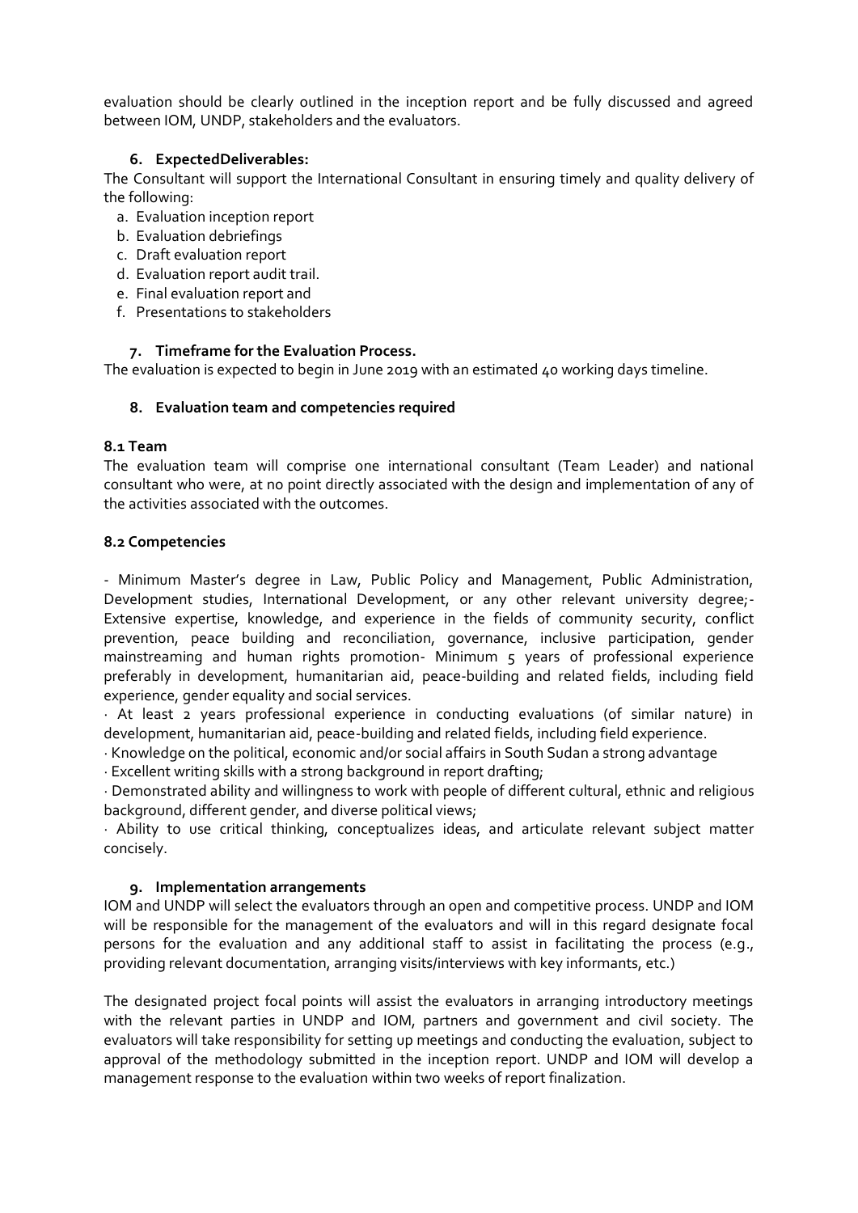evaluation should be clearly outlined in the inception report and be fully discussed and agreed between IOM, UNDP, stakeholders and the evaluators.

### 6. ExpectedDeliverables:

The Consultant will support the International Consultant in ensuring timely and quality delivery of the following:

a. Evaluation inception report
b. Evaluation debriefings
c. Draft evaluation report
d. Evaluation report audit trail.
e. Final evaluation report and
f. Presentations to stakeholders

### 7. Timeframe for the Evaluation Process.

The evaluation is expected to begin in June 2019 with an estimated 40 working days timeline.

### 8. Evaluation team and competencies required

#### 8.1 Team

The evaluation team will comprise one international consultant (Team Leader) and national consultant who were, at no point directly associated with the design and implementation of any of the activities associated with the outcomes.

#### 8.2 Competencies

- Minimum Master's degree in Law, Public Policy and Management, Public Administration, Development studies, International Development, or any other relevant university degree;- Extensive expertise, knowledge, and experience in the fields of community security, conflict prevention, peace building and reconciliation, governance, inclusive participation, gender mainstreaming and human rights promotion- Minimum 5 years of professional experience preferably in development, humanitarian aid, peace-building and related fields, including field experience, gender equality and social services.

· At least 2 years professional experience in conducting evaluations (of similar nature) in development, humanitarian aid, peace-building and related fields, including field experience.

· Knowledge on the political, economic and/or social affairs in South Sudan a strong advantage

· Excellent writing skills with a strong background in report drafting;

· Demonstrated ability and willingness to work with people of different cultural, ethnic and religious background, different gender, and diverse political views;

· Ability to use critical thinking, conceptualizes ideas, and articulate relevant subject matter concisely.

### 9. Implementation arrangements

IOM and UNDP will select the evaluators through an open and competitive process. UNDP and IOM will be responsible for the management of the evaluators and will in this regard designate focal persons for the evaluation and any additional staff to assist in facilitating the process (e.g., providing relevant documentation, arranging visits/interviews with key informants, etc.)

The designated project focal points will assist the evaluators in arranging introductory meetings with the relevant parties in UNDP and IOM, partners and government and civil society. The evaluators will take responsibility for setting up meetings and conducting the evaluation, subject to approval of the methodology submitted in the inception report. UNDP and IOM will develop a management response to the evaluation within two weeks of report finalization.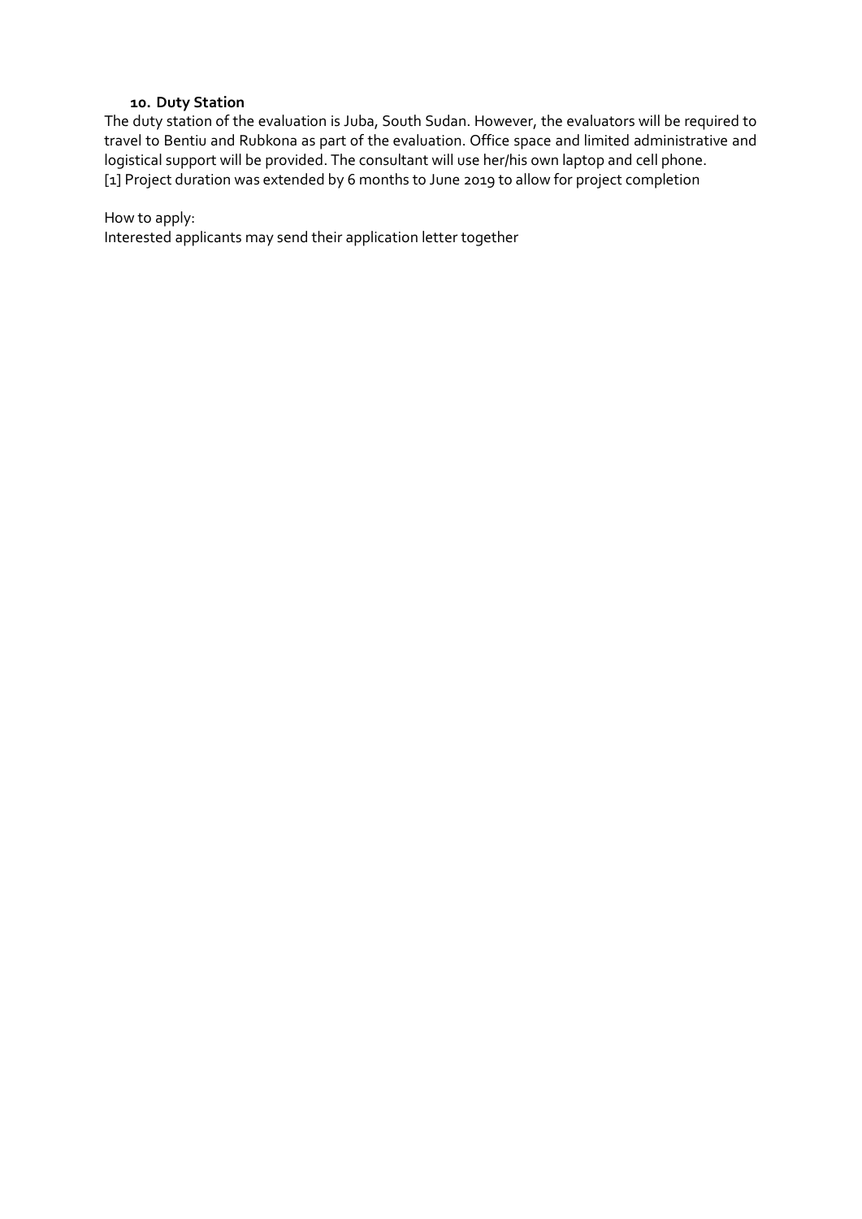## 10. Duty Station

The duty station of the evaluation is Juba, South Sudan. However, the evaluators will be required to travel to Bentiu and Rubkona as part of the evaluation. Office space and limited administrative and logistical support will be provided. The consultant will use her/his own laptop and cell phone.
[1] Project duration was extended by 6 months to June 2019 to allow for project completion

How to apply:
Interested applicants may send their application letter together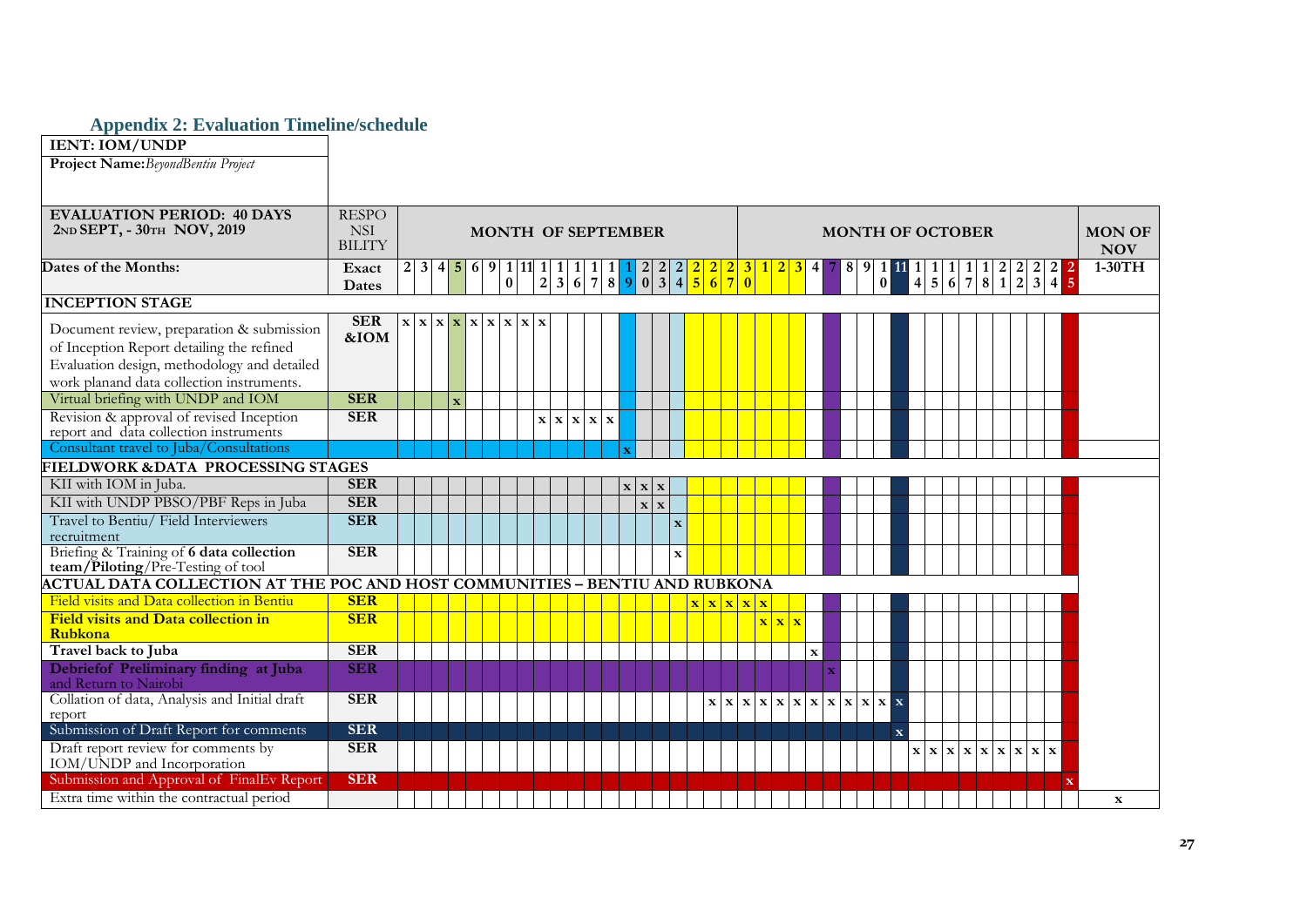## Appendix 2: Evaluation Timeline/schedule

**IENT: IOM/UNDP**

**Project Name:** *BeyondBentiu Project*

| EVALUATION PERIOD: 40 DAYS 2ND SEPT, - 30TH NOV, 2019 | RESPONSIBILITY | MONTH OF SEPTEMBER | | | | | | | | | | | | | | | | | | | | | MONTH OF OCTOBER | | | | | | | | | | | | | | | | | | | MON OF NOV |
|---|---|---|---|---|---|---|---|---|---|---|---|---|---|---|---|---|---|---|---|---|---|---|---|---|---|---|---|---|---|---|---|---|---|---|---|---|---|---|---|---|---|---|
| **Dates of the Months:** | **Exact Dates** | 2 | 3 | 4 | 5 | 6 | 9 | 10 | 11 | 12 | 13 | 16 | 17 | 18 | 19 | 20 | 23 | 24 | 25 | 26 | 27 | 30 | 1 | 2 | 3 | 4 | 7 | 8 | 9 | 10 | 11 | 14 | 15 | 16 | 17 | 18 | 21 | 22 | 23 | 24 | 25 | 1-30TH |
| **INCEPTION STAGE** | | | | | | | | | | | | | | | | | | | | | | | | | | | | | | | | | | | | | | | | | | |
| Document review, preparation & submission of Inception Report detailing the refined Evaluation design, methodology and detailed work planand data collection instruments. | **SER &IOM** | x | x | x | x | x | x | x | x | x | | | | | | | | | | | | | | | | | | | | | | | | | | | | | | | | |
| Virtual briefing with UNDP and IOM | **SER** | | | | x | | | | | | | | | | | | | | | | | | | | | | | | | | | | | | | | | | | | | |
| Revision & approval of revised Inception report and data collection instruments | **SER** | | | | | | | | | x | x | x | x | x | | | | | | | | | | | | | | | | | | | | | | | | | | | | |
| Consultant travel to Juba/Consultations | | | | | | | | | | | | | | | x | | | | | | | | | | | | | | | | | | | | | | | | | | | |
| **FIELDWORK &DATA PROCESSING STAGES** | | | | | | | | | | | | | | | | | | | | | | | | | | | | | | | | | | | | | | | | | | |
| KII with IOM in Juba. | **SER** | | | | | | | | | | | | | | x | x | x | | | | | | | | | | | | | | | | | | | | | | | | | |
| KII with UNDP PBSO/PBF Reps in Juba | **SER** | | | | | | | | | | | | | | | x | x | | | | | | | | | | | | | | | | | | | | | | | | | |
| Travel to Bentiu/ Field Interviewers recruitment | **SER** | | | | | | | | | | | | | | | | | x | | | | | | | | | | | | | | | | | | | | | | | | |
| Briefing & Training of **6 data collection team/Piloting**/Pre-Testing of tool | **SER** | | | | | | | | | | | | | | | | | x | | | | | | | | | | | | | | | | | | | | | | | | |
| **ACTUAL DATA COLLECTION AT THE POC AND HOST COMMUNITIES – BENTIU AND RUBKONA** | | | | | | | | | | | | | | | | | | | | | | | | | | | | | | | | | | | | | | | | | | |
| Field visits and Data collection in Bentiu | **SER** | | | | | | | | | | | | | | | | | | x | x | x | x | x | | | | | | | | | | | | | | | | | | | |
| **Field visits and Data collection in Rubkona** | **SER** | | | | | | | | | | | | | | | | | | | | | | x | x | x | | | | | | | | | | | | | | | | | |
| **Travel back to Juba** | **SER** | | | | | | | | | | | | | | | | | | | | | | | | | x | | | | | | | | | | | | | | | | |
| **Debriefof Preliminary finding at Juba** and Return to Nairobi | **SER** | | | | | | | | | | | | | | | | | | | | | | | | | | x | | | | | | | | | | | | | | | |
| Collation of data, Analysis and Initial draft report | **SER** | | | | | | | | | | | | | | | | | | | x | x | x | x | x | x | x | x | x | x | x | x | | | | | | | | | | | |
| Submission of Draft Report for comments | **SER** | | | | | | | | | | | | | | | | | | | | | | | | | | | | | | x | | | | | | | | | | | |
| Draft report review for comments by IOM/UNDP and Incorporation | **SER** | | | | | | | | | | | | | | | | | | | | | | | | | | | | | | | x | x | x | x | x | x | x | x | x | | |
| Submission and Approval of FinalEv Report | **SER** | | | | | | | | | | | | | | | | | | | | | | | | | | | | | | | | | | | | | | | | x | |
| Extra time within the contractual period | | | | | | | | | | | | | | | | | | | | | | | | | | | | | | | | | | | | | | | | | | x |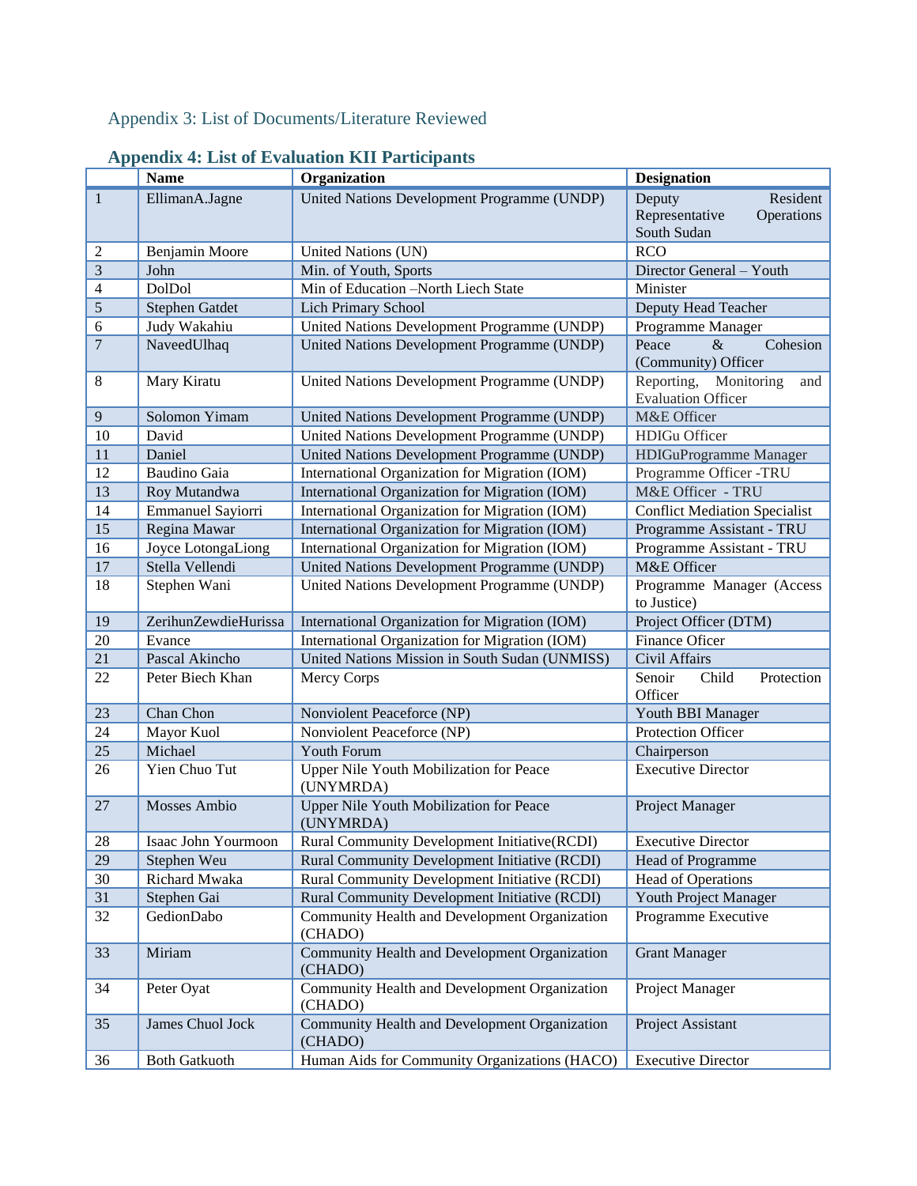## Appendix 3: List of Documents/Literature Reviewed

## Appendix 4: List of Evaluation KII Participants

| | Name | Organization | Designation |
|---|---|---|---|
| 1 | EllimanA.Jagne | United Nations Development Programme (UNDP) | Deputy Resident Representative Operations South Sudan |
| 2 | Benjamin Moore | United Nations (UN) | RCO |
| 3 | John | Min. of Youth, Sports | Director General – Youth |
| 4 | DolDol | Min of Education –North Liech State | Minister |
| 5 | Stephen Gatdet | Lich Primary School | Deputy Head Teacher |
| 6 | Judy Wakahiu | United Nations Development Programme (UNDP) | Programme Manager |
| 7 | NaveedUlhaq | United Nations Development Programme (UNDP) | Peace & Cohesion (Community) Officer |
| 8 | Mary Kiratu | United Nations Development Programme (UNDP) | Reporting, Monitoring and Evaluation Officer |
| 9 | Solomon Yimam | United Nations Development Programme (UNDP) | M&E Officer |
| 10 | David | United Nations Development Programme (UNDP) | HDIGu Officer |
| 11 | Daniel | United Nations Development Programme (UNDP) | HDIGuProgramme Manager |
| 12 | Baudino Gaia | International Organization for Migration (IOM) | Programme Officer -TRU |
| 13 | Roy Mutandwa | International Organization for Migration (IOM) | M&E Officer - TRU |
| 14 | Emmanuel Sayiorri | International Organization for Migration (IOM) | Conflict Mediation Specialist |
| 15 | Regina Mawar | International Organization for Migration (IOM) | Programme Assistant - TRU |
| 16 | Joyce LotongaLiong | International Organization for Migration (IOM) | Programme Assistant - TRU |
| 17 | Stella Vellendi | United Nations Development Programme (UNDP) | M&E Officer |
| 18 | Stephen Wani | United Nations Development Programme (UNDP) | Programme Manager (Access to Justice) |
| 19 | ZerihunZewdieHurissa | International Organization for Migration (IOM) | Project Officer (DTM) |
| 20 | Evance | International Organization for Migration (IOM) | Finance Oficer |
| 21 | Pascal Akincho | United Nations Mission in South Sudan (UNMISS) | Civil Affairs |
| 22 | Peter Biech Khan | Mercy Corps | Senoir Child Protection Officer |
| 23 | Chan Chon | Nonviolent Peaceforce (NP) | Youth BBI Manager |
| 24 | Mayor Kuol | Nonviolent Peaceforce (NP) | Protection Officer |
| 25 | Michael | Youth Forum | Chairperson |
| 26 | Yien Chuo Tut | Upper Nile Youth Mobilization for Peace (UNYMRDA) | Executive Director |
| 27 | Mosses Ambio | Upper Nile Youth Mobilization for Peace (UNYMRDA) | Project Manager |
| 28 | Isaac John Yourmoon | Rural Community Development Initiative(RCDI) | Executive Director |
| 29 | Stephen Weu | Rural Community Development Initiative (RCDI) | Head of Programme |
| 30 | Richard Mwaka | Rural Community Development Initiative (RCDI) | Head of Operations |
| 31 | Stephen Gai | Rural Community Development Initiative (RCDI) | Youth Project Manager |
| 32 | GedionDabo | Community Health and Development Organization (CHADO) | Programme Executive |
| 33 | Miriam | Community Health and Development Organization (CHADO) | Grant Manager |
| 34 | Peter Oyat | Community Health and Development Organization (CHADO) | Project Manager |
| 35 | James Chuol Jock | Community Health and Development Organization (CHADO) | Project Assistant |
| 36 | Both Gatkuoth | Human Aids for Community Organizations (HACO) | Executive Director |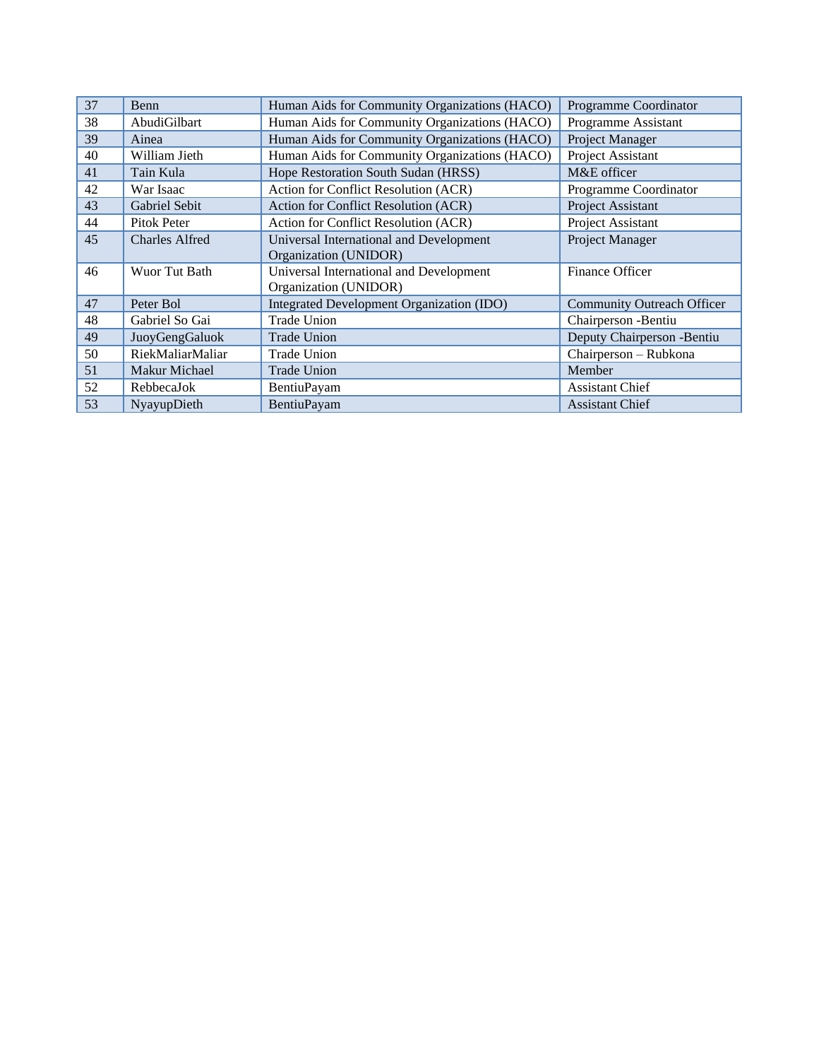| 37 | Benn | Human Aids for Community Organizations (HACO) | Programme Coordinator |
|---|---|---|---|
| 38 | AbudiGilbart | Human Aids for Community Organizations (HACO) | Programme Assistant |
| 39 | Ainea | Human Aids for Community Organizations (HACO) | Project Manager |
| 40 | William Jieth | Human Aids for Community Organizations (HACO) | Project Assistant |
| 41 | Tain Kula | Hope Restoration South Sudan (HRSS) | M&E officer |
| 42 | War Isaac | Action for Conflict Resolution (ACR) | Programme Coordinator |
| 43 | Gabriel Sebit | Action for Conflict Resolution (ACR) | Project Assistant |
| 44 | Pitok Peter | Action for Conflict Resolution (ACR) | Project Assistant |
| 45 | Charles Alfred | Universal International and Development Organization (UNIDOR) | Project Manager |
| 46 | Wuor Tut Bath | Universal International and Development Organization (UNIDOR) | Finance Officer |
| 47 | Peter Bol | Integrated Development Organization (IDO) | Community Outreach Officer |
| 48 | Gabriel So Gai | Trade Union | Chairperson -Bentiu |
| 49 | JuoyGengGaluok | Trade Union | Deputy Chairperson -Bentiu |
| 50 | RiekMaliarMaliar | Trade Union | Chairperson – Rubkona |
| 51 | Makur Michael | Trade Union | Member |
| 52 | RebbecaJok | BentiuPayam | Assistant Chief |
| 53 | NyayupDieth | BentiuPayam | Assistant Chief |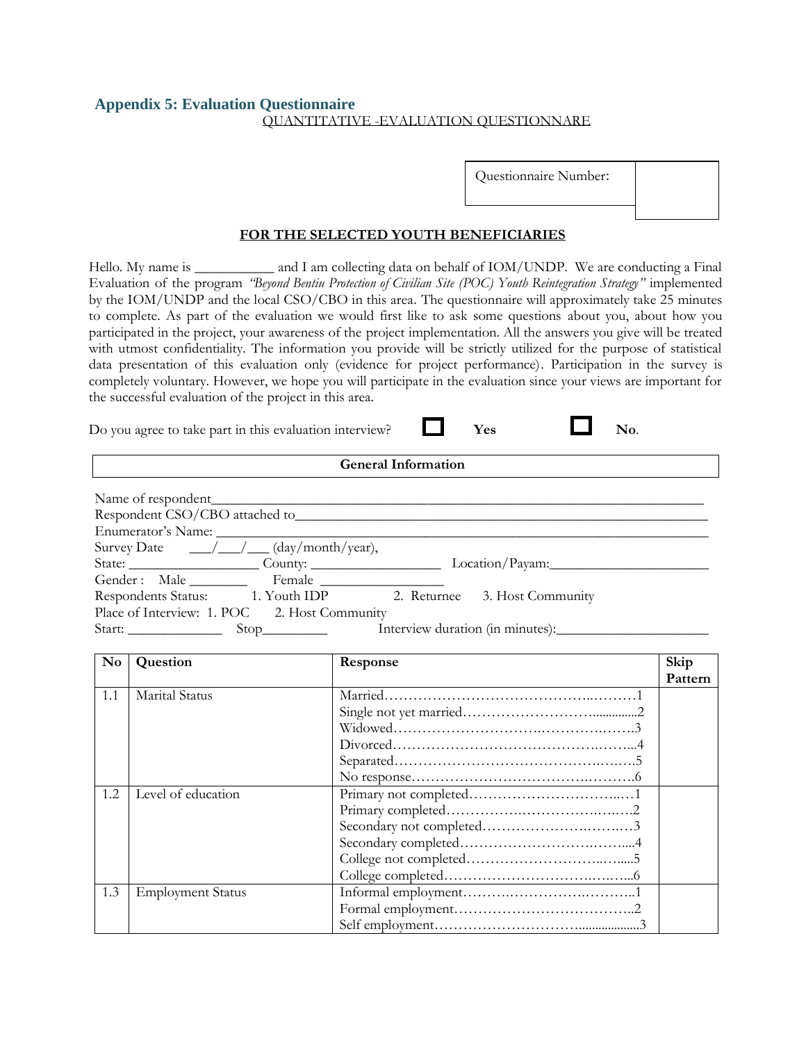## Appendix 5: Evaluation Questionnaire

QUANTITATIVE -EVALUATION QUESTIONNARE

| Questionnaire Number: | |
|---|---|

**FOR THE SELECTED YOUTH BENEFICIARIES**

Hello. My name is ___________ and I am collecting data on behalf of IOM/UNDP. We are conducting a Final Evaluation of the program *"Beyond Bentiu Protection of Civilian Site (POC) Youth Reintegration Strategy"* implemented by the IOM/UNDP and the local CSO/CBO in this area. The questionnaire will approximately take 25 minutes to complete. As part of the evaluation we would first like to ask some questions about you, about how you participated in the project, your awareness of the project implementation. All the answers you give will be treated with utmost confidentiality. The information you provide will be strictly utilized for the purpose of statistical data presentation of this evaluation only (evidence for project performance). Participation in the survey is completely voluntary. However, we hope you will participate in the evaluation since your views are important for the successful evaluation of the project in this area.

Do you agree to take part in this evaluation interview? ☐ **Yes** ☐ **No**.

**General Information**

Name of respondent_______________________________________________

Respondent CSO/CBO attached to___________________________________

Enumerator's Name: ______________________________________________

Survey Date ___/___/___ (day/month/year),

State: ________________ County: ________________ Location/Payam:____________________

Gender : Male ________ Female ________________

Respondents Status: 1. Youth IDP 2. Returnee 3. Host Community

Place of Interview: 1. POC 2. Host Community

Start: _____________ Stop_________ Interview duration (in minutes):____________________

| No | Question | Response | Skip Pattern |
|---|---|---|---|
| 1.1 | Marital Status | Married……………………………………..………1<br>Single not yet married……………………….............2<br>Widowed…………………………….……………….3<br>Divorced……………………………………….……..4<br>Separated…………………………………………….5<br>No response……………………………….………….6 | |
| 1.2 | Level of education | Primary not completed……………………………..…1<br>Primary completed……………….………………….….2<br>Secondary not completed…………………….……..…3<br>Secondary completed…………………….………....4<br>College not completed……………………..…......5<br>College completed………………………….…….…...6 | |
| 1.3 | Employment Status | Informal employment……….………………………..1<br>Formal employment………………………………..2<br>Self employment………………………….................3 | |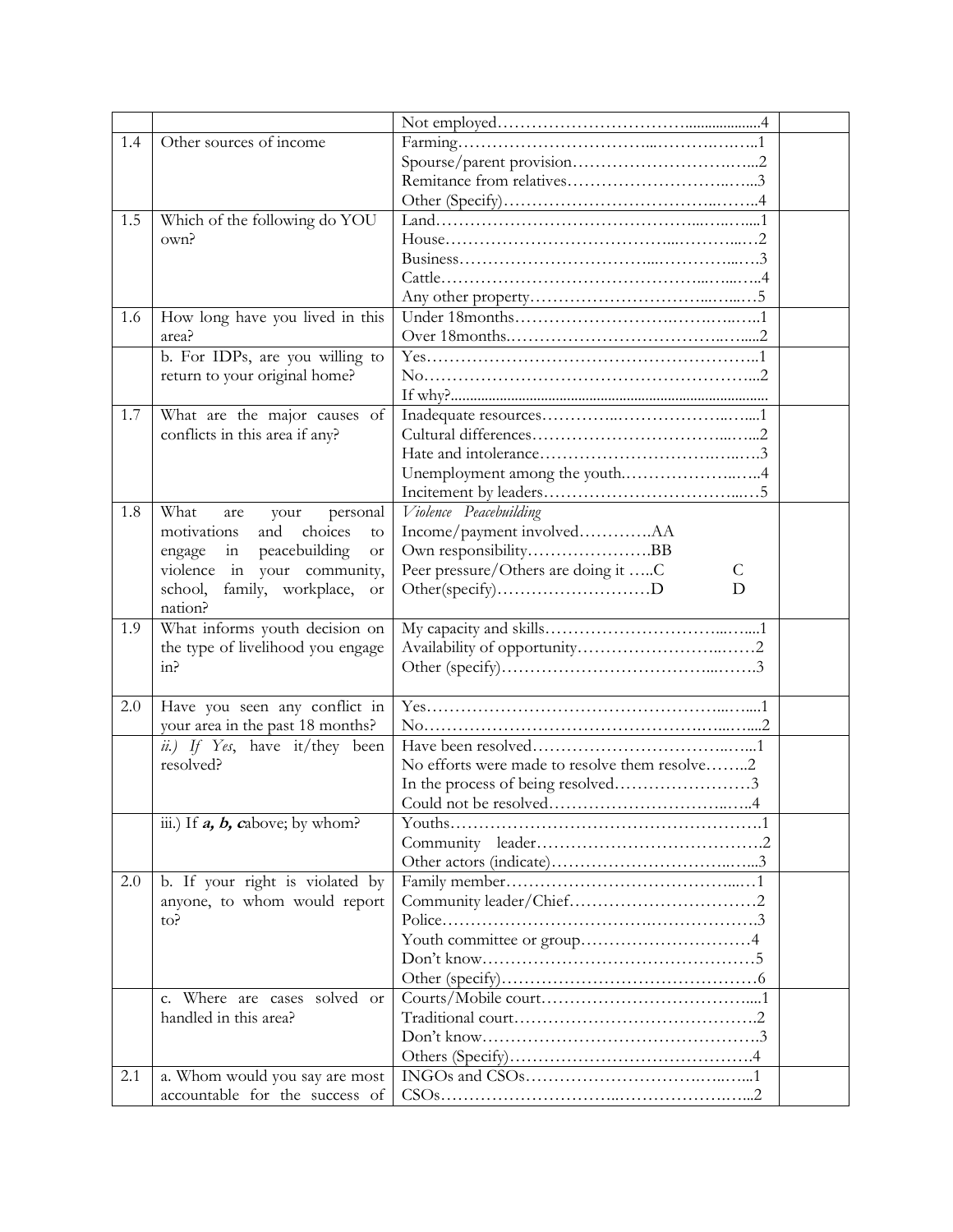| | | | |
|---|---|---|---|
| | | Not employed……………………………...................4 | |
| 1.4 | Other sources of income | Farming……………………………..……….……..1<br>Spourse/parent provision…………………….…...2<br>Remitance from relatives………………………..…...3<br>Other (Specify)………………………………..……..4 | |
| 1.5 | Which of the following do YOU own? | Land……………………………………...…..…....1<br>House…………………………………...………...…2<br>Business……………………………...…………...….3<br>Cattle……………………………………...…...…..4<br>Any other property………………………...…...…5 | |
| 1.6 | How long have you lived in this area? | Under 18months……………………….…….…...1<br>Over 18months.……………………………..…....2 | |
| | b. For IDPs, are you willing to return to your original home? | Yes…………………………………………………..1<br>No………………………………………………...2<br>If why?.................................................................................... | |
| 1.7 | What are the major causes of conflicts in this area if any? | Inadequate resources……….……………….…....1<br>Cultural differences……………………………...…...2<br>Hate and intolerance………………………….…..….3<br>Unemployment among the youth.………………..…..4<br>Incitement by leaders………………………………...…5 | |
| 1.8 | What are your personal motivations and choices to engage in peacebuilding or violence in your community, school, family, workplace, or nation? | *Violence Peacebuilding*<br>Income/payment involved………….AA<br>Own responsibility………………….BB<br>Peer pressure/Others are doing it …..C C<br>Other(specify)………………………D D | |
| 1.9 | What informs youth decision on the type of livelihood you engage in? | My capacity and skills…………………………...…...1<br>Availability of opportunity…………………….…….2<br>Other (specify)……………………………...……..3 | |
| 2.0 | Have you seen any conflict in your area in the past 18 months? | Yes………………………………………….....…....1<br>No……………………………………….…....…....2 | |
| | *ii.) If Yes*, have it/they been resolved? | Have been resolved……………………………..…...1<br>No efforts were made to resolve them resolve……..2<br>In the process of being resolved……………………3<br>Could not be resolved……………………………..…..4 | |
| | iii.) If ***a, b, c***above; by whom? | Youths……………………………………………….1<br>Community leader………………………………….2<br>Other actors (indicate)……………………………..…..3 | |
| 2.0 | b. If your right is violated by anyone, to whom would report to? | Family member…………………………………..…1<br>Community leader/Chief……………………………2<br>Police……………………………….………………3<br>Youth committee or group…………………………4<br>Don't know…………………………………………5<br>Other (specify)………………………………………6 | |
| | c. Where are cases solved or handled in this area? | Courts/Mobile court……………………………….....1<br>Traditional court…………………………………….2<br>Don't know………………………………………….3<br>Others (Specify)…………………………………….4 | |
| 2.1 | a. Whom would you say are most accountable for the success of | INGOs and CSOs…………………………….…..…..1<br>CSOs………………………..…………………….…..2 | |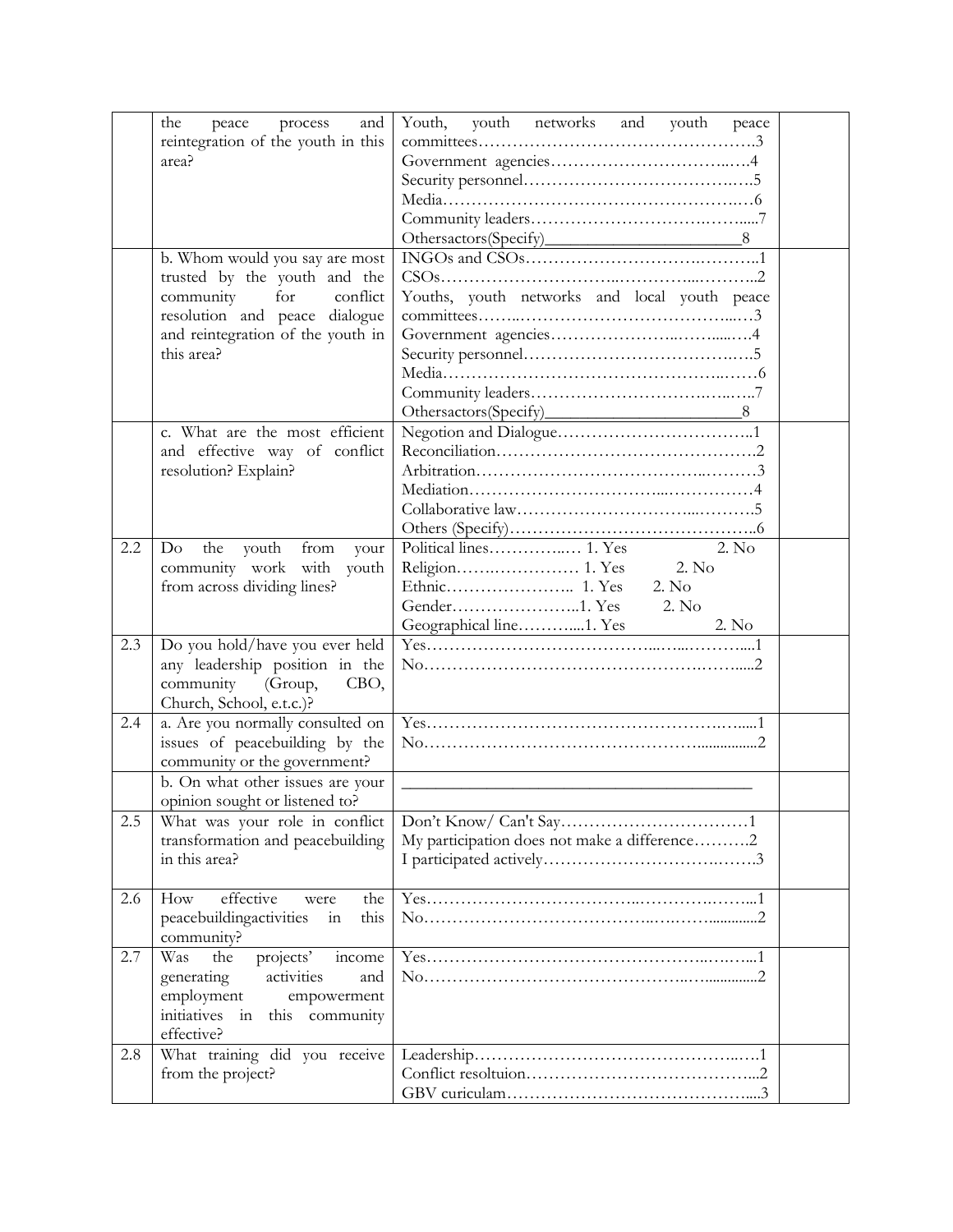| | | | |
|---|---|---|---|
| | the peace process and reintegration of the youth in this area? | Youth, youth networks and youth peace committees……………………………………………3<br>Government agencies……………………………..…4<br>Security personnel…………………………………….5<br>Media………………………………………………….6<br>Community leaders……………………….……....7<br>Othersactors(Specify)________________________8 | |
| | b. Whom would you say are most trusted by the youth and the community for conflict resolution and peace dialogue and reintegration of the youth in this area? | INGOs and CSOs………………………….………..1<br>CSOs…………………………..………….....………..2<br>Youths, youth networks and local youth peace committees……..…………………………………..…3<br>Government agencies…………………..……......…4<br>Security personnel…………………………………….5<br>Media……………………………………………..……6<br>Community leaders……………………….…..…..7<br>Othersactors(Specify)________________________8 | |
| | c. What are the most efficient and effective way of conflict resolution? Explain? | Negotion and Dialogue……………………………..1<br>Reconciliation……………………………………….2<br>Arbitration…………………………………..………3<br>Mediation…………………………….…………….4<br>Collaborative law……………………….....………5<br>Others (Specify)……………………………………..6 | |
| 2.2 | Do the youth from your community work with youth from across dividing lines? | Political lines…………..… 1. Yes 2. No<br>Religion…….……………. 1. Yes 2. No<br>Ethnic………………….. 1. Yes 2. No<br>Gender…………………..1. Yes 2. No<br>Geographical line……….…1. Yes 2. No | |
| 2.3 | Do you hold/have you ever held any leadership position in the community (Group, CBO, Church, School, e.t.c.)? | Yes………………………………..…..…………...1<br>No……………………………………………..…….....2 | |
| 2.4 | a. Are you normally consulted on issues of peacebuilding by the community or the government? | Yes…………………………………………….……....1<br>No………………………………………................2 | |
| | b. On what other issues are your opinion sought or listened to? | ________________________________________ | |
| 2.5 | What was your role in conflict transformation and peacebuilding in this area? | Don't Know/ Can't Say……………………………1<br>My participation does not make a difference……….2<br>I participated actively………………………….…….3 | |
| 2.6 | How effective were the peacebuildingactivities in this community? | Yes……………………………..………….……...1<br>No……………………………..…..……............2 | |
| 2.7 | Was the projects' income generating activities and employment empowerment initiatives in this community effective? | Yes…………………………………………..……...1<br>No……………………………………..….............2 | |
| 2.8 | What training did you receive from the project? | Leadership………………………………………..….1<br>Conflict resoltuion…………………………………...2<br>GBV curiculam……………………………………....3 | |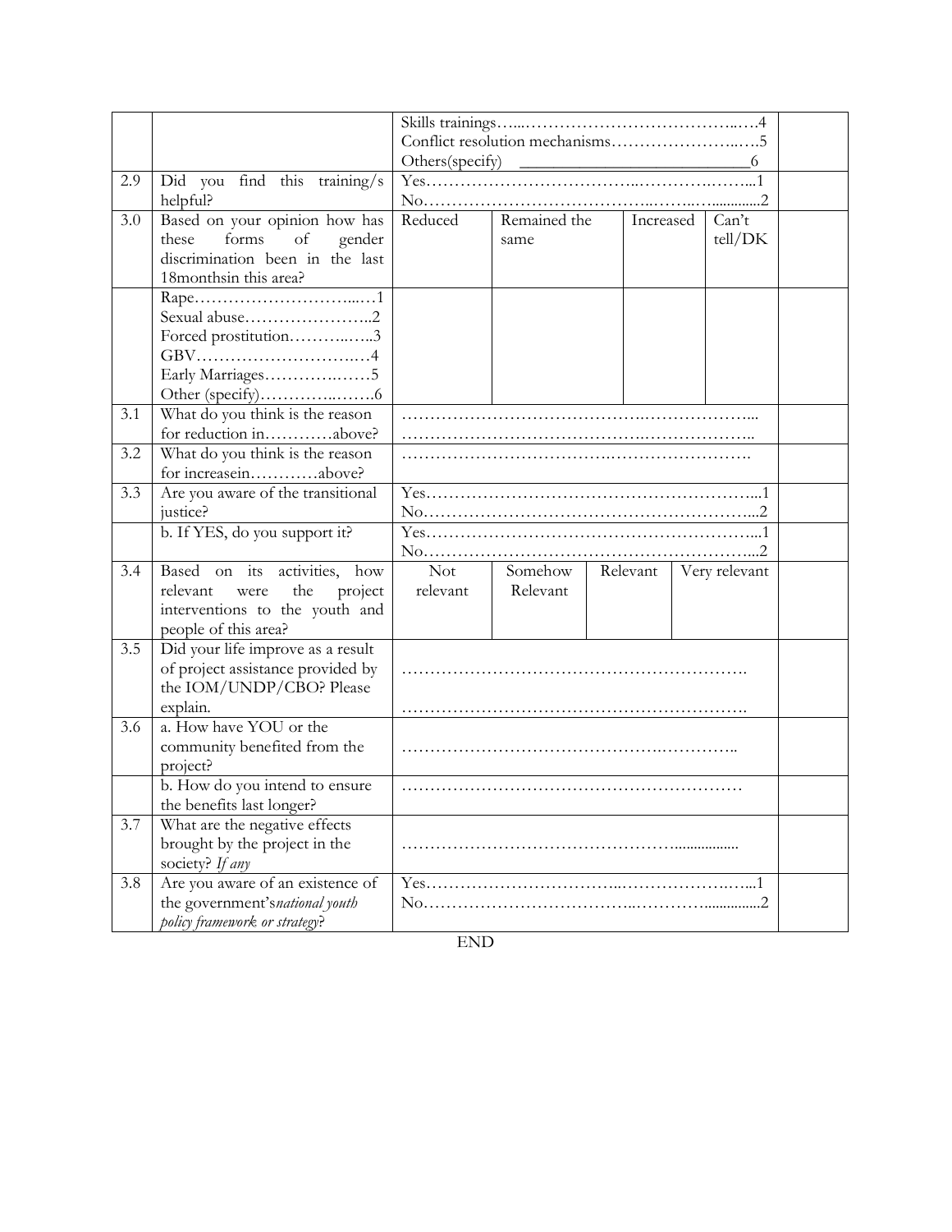| | | | | | | |
|---|---|---|---|---|---|---|
| | | Skills trainings…...……………………………..….4<br>Conflict resolution mechanisms…………………..….5<br>Others(specify) ___________________________6 | | | | |
| 2.9 | Did you find this training/s helpful? | Yes………………………………..……………..……...1<br>No…………………………………..……..…............2 | | | | |
| 3.0 | Based on your opinion how has these forms of gender discrimination been in the last 18monthsin this area? | Reduced | Remained the same | Increased | Can't tell/DK | |
| | Rape………………………....1<br>Sexual abuse…………………..2<br>Forced prostitution………..…..3<br>GBV…………………………..…4<br>Early Marriages……………..……5<br>Other (specify)…………..…….6 | | | | | |
| 3.1 | What do you think is the reason for reduction in…………above? | …………………………………….………………....<br>…………………………………….………………….. | | | | |
| 3.2 | What do you think is the reason for increasein…………above? | …………………………….……………………. | | | | |
| 3.3 | Are you aware of the transitional justice? | Yes…………………………………………………...1<br>No…………………………………………………...2 | | | | |
| | b. If YES, do you support it? | Yes…………………………………………………...1<br>No…………………………………………………...2 | | | | |
| 3.4 | Based on its activities, how relevant were the project interventions to the youth and people of this area? | Not relevant | Somehow Relevant | Relevant | Very relevant | |
| 3.5 | Did your life improve as a result of project assistance provided by the IOM/UNDP/CBO? Please explain. | ………………………………………………….<br><br>……………………………………………………. | | | | |
| 3.6 | a. How have YOU or the community benefited from the project? | ……………………………………….………….. | | | | |
| | b. How do you intend to ensure the benefits last longer? | ………………………………………………… | | | | |
| 3.7 | What are the negative effects brought by the project in the society? *If any* | ………………………………………….................. | | | | |
| 3.8 | Are you aware of an existence of the government's*national youth policy framework or strategy*? | Yes……………………………..…………………..…...1<br>No……………………………..…………...............2 | | | | |

END